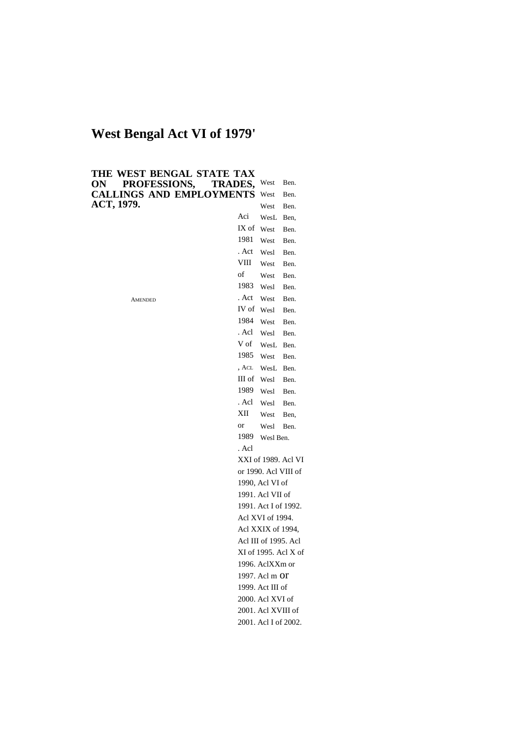# West Bengal Act VI of 1979'

## THE WEST BENGAL STATE TAX ON PROFESSIONS, TRADES, CALLINGS AND EMPLOYMENTS ACT, 1979.

AMENDED

Aci IX of 1981. Act VIII of 1983. Act IV of 1984. Acl V of 1985, ACL III of 1989. Acl XII or 1989. Acl XXI of 1989. Acl VI or 1990. Acl VIII of 1990, Acl VI of 1991. Acl VII of 1991. Act I of 1992. Acl XVI of 1994. Acl XXIX of 1994, Acl III of 1995. Acl XI of 1995. Acl X of 1996. AclXXm or 1997. Acl m or 1999. Act III of 2000. Acl XVI of 2001. Acl XVIII of 2001. Acl I of 2002.

West Ben.
West Ben.
West Ben.
WesL Ben,
West Ben.
West Ben.
Wesl Ben.
West Ben.
West Ben.
Wesl Ben.
West Ben.
Wesl Ben.
West Ben.
Wesl Ben.
WesL Ben.
West Ben.
WesL Ben.
Wesl Ben.
Wesl Ben.
Wesl Ben.
West Ben,
Wesl Ben.
Wesl Ben.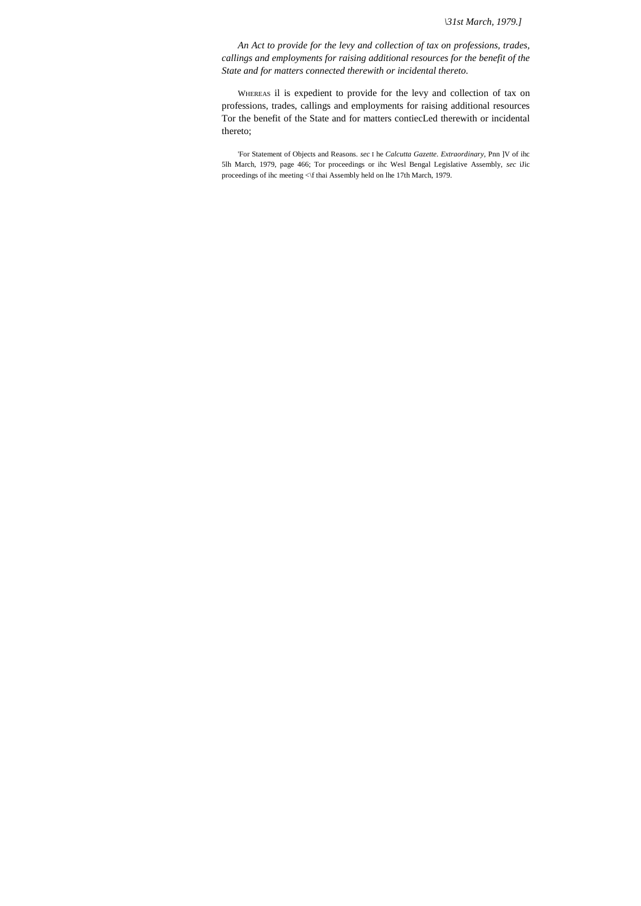*\31st March, 1979.]*

*An Act to provide for the levy and collection of tax on professions, trades, callings and employments for raising additional resources for the benefit of the State and for matters connected therewith or incidental thereto.*

WHEREAS il is expedient to provide for the levy and collection of tax on professions, trades, callings and employments for raising additional resources Tor the benefit of the State and for matters contiecLed therewith or incidental thereto;

'For Statement of Objects and Reasons. *sec* I he *Calcutta Gazette. Extraordinary*, Pnn ]V of ihc 5lh March, 1979, page 466; Tor proceedings or ihc Wesl Bengal Legislative Assembly, *sec* iJic proceedings of ihc meeting <\f thai Assembly held on lhe 17th March, 1979.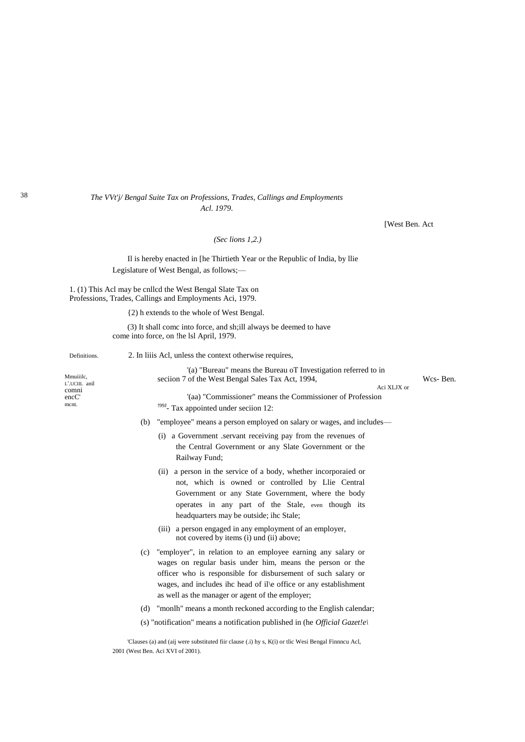## The VVt'j/ Bengal Suite Tax on Professions, Trades, Callings and Employments Acl. 1979.

[West Ben. Act

*(Sec lions 1,2.)*

Il is hereby enacted in [he Thirtieth Year or the Republic of India, by llie Legislature of West Bengal, as follows;—

1. (1) This Acl may be cnllcd the West Bengal Slate Tax on Professions, Trades, Callings and Employments Aci, 1979.

{2) h extends to the whole of West Bengal.

(3) It shall comc into force, and sh;ill always be deemed to have come into force, on !he lsl April, 1979.

Definitions.

2. In liiis Acl, unless the context otherwise requires,

'(a) "Bureau" means the Bureau oT Investigation referred to in seciion 7 of the West Bengal Sales Tax Act, 1994, Wcs- Ben. Aci XLJX or !99J.

'(aa) "Commissioner" means the Commissioner of Profession Tax appointed under seciion 12:

(b) "employee" means a person employed on salary or wages, and includes—

(i) a Government .servant receiving pay from the revenues of the Central Government or any Slate Government or the Railway Fund;

(ii) a person in the service of a body, whether incorporaied or not, which is owned or controlled by Llie Central Government or any State Government, where the body operates in any part of the Stale, even though its headquarters may be outside; ihc Stale;

(iii) a person engaged in any employment of an employer, not covered by items (i) und (ii) above;

(c) "employer", in relation to an employee earning any salary or wages on regular basis under him, means the person or the officer who is responsible for disbursement of such salary or wages, and includes ihc head of il\e office or any establishment as well as the manager or agent of the employer;

(d) "monlh" means a month reckoned according to the English calendar;

(s) "notification" means a notification published in (he *Official Gazet!e\*

'Clauses (a) and (aij were substituted fiir clause (.i) hy s, K(i) or tlic Wesi Bengal Finnncu Acl, 2001 (West Ben. Aci XVI of 2001).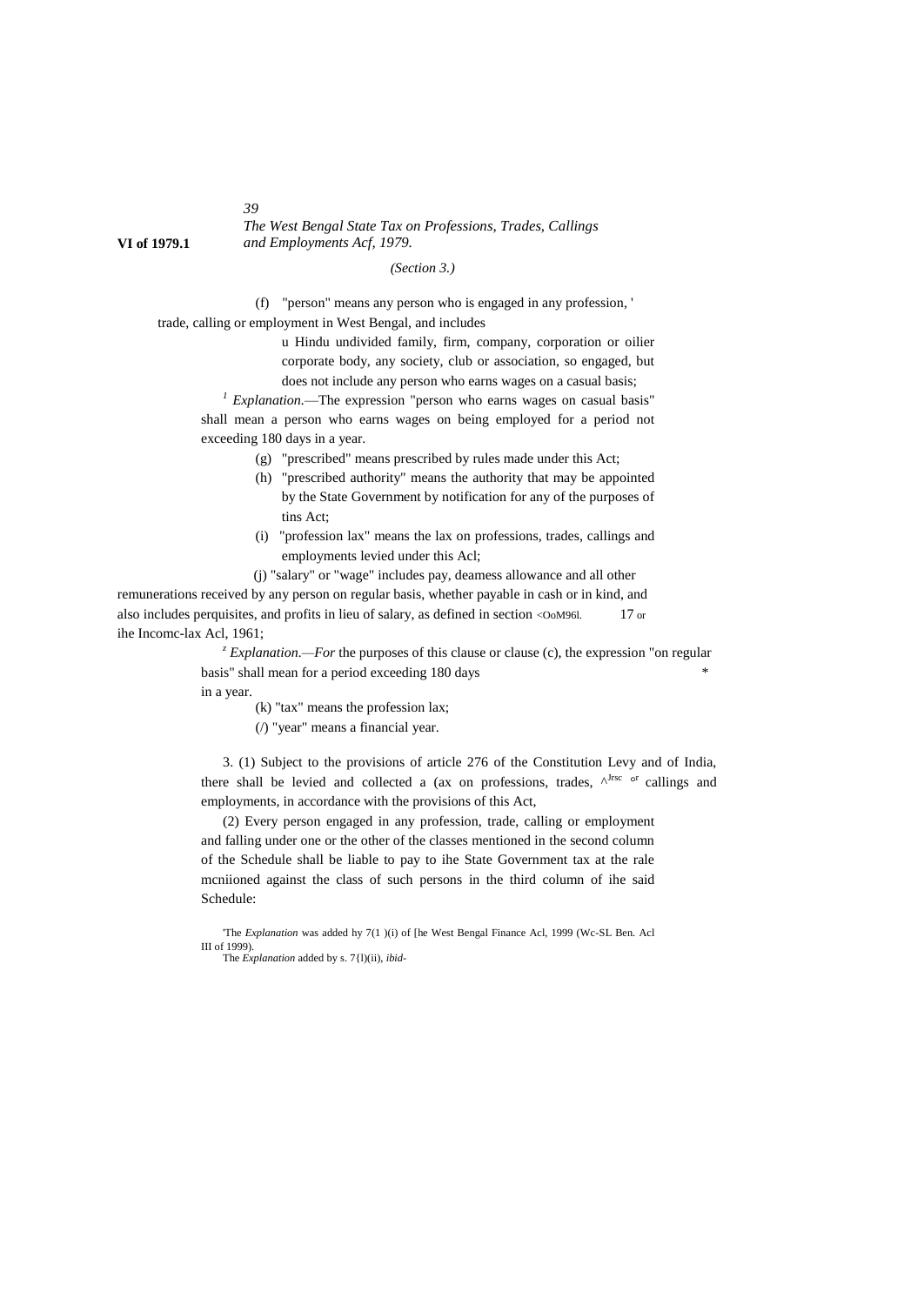(Section 3.)

(f) "person" means any person who is engaged in any profession, ' trade, calling or employment in West Bengal, and includes u Hindu undivided family, firm, company, corporation or oilier corporate body, any society, club or association, so engaged, but does not include any person who earns wages on a casual basis;

[1] *Explanation.*—The expression "person who earns wages on casual basis" shall mean a person who earns wages on being employed for a period not exceeding 180 days in a year.

(g) "prescribed" means prescribed by rules made under this Act;

(h) "prescribed authority" means the authority that may be appointed by the State Government by notification for any of the purposes of tins Act;

(i) "profession lax" means the lax on professions, trades, callings and employments levied under this Acl;

(j) "salary" or "wage" includes pay, deamess allowance and all other remunerations received by any person on regular basis, whether payable in cash or in kind, and also includes perquisites, and profits in lieu of salary, as defined in section 17 or ihe Incomc-lax Acl, 1961;

[2] *Explanation.—For* the purposes of this clause or clause (c), the expression "on regular basis" shall mean for a period exceeding 180 days in a year.

(k) "tax" means the profession lax;

(/) "year" means a financial year.

Levy and charge of tax.

3. (1) Subject to the provisions of article 276 of the Constitution of India, there shall be levied and collected a (ax on professions, trades, callings and employments, in accordance with the provisions of this Act,

(2) Every person engaged in any profession, trade, calling or employment and falling under one or the other of the classes mentioned in the second column of the Schedule shall be liable to pay to ihe State Government tax at the rale mcniioned against the class of such persons in the third column of ihe said Schedule:

[1] The *Explanation* was added hy 7(1 )(i) of [he West Bengal Finance Acl, 1999 (Wc-SL Ben. Acl III of 1999).

[2] The *Explanation* added by s. 7{l)(ii), *ibid*-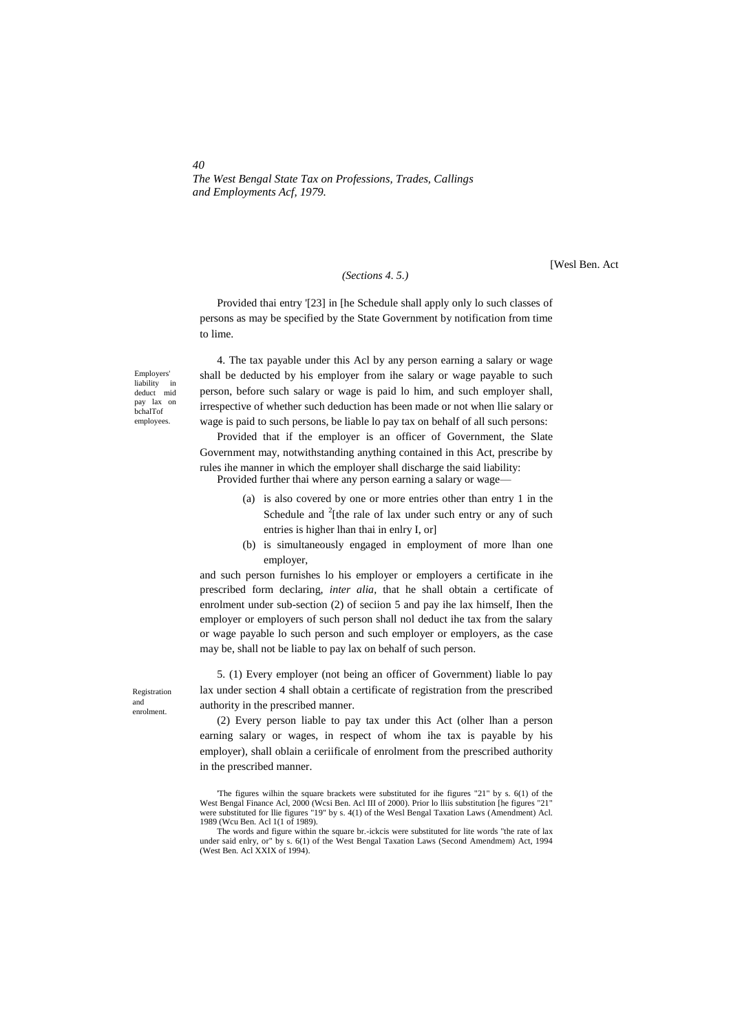(Sections 4. 5.)

Provided thai entry '[23] in [he Schedule shall apply only lo such classes of persons as may be specified by the State Government by notification from time to lime.

Employers' liability in deduct mid pay lax on bchalTof employees.

4. The tax payable under this Acl by any person earning a salary or wage shall be deducted by his employer from ihe salary or wage payable to such person, before such salary or wage is paid lo him, and such employer shall, irrespective of whether such deduction has been made or not when llie salary or wage is paid to such persons, be liable lo pay tax on behalf of all such persons:

Provided that if the employer is an officer of Government, the Slate Government may, notwithstanding anything contained in this Act, prescribe by rules ihe manner in which the employer shall discharge the said liability:

Provided further thai where any person earning a salary or wage—

(a) is also covered by one or more entries other than entry 1 in the Schedule and [2][the rale of lax under such entry or any of such entries is higher lhan thai in enlry I, or]

(b) is simultaneously engaged in employment of more lhan one employer,

and such person furnishes lo his employer or employers a certificate in ihe prescribed form declaring, *inter alia,* that he shall obtain a certificate of enrolment under sub-section (2) of seciion 5 and pay ihe lax himself, Ihen the employer or employers of such person shall nol deduct ihe tax from the salary or wage payable lo such person and such employer or employers, as the case may be, shall not be liable to pay lax on behalf of such person.

Registration and enrolment.

5. (1) Every employer (not being an officer of Government) liable lo pay lax under section 4 shall obtain a certificate of registration from the prescribed authority in the prescribed manner.

(2) Every person liable to pay tax under this Act (olher lhan a person earning salary or wages, in respect of whom ihe tax is payable by his employer), shall oblain a ceriificale of enrolment from the prescribed authority in the prescribed manner.

'The figures wilhin the square brackets were substituted for ihe figures "21" by s. 6(1) of the West Bengal Finance Acl, 2000 (Wcsi Ben. Acl III of 2000). Prior lo lliis substitution [he figures "21" were substituted for llie figures "19" by s. 4(1) of the Wesl Bengal Taxation Laws (Amendment) Acl. 1989 (Wcu Ben. Acl 1(1 of 1989).

The words and figure within the square br.-ickcis were substituted for lite words "the rate of lax under said enlry, or" by s. 6(1) of the West Bengal Taxation Laws (Second Amendmem) Act, 1994 (West Ben. Acl XXIX of 1994).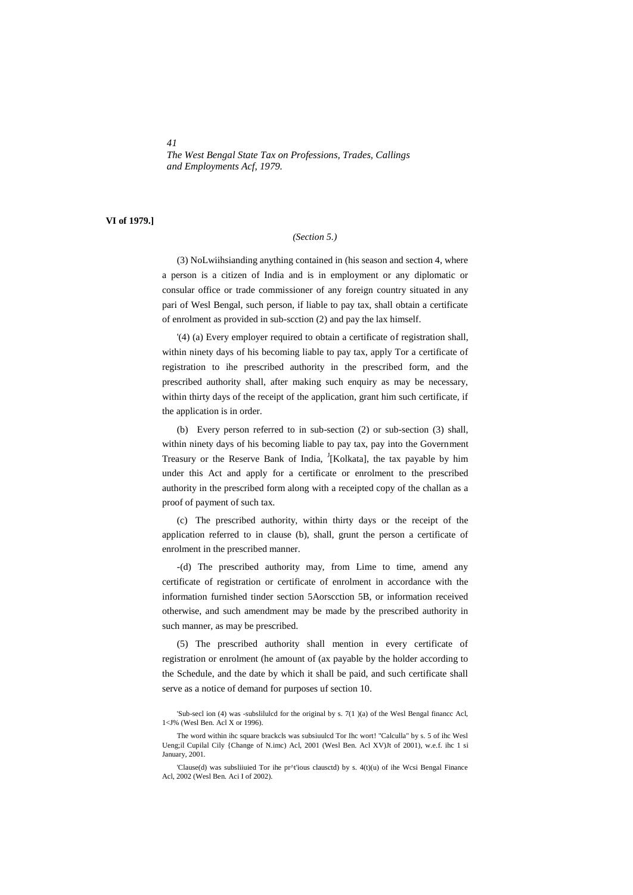**VI of 1979.]**

*(Section 5.)*

(3) NoLwiihsianding anything contained in (his season and section 4, where a person is a citizen of India and is in employment or any diplomatic or consular office or trade commissioner of any foreign country situated in any pari of Wesl Bengal, such person, if liable to pay tax, shall obtain a certificate of enrolment as provided in sub-scction (2) and pay the lax himself.

'(4) (a) Every employer required to obtain a certificate of registration shall, within ninety days of his becoming liable to pay tax, apply Tor a certificate of registration to ihe prescribed authority in the prescribed form, and the prescribed authority shall, after making such enquiry as may be necessary, within thirty days of the receipt of the application, grant him such certificate, if the application is in order.

(b) Every person referred to in sub-section (2) or sub-section (3) shall, within ninety days of his becoming liable to pay tax, pay into the Government Treasury or the Reserve Bank of India, [J][Kolkata], the tax payable by him under this Act and apply for a certificate or enrolment to the prescribed authority in the prescribed form along with a receipted copy of the challan as a proof of payment of such tax.

(c) The prescribed authority, within thirty days or the receipt of the application referred to in clause (b), shall, grunt the person a certificate of enrolment in the prescribed manner.

-(d) The prescribed authority may, from Lime to time, amend any certificate of registration or certificate of enrolment in accordance with the information furnished tinder section 5Aorscction 5B, or information received otherwise, and such amendment may be made by the prescribed authority in such manner, as may be prescribed.

(5) The prescribed authority shall mention in every certificate of registration or enrolment (he amount of (ax payable by the holder according to the Schedule, and the date by which it shall be paid, and such certificate shall serve as a notice of demand for purposes uf section 10.

'Sub-secl ion (4) was -subslilulcd for the original by s. 7(1 )(a) of the Wesl Bengal financc Acl, 1<J% (Wesl Ben. Acl X or 1996).

The word within ihc square brackcls was subsiuulcd Tor Ihc wort! "Calculla" by s. 5 of ihc Wesl Ueng;il Cupilal Cily {Change of N.imc) Acl, 2001 (Wesl Ben. Acl XV)Jt of 2001), w.e.f. ihc 1 si January, 2001.

'Clause(d) was subsliiuied Tor ihe pr^t'ious clausctd) by s. 4(t)(u) of ihe Wcsi Bengal Finance Acl, 2002 (Wesl Ben. Aci I of 2002).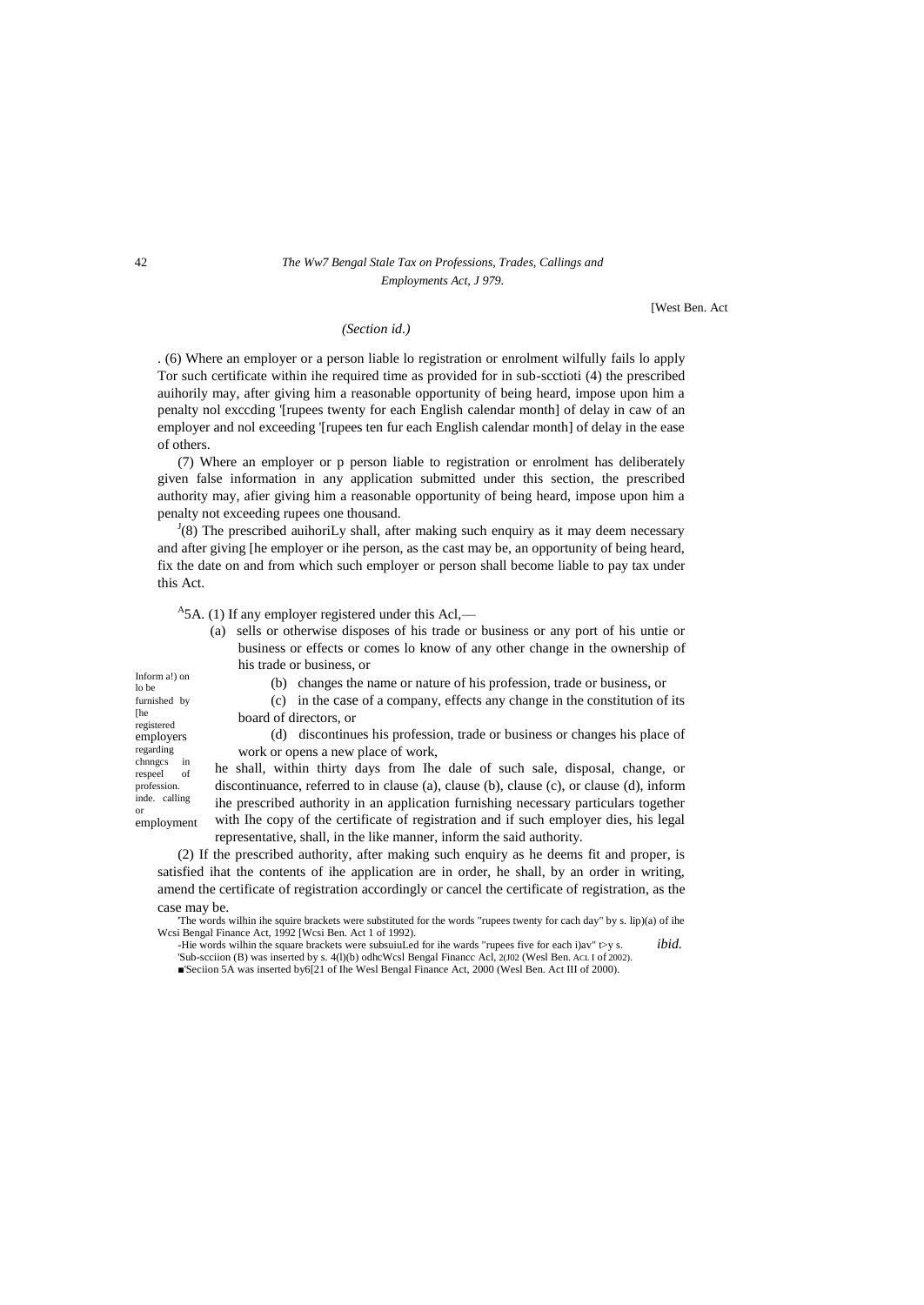[West Ben. Act

*(Section id.)*

. (6) Where an employer or a person liable lo registration or enrolment wilfully fails lo apply Tor such certificate within ihe required time as provided for in sub-scctioti (4) the prescribed auihorily may, after giving him a reasonable opportunity of being heard, impose upon him a penalty nol exccding '[rupees twenty for each English calendar month] of delay in caw of an employer and nol exceeding '[rupees ten fur each English calendar month] of delay in the ease of others.

(7) Where an employer or p person liable to registration or enrolment has deliberately given false information in any application submitted under this section, the prescribed authority may, afier giving him a reasonable opportunity of being heard, impose upon him a penalty not exceeding rupees one thousand.

[J](8) The prescribed auihoriLy shall, after making such enquiry as it may deem necessary and after giving [he employer or ihe person, as the cast may be, an opportunity of being heard, fix the date on and from which such employer or person shall become liable to pay tax under this Act.

Inform a!) on lo be furnished by [he registered employers regarding chnngcs in respeel of profession. inde. calling or employment

[A]5A. (1) If any employer registered under this Acl,—

(a) sells or otherwise disposes of his trade or business or any port of his untie or business or effects or comes lo know of any other change in the ownership of his trade or business, or

(b) changes the name or nature of his profession, trade or business, or

(c) in the case of a company, effects any change in the constitution of its board of directors, or

(d) discontinues his profession, trade or business or changes his place of work or opens a new place of work,

he shall, within thirty days from Ihe dale of such sale, disposal, change, or discontinuance, referred to in clause (a), clause (b), clause (c), or clause (d), inform ihe prescribed authority in an application furnishing necessary particulars together with Ihe copy of the certificate of registration and if such employer dies, his legal representative, shall, in the like manner, inform the said authority.

(2) If the prescribed authority, after making such enquiry as he deems fit and proper, is satisfied ihat the contents of ihe application are in order, he shall, by an order in writing, amend the certificate of registration accordingly or cancel the certificate of registration, as the case may be.

'The words wilhin ihe squire brackets were substituted for the words "rupees twenty for cach day" by s. lip)(a) of ihe Wcsi Bengal Finance Act, 1992 [Wcsi Ben. Act 1 of 1992).

-Hie words wilhin the square brackets were subsuiuLed for ihe wards "rupees five for each i)av" t>y s. *ibid.*

'Sub-scciion (B) was inserted by s. 4(l)(b) odhcWcsl Bengal Financc Acl, 2(J02 (Wesl Ben. ACL I of 2002).

■'Seciion 5A was inserted by6[21 of Ihe Wesl Bengal Finance Act, 2000 (Wesl Ben. Act III of 2000).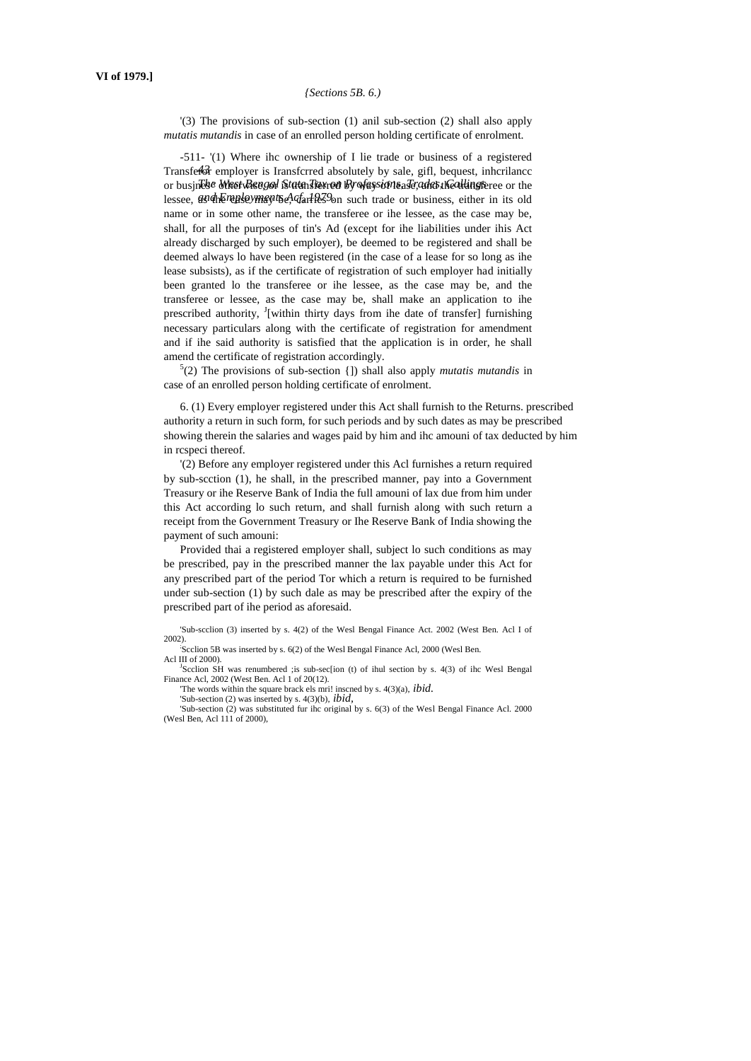**VI of 1979.]**

*{Sections 5B. 6.)*

'(3) The provisions of sub-section (1) anil sub-section (2) shall also apply *mutatis mutandis* in case of an enrolled person holding certificate of enrolment.

Transfer or business otherwise.

-511- '(1) Where ihc ownership of I lie trade or business of a registered employer is Iransfcrred absolutely by sale, gifl, bequest, inhcrilancc or otherwise, or is transferred by way of lease, and the transferee or the lessee, as the case may be, carries on such trade or business, either in its old name or in some other name, the transferee or ihe lessee, as the case may be, shall, for all the purposes of tin's Ad (except for ihe liabilities under ihis Act already discharged by such employer), be deemed to be registered and shall be deemed always lo have been registered (in the case of a lease for so long as ihe lease subsists), as if the certificate of registration of such employer had initially been granted lo the transferee or ihe lessee, as the case may be, and the transferee or lessee, as the case may be, shall make an application to ihe prescribed authority, [J][within thirty days from ihe date of transfer] furnishing necessary particulars along with the certificate of registration for amendment and if ihe said authority is satisfied that the application is in order, he shall amend the certificate of registration accordingly.

[5](2) The provisions of sub-section {]) shall also apply *mutatis mutandis* in case of an enrolled person holding certificate of enrolment.

Returns.

6. (1) Every employer registered under this Act shall furnish to the prescribed authority a return in such form, for such periods and by such dates as may be prescribed showing therein the salaries and wages paid by him and ihc amouni of tax deducted by him in rcspeci thereof.

'(2) Before any employer registered under this Acl furnishes a return required by sub-scction (1), he shall, in the prescribed manner, pay into a Government Treasury or ihe Reserve Bank of India the full amouni of lax due from him under this Act according lo such return, and shall furnish along with such return a receipt from the Government Treasury or Ihe Reserve Bank of India showing the payment of such amouni:

Provided thai a registered employer shall, subject lo such conditions as may be prescribed, pay in the prescribed manner the lax payable under this Act for any prescribed part of the period Tor which a return is required to be furnished under sub-section (1) by such dale as may be prescribed after the expiry of the prescribed part of ihe period as aforesaid.

'Sub-scclion (3) inserted by s. 4(2) of the Wesl Bengal Finance Act. 2002 (West Ben. Acl I of 2002).

:Scclion 5B was inserted by s. 6(2) of the Wesl Bengal Finance Acl, 2000 (Wesl Ben. Acl III of 2000).

[J]Scclion SH was renumbered ;is sub-sec[ion (t) of ihul section by s. 4(3) of ihc Wesl Bengal Finance Acl, 2002 (West Ben. Acl 1 of 20(12).

'The words within the square brack els mri! inscned by s. 4(3)(a), *ibid.*

'Sub-section (2) was inserted by s. 4(3)(b), *ibid*,

'Sub-section (2) was substituted fur ihc original by s. 6(3) of the Wesl Bengal Finance Acl. 2000 (Wesl Ben, Acl 111 of 2000),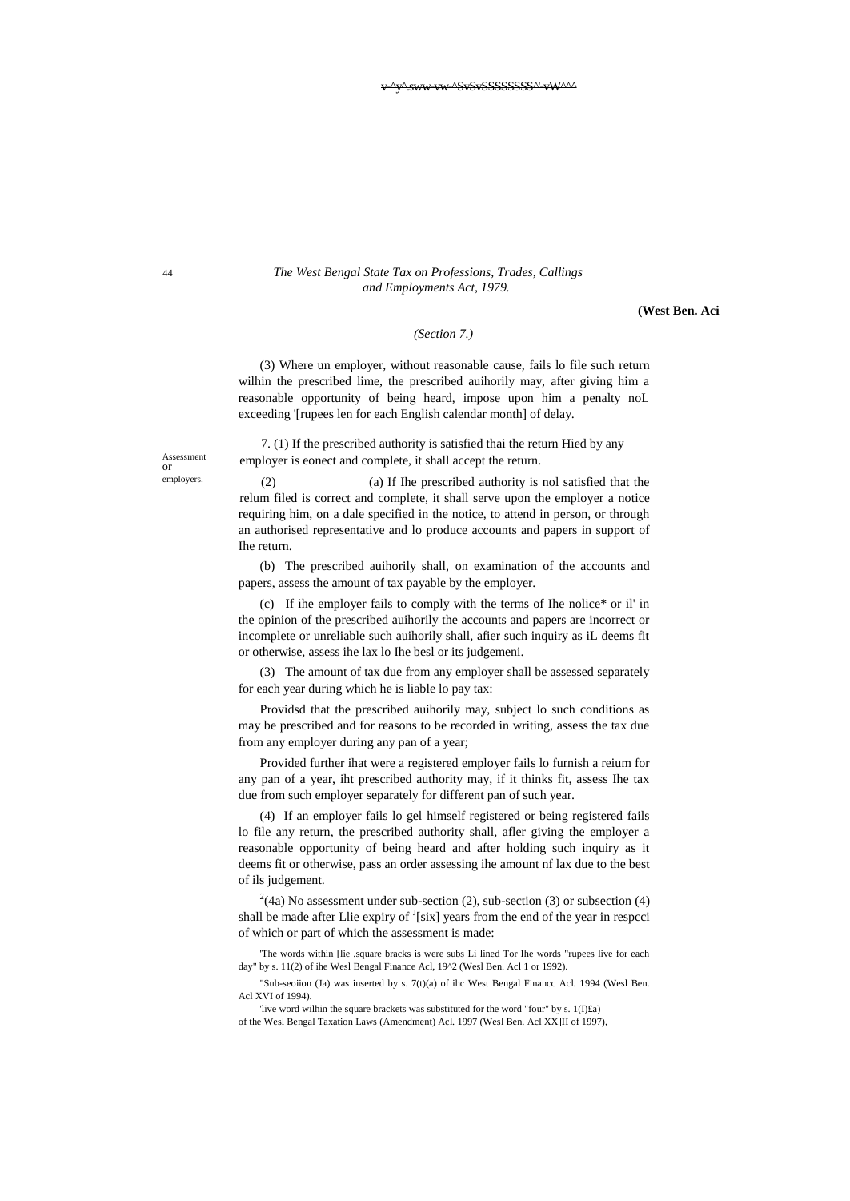*(Section 7.)*

(3) Where un employer, without reasonable cause, fails lo file such return wilhin the prescribed lime, the prescribed auihorily may, after giving him a reasonable opportunity of being heard, impose upon him a penalty noL exceeding '[rupees len for each English calendar month] of delay.

Assessment or employers.

7. (1) If the prescribed authority is satisfied thai the return Hied by any employer is eonect and complete, it shall accept the return.

(2) (a) If Ihe prescribed authority is nol satisfied that the relum filed is correct and complete, it shall serve upon the employer a notice requiring him, on a dale specified in the notice, to attend in person, or through an authorised representative and lo produce accounts and papers in support of Ihe return.

(b) The prescribed auihorily shall, on examination of the accounts and papers, assess the amount of tax payable by the employer.

(c) If ihe employer fails to comply with the terms of Ihe nolice* or il' in the opinion of the prescribed auihorily the accounts and papers are incorrect or incomplete or unreliable such auihorily shall, afier such inquiry as iL deems fit or otherwise, assess ihe lax lo Ihe besl or its judgemeni.

(3) The amount of tax due from any employer shall be assessed separately for each year during which he is liable lo pay tax:

Providsd that the prescribed auihorily may, subject lo such conditions as may be prescribed and for reasons to be recorded in writing, assess the tax due from any employer during any pan of a year;

Provided further ihat were a registered employer fails lo furnish a reium for any pan of a year, iht prescribed authority may, if it thinks fit, assess Ihe tax due from such employer separately for different pan of such year.

(4) If an employer fails lo gel himself registered or being registered fails lo file any return, the prescribed authority shall, afler giving the employer a reasonable opportunity of being heard and after holding such inquiry as it deems fit or otherwise, pass an order assessing ihe amount nf lax due to the best of ils judgement.

[2](4a) No assessment under sub-section (2), sub-section (3) or subsection (4) shall be made after Llie expiry of [3][six] years from the end of the year in respcci of which or part of which the assessment is made:

'The words within [lie .square bracks is were subs Li lined Tor Ihe words "rupees live for each day" by s. 11(2) of ihe Wesl Bengal Finance Acl, 19^2 (Wesl Ben. Acl 1 or 1992).

"Sub-seoiion (Ja) was inserted by s. 7(t)(a) of ihc West Bengal Financc Acl. 1994 (Wesl Ben. Acl XVI of 1994).

'live word wilhin the square brackets was substituted for the word "four" by s. 1(I)£a) of the Wesl Bengal Taxation Laws (Amendment) Acl. 1997 (Wesl Ben. Acl XX]II of 1997),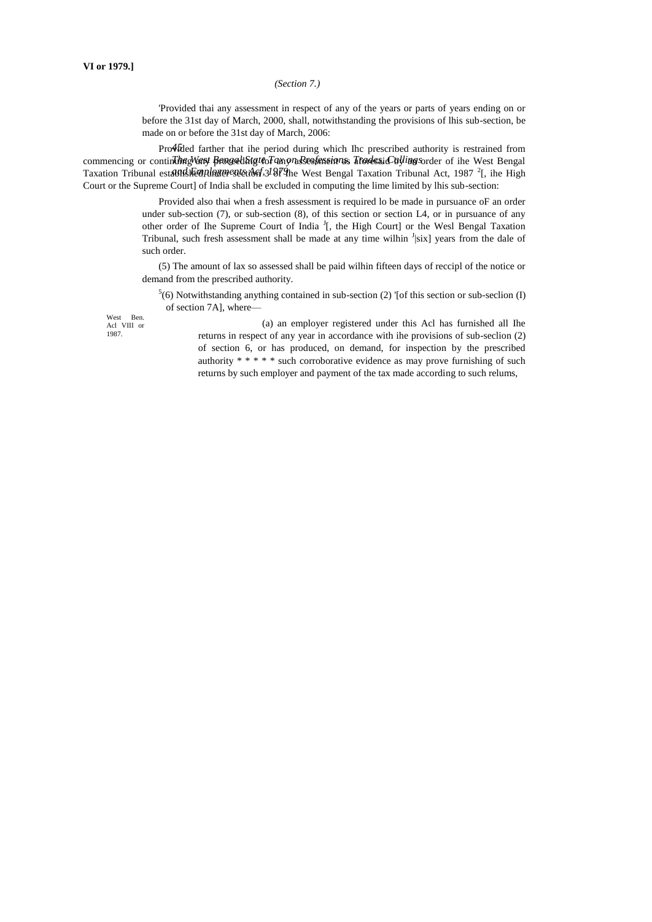(Section 7.)

'Provided thai any assessment in respect of any of the years or parts of years ending on or before the 31st day of March, 2000, shall, notwithstanding the provisions of lhis sub-section, be made on or before the 31st day of March, 2006:

Provided farther that ihe period during which Ihc prescribed authority is restrained from commencing or continuing any proceeding for any assessment as aforesaid by an order of ihe West Bengal Taxation Tribunal established under section 3 of the West Bengal Taxation Tribunal Act, 1987 [2][, ihe High Court or the Supreme Court] of India shall be excluded in computing the lime limited by lhis sub-section:

Provided also thai when a fresh assessment is required lo be made in pursuance oF an order under sub-section (7), or sub-section (8), of this section or section L4, or in pursuance of any other order of Ihe Supreme Court of India [J][, the High Court] or the Wesl Bengal Taxation Tribunal, such fresh assessment shall be made at any time wilhin [J][six] years from the dale of such order.

(5) The amount of lax so assessed shall be paid wilhin fifteen days of reccipl of the notice or demand from the prescribed authority.

[5](6) Notwithstanding anything contained in sub-section (2) '[of this section or sub-seclion (I) of section 7A], where—

West Ben. Acl VIII or 1987.

(a) an employer registered under this Acl has furnished all Ihe returns in respect of any year in accordance with ihe provisions of sub-seclion (2) of section 6, or has produced, on demand, for inspection by the prescribed authority * * * * * such corroborative evidence as may prove furnishing of such returns by such employer and payment of the tax made according to such relums,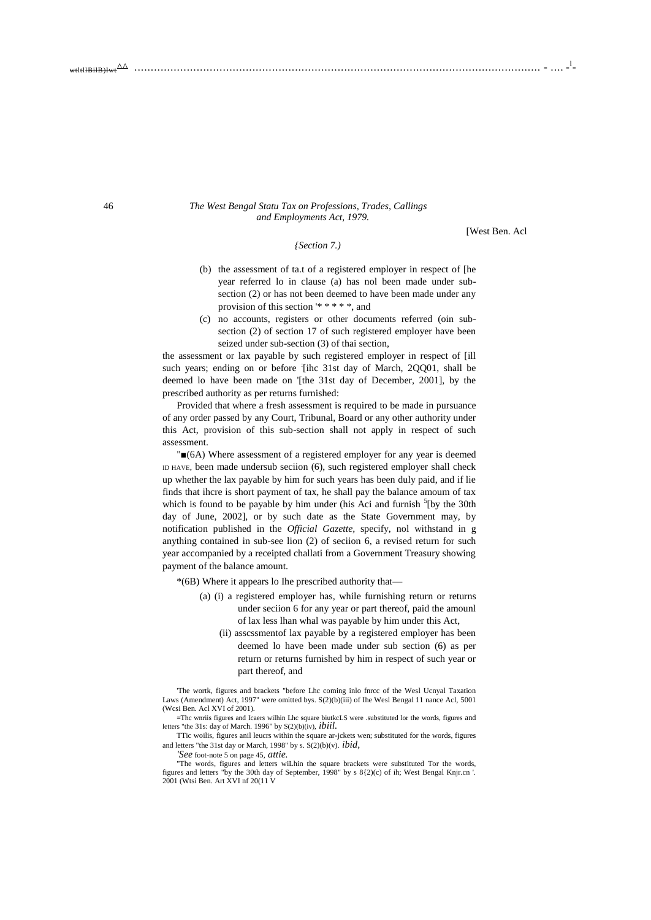*The West Bengal Statu Tax on Professions, Trades, Callings and Employments Act, 1979.*

[West Ben. Acl

*{Section 7.)*

(b) the assessment of ta.t of a registered employer in respect of [he year referred lo in clause (a) has nol been made under sub-section (2) or has not been deemed to have been made under any provision of this section '* * * * *, and

(c) no accounts, registers or other documents referred (oin sub-section (2) of section 17 of such registered employer have been seized under sub-section (3) of thai section,

the assessment or lax payable by such registered employer in respect of [ill such years; ending on or before :[ihc 31st day of March, 2QQ01, shall be deemed lo have been made on '[the 31st day of December, 2001], by the prescribed authority as per returns furnished:

Provided that where a fresh assessment is required to be made in pursuance of any order passed by any Court, Tribunal, Board or any other authority under this Act, provision of this sub-section shall not apply in respect of such assessment.

"■(6A) Where assessment of a registered employer for any year is deemed ID HAVE, been made undersub seciion (6), such registered employer shall check up whether the lax payable by him for such years has been duly paid, and if lie finds that ihcre is short payment of tax, he shall pay the balance amoum of tax which is found to be payable by him under (his Aci and furnish [5][by the 30th day of June, 2002], or by such date as the State Government may, by notification published in the *Official Gazette*, specify, nol withstand in g anything contained in sub-see lion (2) of seciion 6, a revised return for such year accompanied by a receipted challati from a Government Treasury showing payment of the balance amount.

*(6B) Where it appears lo Ihe prescribed authority that—

(a) (i) a registered employer has, while furnishing return or returns under seciion 6 for any year or part thereof, paid the amounl of lax less lhan whal was payable by him under this Act,

(ii) asscssmentof lax payable by a registered employer has been deemed lo have been made under sub section (6) as per return or returns furnished by him in respect of such year or part thereof, and

'The wortk, figures and brackets "before Lhc coming inlo fnrcc of the Wesl Ucnyal Taxation Laws (Amendment) Act, 1997" were omitted bys. S(2)(b)(iii) of Ihe Wesl Bengal 11 nance Acl, 5001 (Wcsi Ben. Acl XVI of 2001).

=Thc wnriis figures and Icaers wilhin Lhc square biutkcLS were .substituted lor the words, figures and letters "the 31s: day of March. 1996" by S(2)(b)(iv), *ibiil.*

TTic woilis, figures anil leucrs within the square ar-jckets wen; substituted for the words, figures and letters "the 31st day or March, 1998" by s. S(2)(b)(v). *ibid,*

*'See* foot-note 5 on page 45, *attie.*

"The words, figures and letters wiLhin the square brackets were substituted Tor the words, figures and letters "by the 30th day of September, 1998" by s 8{2)(c) of ih; West Bengal Knjr.cn '. 2001 (Wtsi Ben. Art XVI nf 20(11 V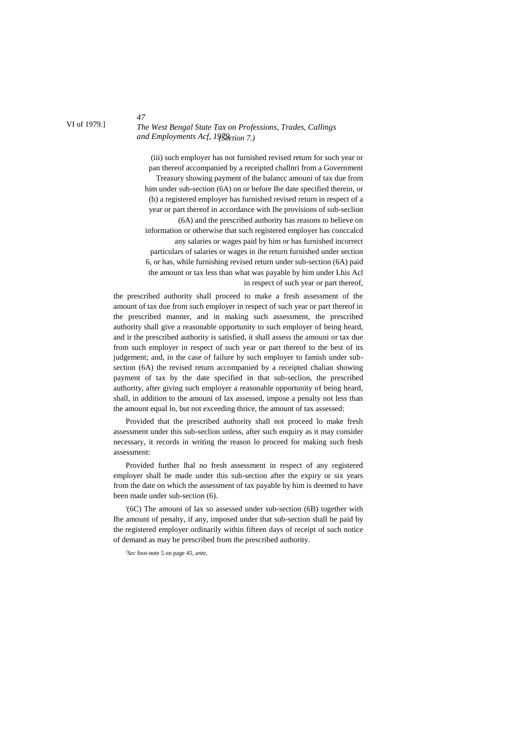(iii) such employer has not furnished revised return for such year or pan thereof accompanied by a receipted challnri from a Government Treasury showing payment of the balancc amouni of tax due from him under sub-section (6A) on or before Ihe date specified therein, or

(b) a registered employer has furnished revised return in respect of a year or part thereof in accordance with Ihe provisions of sub-seclion (6A) and the prescribed authority has reasons to believe on information or otherwise that such registered employer has conccalcd any salaries or wages paid by him or has furnished incorrect particulars of salaries or wages in ihe return furnished under section 6, or has, while furnishing revised return under sub-section (6A) paid the amount or tax less than what was payable by him under Lhis Acl in respect of such year or part thereof,

the prescribed authority shall proceed to make a fresh assessment of the amount of tax due from such employer in respect of such year or part thereof in the prescribed manner, and in making such assessment, the prescribed authority shall give a reasonable opportunity to such employer of being heard, and ir the prescribed authority is satisfied, it shall assess the amouni or tax due from such employer in respect of such year or part thereof to the best of its judgement; and, in the case of failure by such employer to famish under sub-section (6A) the revised return accompanied by a receipted chalian showing payment of tax by the date specified in that sub-seclion, the prescribed authority, after giving such employer a reasonable opportunity of being heard, shall, in addition to the amouni of lax assessed, impose a penalty not less than the amount equal lo, but not exceeding thrice, the amount of tax assessed:

Provided that the prescribed authority shall not proceed lo make fresh assessment under this sub-seclion unless, after such enquiry as it may consider necessary, it records in writing the reason lo proceed for making such fresh assessment:

Provided further lhal no fresh assessment in respect of any registered employer shall be made under this sub-section after the expiry or six years from the date on which the assessment of tax payable by him is deemed to have been made under sub-section (6).

'(6C) The amouni of lax so assessed under sub-section (6B) together with Ihe amount of penalty, if any, imposed under that sub-section shall be paid by the registered employer ordinarily within fifteen days of receipt of such notice of demand as may be prescribed from the prescribed authority.

[1]*Sec* foot-note 5 on page *45, ante,*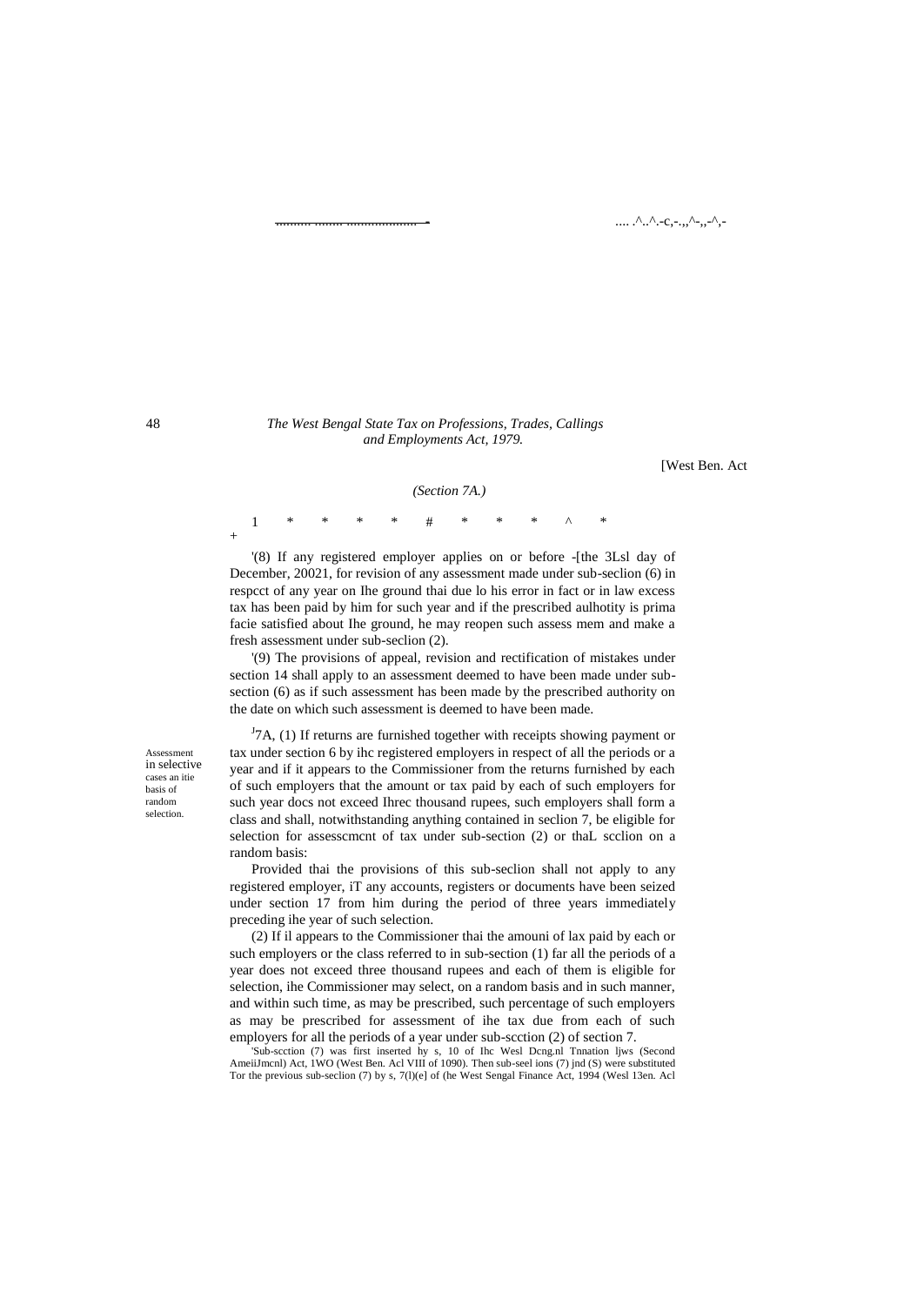*(Section 7A.)*

1 * * * * # * * * ^ *

+

'(8) If any registered employer applies on or before -[the 3Lsl day of December, 20021, for revision of any assessment made under sub-seclion (6) in respcct of any year on Ihe ground thai due lo his error in fact or in law excess tax has been paid by him for such year and if the prescribed aulhotity is prima facie satisfied about Ihe ground, he may reopen such assess mem and make a fresh assessment under sub-seclion (2).

'(9) The provisions of appeal, revision and rectification of mistakes under section 14 shall apply to an assessment deemed to have been made under sub-section (6) as if such assessment has been made by the prescribed authority on the date on which such assessment is deemed to have been made.

Assessment in selective cases an itie basis of random selection.

[J]7A, (1) If returns are furnished together with receipts showing payment or tax under section 6 by ihc registered employers in respect of all the periods or a year and if it appears to the Commissioner from the returns furnished by each of such employers that the amount or tax paid by each of such employers for such year docs not exceed Ihrec thousand rupees, such employers shall form a class and shall, notwithstanding anything contained in seclion 7, be eligible for selection for assesscmcnt of tax under sub-section (2) or thaL scclion on a random basis:

Provided thai the provisions of this sub-seclion shall not apply to any registered employer, iT any accounts, registers or documents have been seized under section 17 from him during the period of three years immediately preceding ihe year of such selection.

(2) If il appears to the Commissioner thai the amouni of lax paid by each or such employers or the class referred to in sub-section (1) far all the periods of a year does not exceed three thousand rupees and each of them is eligible for selection, ihe Commissioner may select, on a random basis and in such manner, and within such time, as may be prescribed, such percentage of such employers as may be prescribed for assessment of ihe tax due from each of such employers for all the periods of a year under sub-scction (2) of section 7.

'Sub-scction (7) was first inserted hy s, 10 of Ihc Wesl Dcng.nl Tnnation ljws (Second AmeiiJmcnl) Act, 1WO (West Ben. Acl VIII of 1090). Then sub-seel ions (7) jnd (S) were substituted Tor the previous sub-seclion (7) by s, 7(l)(e] of (he West Sengal Finance Act, 1994 (Wesl 13en. Acl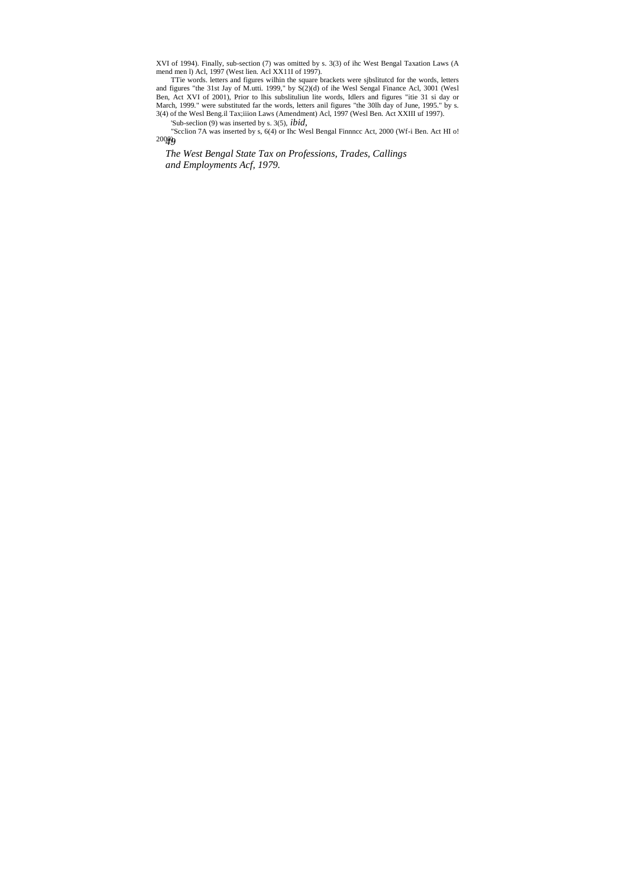XVI of 1994). Finally, sub-section (7) was omitted by s. 3(3) of ihc West Bengal Taxation Laws (A mend men l) Acl, 1997 (West lien. Acl XX11I of 1997).

TTie words. letters and figures wilhin the square brackets were sjbslitutcd for the words, letters and figures "the 31st Jay of M.utti. 1999," by S(2)(d) of ihe Wesl Sengal Finance Acl, 3001 (Wesl Ben, Act XVI of 2001), Prior to lhis subslituliun lite words, Idlers and figures "itie 31 si day or March, 1999." were substituted far the words, letters anil figures "the 30lh day of June, 1995." by s. 3(4) of the Wesl Beng.il Tax;iiion Laws (Amendment) Acl, 1997 (Wesl Ben. Act XXIII uf 1997).

'Sub-seclion (9) was inserted by s. 3(5), *ibid*,

"Scclion 7A was inserted by s, 6(4) or Ihc Wesl Bengal Finnncc Act, 2000 (Wf-i Ben. Act HI o! 2000).

*The West Bengal State Tax on Professions, Trades, Callings and Employments Acf, 1979.*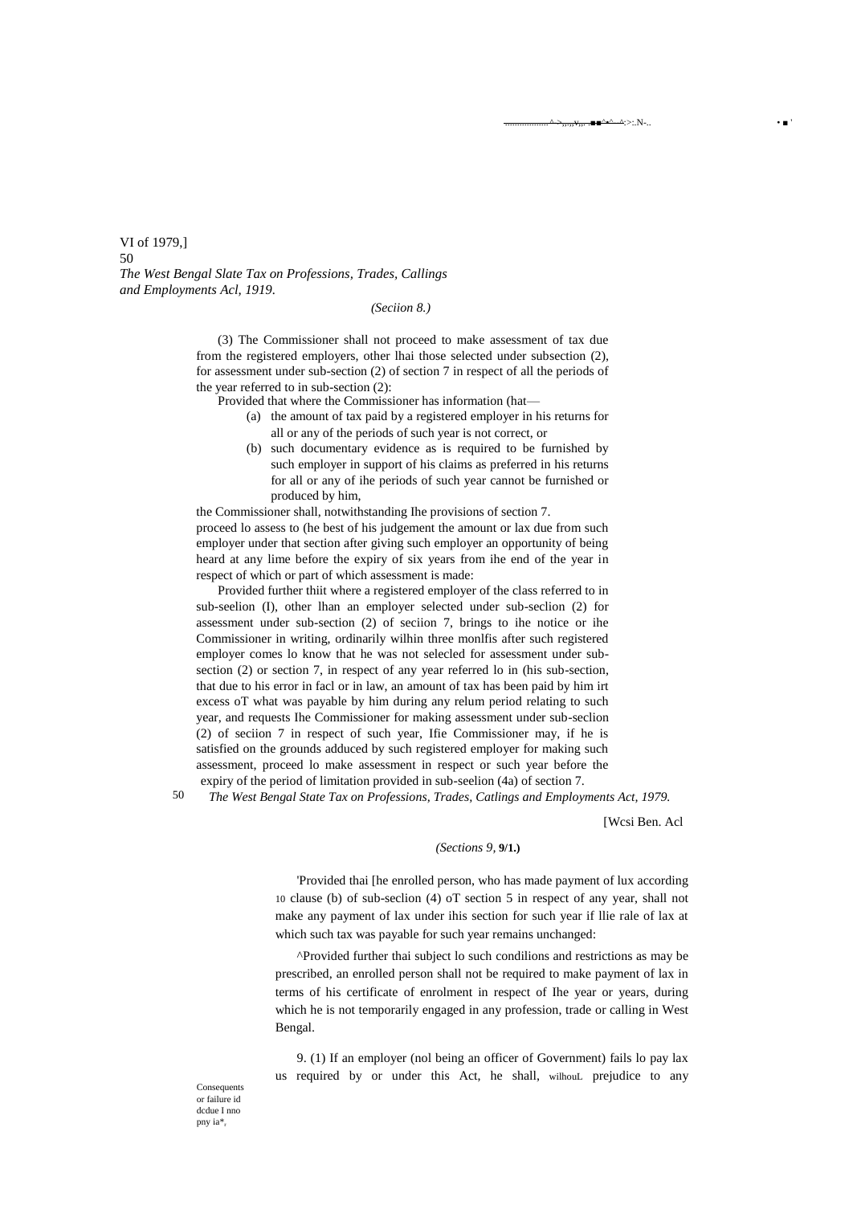*(Seciion 8.)*

(3) The Commissioner shall not proceed to make assessment of tax due from the registered employers, other lhai those selected under subsection (2), for assessment under sub-section (2) of section 7 in respect of all the periods of the year referred to in sub-section (2):

Provided that where the Commissioner has information (hat—

- (a) the amount of tax paid by a registered employer in his returns for all or any of the periods of such year is not correct, or
- (b) such documentary evidence as is required to be furnished by such employer in support of his claims as preferred in his returns for all or any of ihe periods of such year cannot be furnished or produced by him,

the Commissioner shall, notwithstanding Ihe provisions of section 7. proceed lo assess to (he best of his judgement the amount or lax due from such employer under that section after giving such employer an opportunity of being heard at any lime before the expiry of six years from ihe end of the year in respect of which or part of which assessment is made:

Provided further thiit where a registered employer of the class referred to in sub-seelion (I), other lhan an employer selected under sub-seclion (2) for assessment under sub-section (2) of seciion 7, brings to ihe notice or ihe Commissioner in writing, ordinarily wilhin three monlfis after such registered employer comes lo know that he was not selecled for assessment under sub-section (2) or section 7, in respect of any year referred lo in (his sub-section, that due to his error in facl or in law, an amount of tax has been paid by him irt excess oT what was payable by him during any relum period relating to such year, and requests Ihe Commissioner for making assessment under sub-seclion (2) of seciion 7 in respect of such year, Ifie Commissioner may, if he is satisfied on the grounds adduced by such registered employer for making such assessment, proceed lo make assessment in respect or such year before the expiry of the period of limitation provided in sub-seelion (4a) of section 7.

*(Sections 9, **9/1.)***

'Provided thai [he enrolled person, who has made payment of lux according 10 clause (b) of sub-seclion (4) oT section 5 in respect of any year, shall not make any payment of lax under ihis section for such year if llie rale of lax at which such tax was payable for such year remains unchanged:

^Provided further thai subject lo such condilions and restrictions as may be prescribed, an enrolled person shall not be required to make payment of lax in terms of his certificate of enrolment in respect of Ihe year or years, during which he is not temporarily engaged in any profession, trade or calling in West Bengal.

Consequents or failure id dcdue I nno pny ia*,

9. (1) If an employer (nol being an officer of Government) fails lo pay lax us required by or under this Act, he shall, wilhouL prejudice to any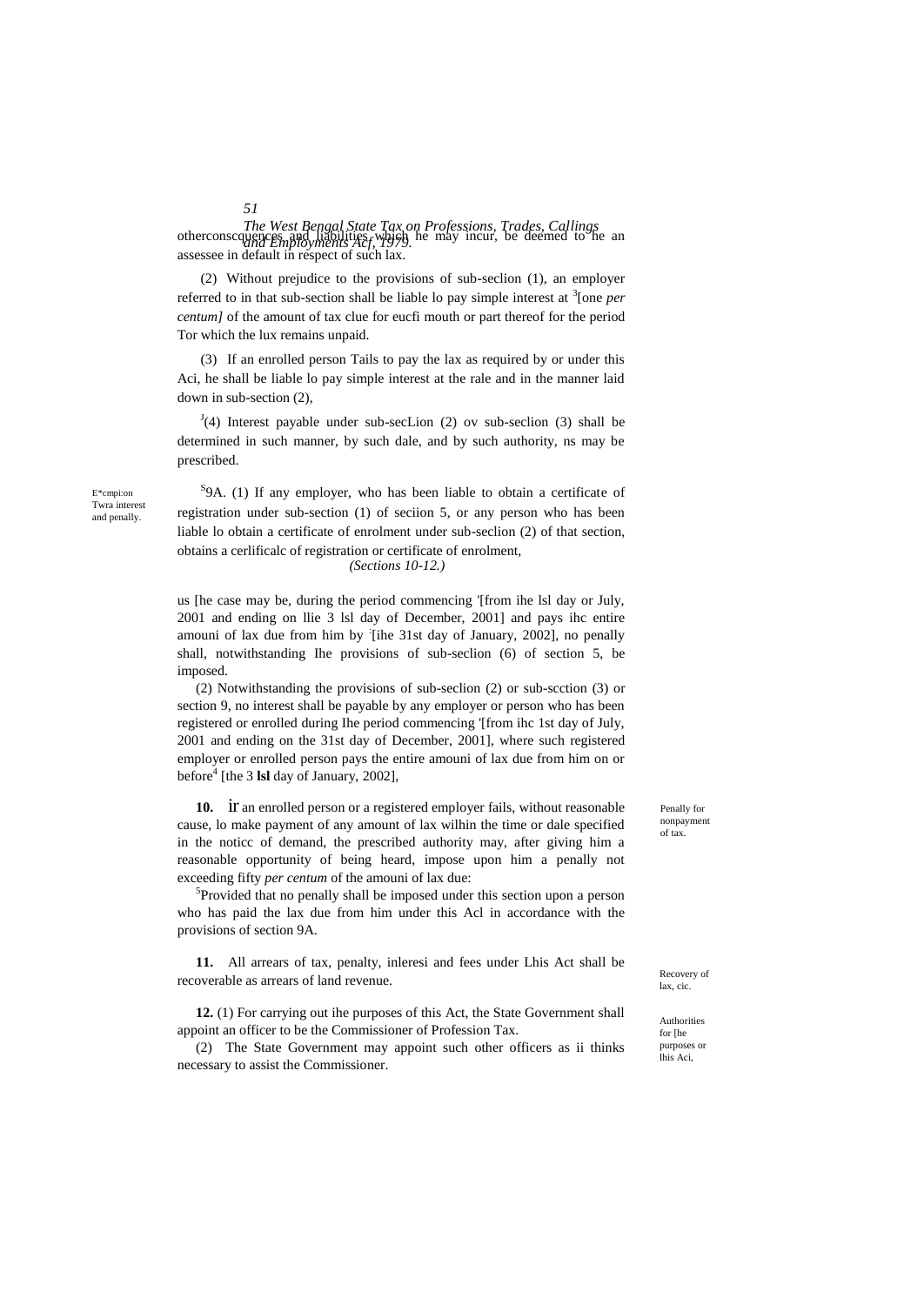otherconscquences and liabilities which he may incur, be deemed to he an assessee in default in respect of such lax.

(2) Without prejudice to the provisions of sub-seclion (1), an employer referred to in that sub-section shall be liable lo pay simple interest at [3][one *per centum]* of the amount of tax clue for eucfi mouth or part thereof for the period Tor which the lux remains unpaid.

(3) If an enrolled person Tails to pay the lax as required by or under this Aci, he shall be liable lo pay simple interest at the rale and in the manner laid down in sub-section (2),

[J](4) Interest payable under sub-secLion (2) ov sub-seclion (3) shall be determined in such manner, by such dale, and by such authority, ns may be prescribed.

E*cmpi:on Twra interest and penally.

[S]9A. (1) If any employer, who has been liable to obtain a certificate of registration under sub-section (1) of seciion 5, or any person who has been liable lo obtain a certificate of enrolment under sub-seclion (2) of that section, obtains a cerlificalc of registration or certificate of enrolment, us [he case may be, during the period commencing '[from ihe lsl day or July, 2001 and ending on llie 3 lsl day of December, 2001] and pays ihc entire amouni of lax due from him by [ihe 31st day of January, 2002], no penally shall, notwithstanding Ihe provisions of sub-seclion (6) of section 5, be imposed.

(2) Notwithstanding the provisions of sub-seclion (2) or sub-scction (3) or section 9, no interest shall be payable by any employer or person who has been registered or enrolled during Ihe period commencing '[from ihc 1st day of July, 2001 and ending on the 31st day of December, 2001], where such registered employer or enrolled person pays the entire amouni of lax due from him on or before[4] [the 3 **lsl** day of January, 2002],

Penally for nonpayment of tax.

**10.** ir an enrolled person or a registered employer fails, without reasonable cause, lo make payment of any amount of lax wilhin the time or dale specified in the noticc of demand, the prescribed authority may, after giving him a reasonable opportunity of being heard, impose upon him a penally not exceeding fifty *per centum* of the amouni of lax due:

[5]Provided that no penally shall be imposed under this section upon a person who has paid the lax due from him under this Acl in accordance with the provisions of section 9A.

Recovery of lax, cic.

**11.** All arrears of tax, penalty, inleresi and fees under Lhis Act shall be recoverable as arrears of land revenue.

Authorities for [he purposes or lhis Aci,

**12.** (1) For carrying out ihe purposes of this Act, the State Government shall appoint an officer to be the Commissioner of Profession Tax.

(2) The State Government may appoint such other officers as ii thinks necessary to assist the Commissioner.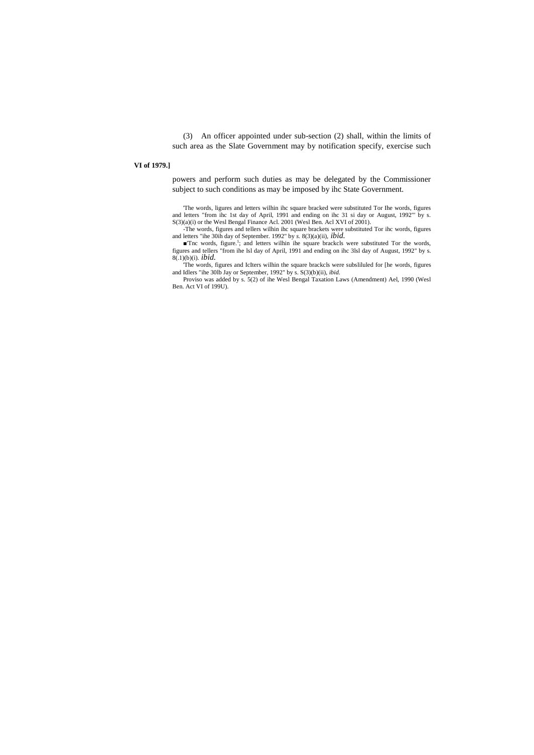(3) An officer appointed under sub-section (2) shall, within the limits of such area as the Slate Government may by notification specify, exercise such

**VI of 1979.]**

powers and perform such duties as may be delegated by the Commissioner subject to such conditions as may be imposed by ihc State Government.

'The words, ligures and letters wilhin ihc square bracked were substituted Tor Ihe words, figures and letters "from ihc 1st day of April, 1991 and ending on ihc 31 si day or August, 1992"' by s. S(3)(a)(i) or the Wesl Bengal Finance Acl. 2001 (Wesl Ben. Acl XVI of 2001).

-The words, figures and tellers wilhin ihc square brackets were substituted Tor ihc words, figures and letters "ihe 30ih day of September. 1992" by *s.* 8(3)(a)(ii), *ibid.*

■'Tnc words, figure.[1]; and letters wilhin ihe square brackcls were substituted Tor the words, figures and tellers "from ihe lsl day of April, 1991 and ending on ihc 3lsl day of August, 1992" by s. 8(.1)(b)(i). *ibid.*

'The words, figures and IcIters wilhin the square brackcls were subsliluled for [he words, figures and Idlers "ihe 30lb Jay or September, 1992" by s. S(3)(b)(ii), *ibid.*

Proviso was added by s. 5(2) of ihe Wesl Bengal Taxation Laws (Amendment) Ael, 1990 (Wesl Ben. Act VI of 199U).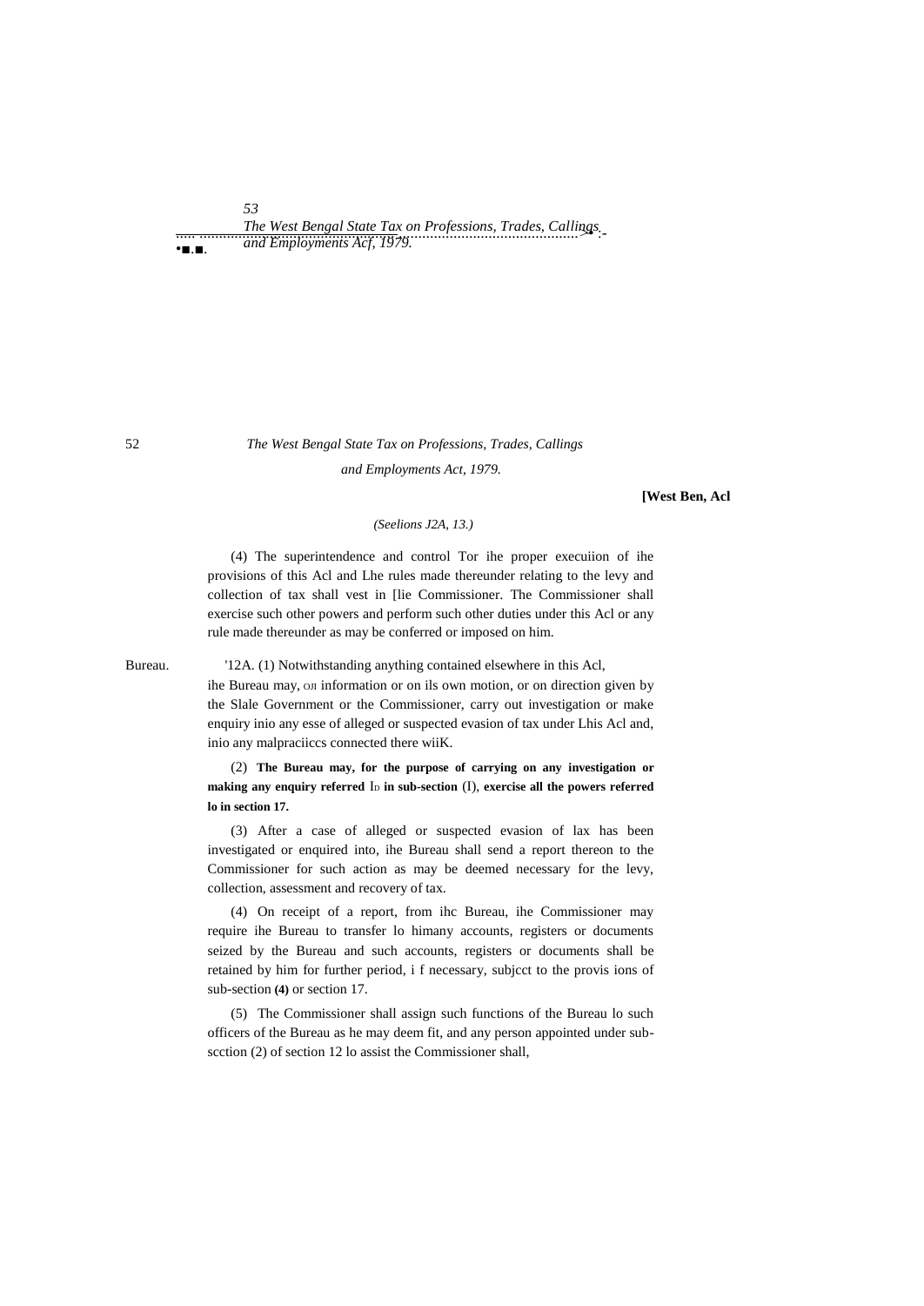*(Seelions J2A, 13.)*

(4) The superintendence and control Tor ihe proper execuiion of ihe provisions of this Acl and Lhe rules made thereunder relating to the levy and collection of tax shall vest in [lie Commissioner. The Commissioner shall exercise such other powers and perform such other duties under this Acl or any rule made thereunder as may be conferred or imposed on him.

Bureau.

'12A. (1) Notwithstanding anything contained elsewhere in this Acl, ihe Bureau may, ол information or on ils own motion, or on direction given by the Slale Government or the Commissioner, carry out investigation or make enquiry inio any esse of alleged or suspected evasion of tax under Lhis Acl and, inio any malpraciiccs connected there wiiK.

(2) **The Bureau may, for the purpose of carrying on any investigation or making any enquiry referred ID in sub-section (I), exercise all the powers referred lo in section 17.**

(3) After a case of alleged or suspected evasion of lax has been investigated or enquired into, ihe Bureau shall send a report thereon to the Commissioner for such action as may be deemed necessary for the levy, collection, assessment and recovery of tax.

(4) On receipt of a report, from ihc Bureau, ihe Commissioner may require ihe Bureau to transfer lo himany accounts, registers or documents seized by the Bureau and such accounts, registers or documents shall be retained by him for further period, i f necessary, subjcct to the provis ions of sub-section **(4)** or section 17.

(5) The Commissioner shall assign such functions of the Bureau lo such officers of the Bureau as he may deem fit, and any person appointed under sub-scction (2) of section 12 lo assist the Commissioner shall,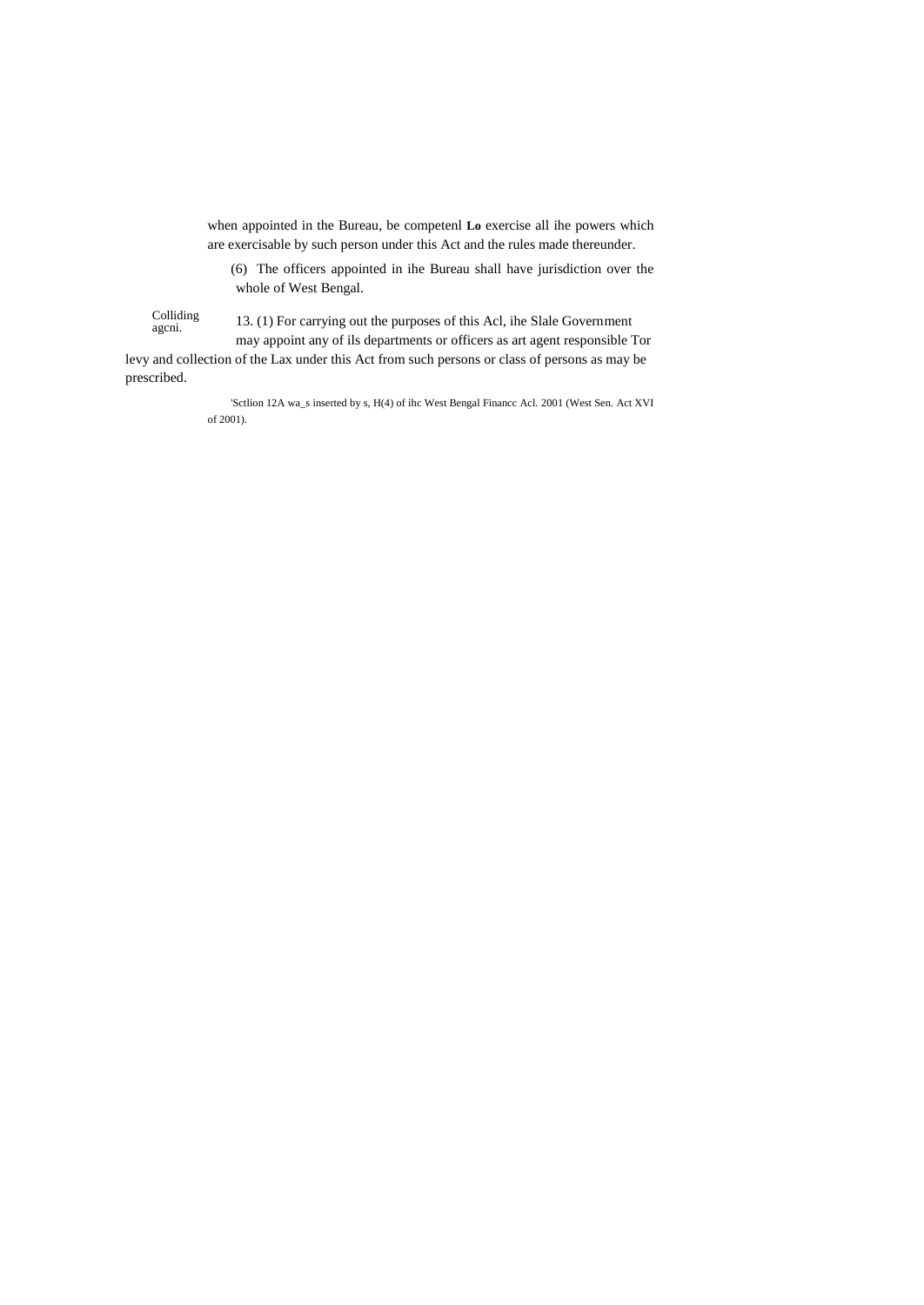when appointed in the Bureau, be competenl **Lo** exercise all ihe powers which are exercisable by such person under this Act and the rules made thereunder.

(6) The officers appointed in ihe Bureau shall have jurisdiction over the whole of West Bengal.

Colliding agcni.

13. (1) For carrying out the purposes of this Acl, ihe Slale Government may appoint any of ils departments or officers as art agent responsible Tor levy and collection of the Lax under this Act from such persons or class of persons as may be prescribed.

'Sctlion 12A wa_s inserted by s, H(4) of ihc West Bengal Financc Acl. 2001 (West Sen. Act XVI of 2001).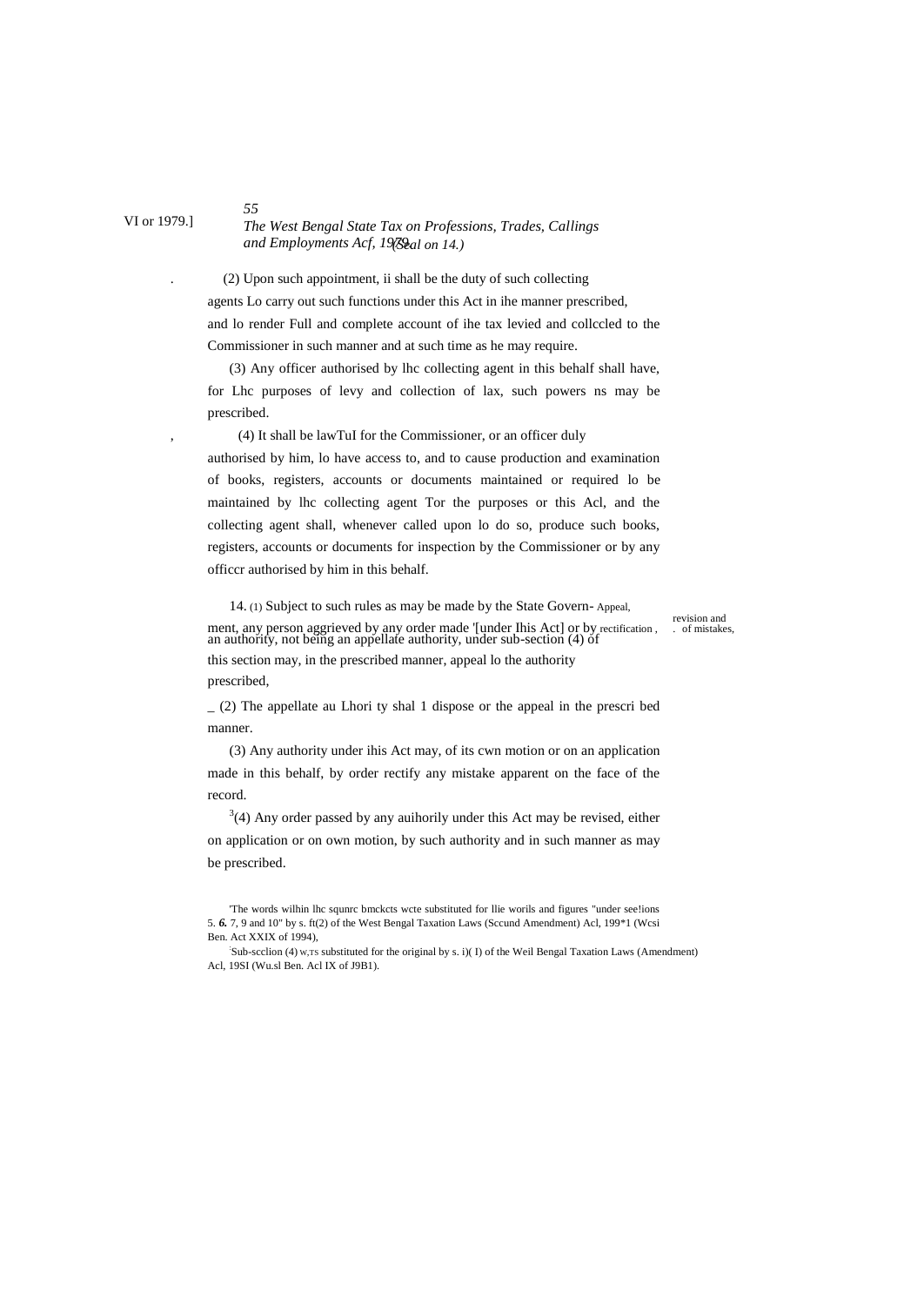(2) Upon such appointment, ii shall be the duty of such collecting agents Lo carry out such functions under this Act in ihe manner prescribed, and lo render Full and complete account of ihe tax levied and collccled to the Commissioner in such manner and at such time as he may require.

(3) Any officer authorised by lhc collecting agent in this behalf shall have, for Lhc purposes of levy and collection of lax, such powers ns may be prescribed.

(4) It shall be lawTuI for the Commissioner, or an officer duly authorised by him, lo have access to, and to cause production and examination of books, registers, accounts or documents maintained or required lo be maintained by lhc collecting agent Tor the purposes or this Acl, and the collecting agent shall, whenever called upon lo do so, produce such books, registers, accounts or documents for inspection by the Commissioner or by any officcr authorised by him in this behalf.

Appeal, revision and rectification of mistakes.

14. (1) Subject to such rules as may be made by the State Government, any person aggrieved by any order made '[under Ihis Act] or by an authority, not being an appellate authority, under sub-section (4) of this section may, in the prescribed manner, appeal lo the authority prescribed,

(2) The appellate au Lhori ty shal 1 dispose or the appeal in the prescri bed manner.

(3) Any authority under ihis Act may, of its cwn motion or on an application made in this behalf, by order rectify any mistake apparent on the face of the record.

[3](4) Any order passed by any auihorily under this Act may be revised, either on application or on own motion, by such authority and in such manner as may be prescribed.

'The words wilhin lhc squnrc bmckcts wcte substituted for llie worils and figures "under see!ions 5. *6.* 7, 9 and 10" by s. ft(2) of the West Bengal Taxation Laws (Sccund Amendment) Acl, 199*1 (Wcsi Ben. Act XXIX of 1994),

:Sub-scclion (4) w,TS substituted for the original by s. i)( I) of the Weil Bengal Taxation Laws (Amendment) Acl, 19SI (Wu.sl Ben. Acl IX of J9B1).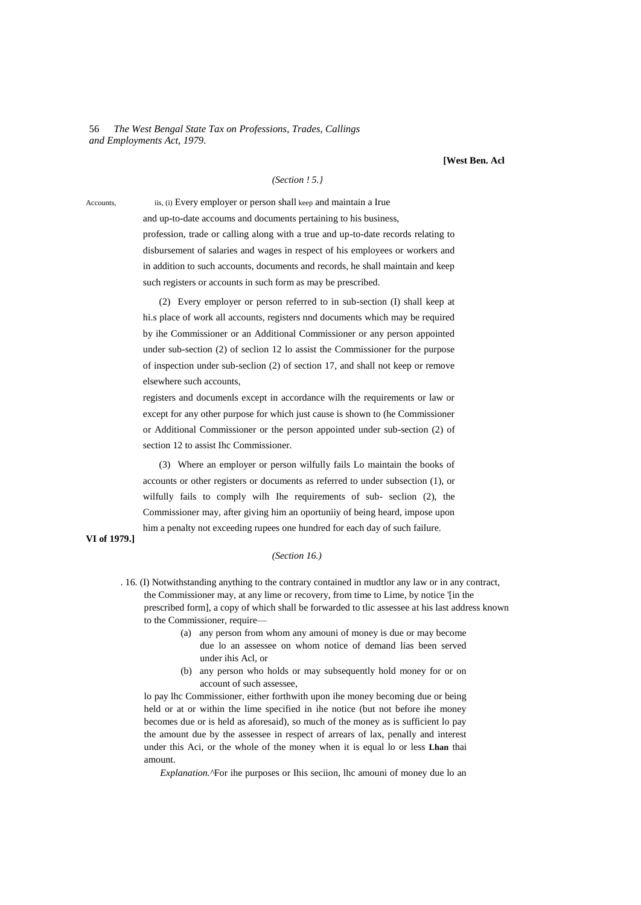*(Section ! 5.}*

Accounts, iis, (i) Every employer or person shall keep and maintain a Irue and up-to-date accoums and documents pertaining to his business, profession, trade or calling along with a true and up-to-date records relating to disbursement of salaries and wages in respect of his employees or workers and in addition to such accounts, documents and records, he shall maintain and keep such registers or accounts in such form as may be prescribed.

(2) Every employer or person referred to in sub-section (I) shall keep at hi.s place of work all accounts, registers nnd documents which may be required by ihe Commissioner or an Additional Commissioner or any person appointed under sub-section (2) of seclion 12 lo assist the Commissioner for the purpose of inspection under sub-seclion (2) of section 17, and shall not keep or remove elsewhere such accounts, registers and documenls except in accordance wilh the requirements or law or except for any other purpose for which just cause is shown to (he Commissioner or Additional Commissioner or the person appointed under sub-section (2) of section 12 to assist Ihc Commissioner.

(3) Where an employer or person wilfully fails Lo maintain the books of accounts or other registers or documents as referred to under subsection (1), or wilfully fails to comply wilh Ihe requirements of sub- seclion (2), the Commissioner may, after giving him an oportuniiy of being heard, impose upon him a penalty not exceeding rupees one hundred for each day of such failure.

*(Section 16.)*

. 16. (I) Notwithstanding anything to the contrary contained in mudtlor any law or in any contract, the Commissioner may, at any lime or recovery, from time to Lime, by notice '[in the prescribed form], a copy of which shall be forwarded to tlic assessee at his last address known to the Commissioner, require—

(a) any person from whom any amouni of money is due or may become due lo an assessee on whom notice of demand lias been served under ihis Acl, or

(b) any person who holds or may subsequently hold money for or on account of such assessee,

lo pay lhc Commissioner, either forthwith upon ihe money becoming due or being held or at or within the lime specified in ihe notice (but not before ihe money becomes due or is held as aforesaid), so much of the money as is sufficient lo pay the amount due by the assessee in respect of arrears of lax, penally and interest under this Aci, or the whole of the money when it is equal lo or less **Lhan** thai amount.

*Explanation.*^For ihe purposes or Ihis seciion, lhc amouni of money due lo an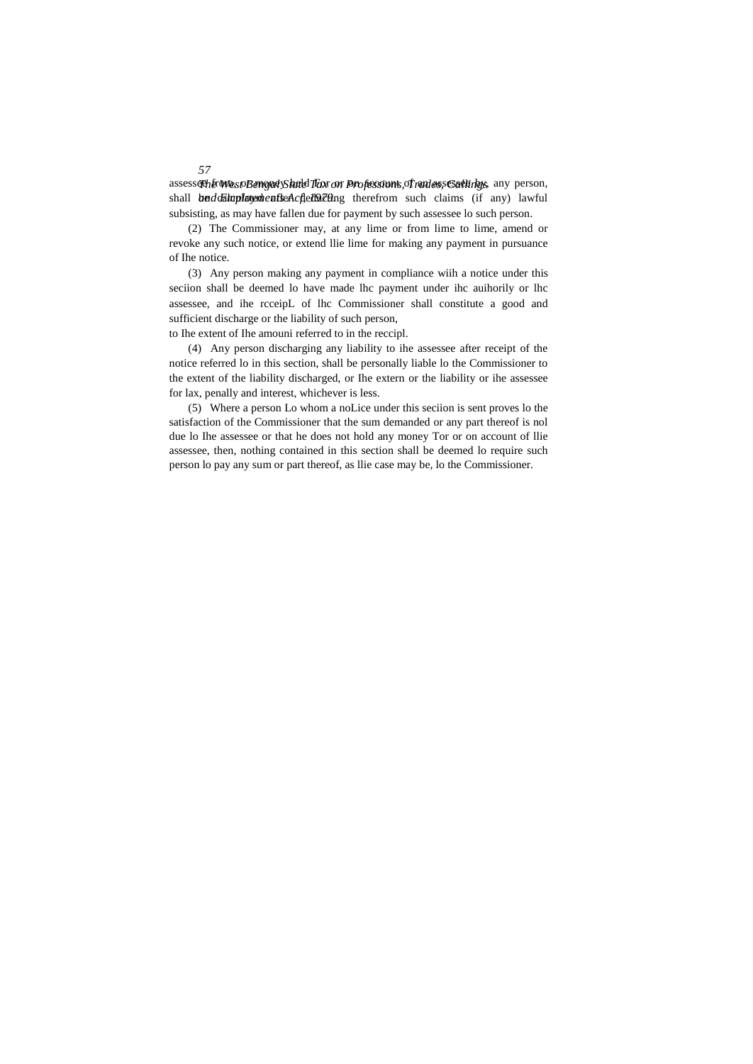assessee from any money held for or on account of an assessee by any person, shall be discharged after deducting therefrom such claims (if any) lawful subsisting, as may have fallen due for payment by such assessee lo such person.

(2) The Commissioner may, at any lime or from lime to lime, amend or revoke any such notice, or extend llie lime for making any payment in pursuance of Ihe notice.

(3) Any person making any payment in compliance wiih a notice under this seciion shall be deemed lo have made lhc payment under ihc auihorily or lhc assessee, and ihe rcceipL of lhc Commissioner shall constitute a good and sufficient discharge or the liability of such person, to Ihe extent of Ihe amouni referred to in the reccipl.

(4) Any person discharging any liability to ihe assessee after receipt of the notice referred lo in this section, shall be personally liable lo the Commissioner to the extent of the liability discharged, or Ihe extern or the liability or ihe assessee for lax, penally and interest, whichever is less.

(5) Where a person Lo whom a noLice under this seciion is sent proves lo the satisfaction of the Commissioner that the sum demanded or any part thereof is nol due lo Ihe assessee or that he does not hold any money Tor or on account of llie assessee, then, nothing contained in this section shall be deemed lo require such person lo pay any sum or part thereof, as llie case may be, lo the Commissioner.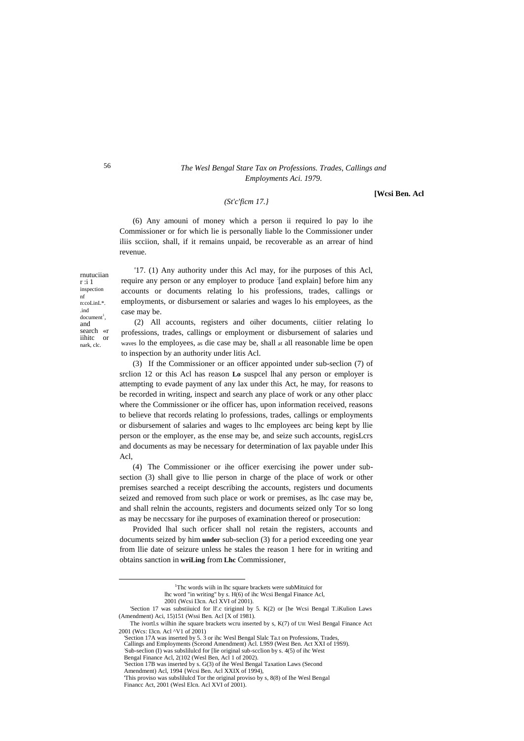*(St'c'ficm 17.}*

(6) Any amouni of money which a person ii required lo pay lo ihe Commissioner or for which lie is personally liable lo the Commissioner under iliis scciion, shall, if it remains unpaid, be recoverable as an arrear of hind revenue.

rnutuciian r :i 1 inspection nf n:coLinL*. .ind document[1], and search «r iihitc or nark, clc.

'17. (1) Any authority under this Acl may, for ihe purposes of this Acl, require any person or any employer to produce [and explain] before him any accounts or documents relating lo his professions, trades, callings or employments, or disbursement or salaries and wages lo his employees, as the case may be.

(2) All accounts, registers and oiher documents, ciitier relating lo professions, trades, callings or employment or disbursement of salaries und waves lo the employees, as die case may be, shall at all reasonable lime be open to inspection by an authority under litis Acl.

(3) If the Commissioner or an officer appointed under sub-seclion (7) of srclion 12 or this Acl has reason **Lo** suspcel lhal any person or employer is attempting to evade payment of any lax under this Act, he may, for reasons to be recorded in writing, inspect and search any place of work or any other placc where the Commissioner or ihe officer has, upon information received, reasons to believe that records relating lo professions, trades, callings or employments or disbursement of salaries and wages to lhc employees arc being kept by llie person or the employer, as the ense may be, and seize such accounts, regisLcrs and documents as may be necessary for determination of lax payable under Ihis Acl,

(4) The Commissioner or ihe officer exercising ihe power under sub-section (3) shall give to llie person in charge of the place of work or other premises searched a receipt describing the accounts, registers und documents seized and removed from such place or work or premises, as lhc case may be, and shall relnin the accounts, registers and documents seized only Tor so long as may be neccssary for ihe purposes of examination thereof or prosecution:

Provided lhal such orficer shall nol retain the registers, accounts and documents seized by him **under** sub-seclion (3) for a period exceeding one year from llie date of seizure unless he stales the reason 1 here for in writing and obtains sanction in **wriLing** from **Lhc** Commissioner,

---

[1]Thc words wiih in lhc square brackets were subMituicd for lhc word "in writing" by s. H(6) of ihc Wcsi Bengal Finance Acl, 2001 (Wcsi I3cn. Acl XVI of 2001).

'Section 17 was substiiuicd for ll'.c tiriginnl by 5. K(2) or [he Wcsi Bengal T.iKulion Laws (Amendment) Aci, 15)151 (Wssi Ben. Acl [X of 1981).

The ivortl.s wilhin ihe square brackets wcru inserted by s, K(7) of UIE Wesl Bengal Finance Act 2001 (Wcs: I3cn. Acl ^V1 of 2001)

'Section 17A was inserted by 5. 3 or ihc Wesl Bengal Slalc Ta.t on Professions, Trades, Callings and Employments (Sceond Amendment) Acl. L9S9 (West Ben. Act XXI of 19S9).

Sub-seclion (I) was subslilulcd for [lie original sub-scclion by s. 4(5) of ihc West Bengal Finance Acl, 2(102 (Wesl Ben, Acl 1 of 2002).

'Section 17B was inserted by s. G(3) of ihe Wesl Bengal Taxation Laws (Second Amendment) Acl, 1994 {Wcsi Ben. Acl XXIX of 1994),

'This proviso was subslilulcd Tor the original proviso by s, 8(8) of Ihe Wesl Bengal Financc Act, 2001 (Wesl Elcn. Acl XVI of 2001).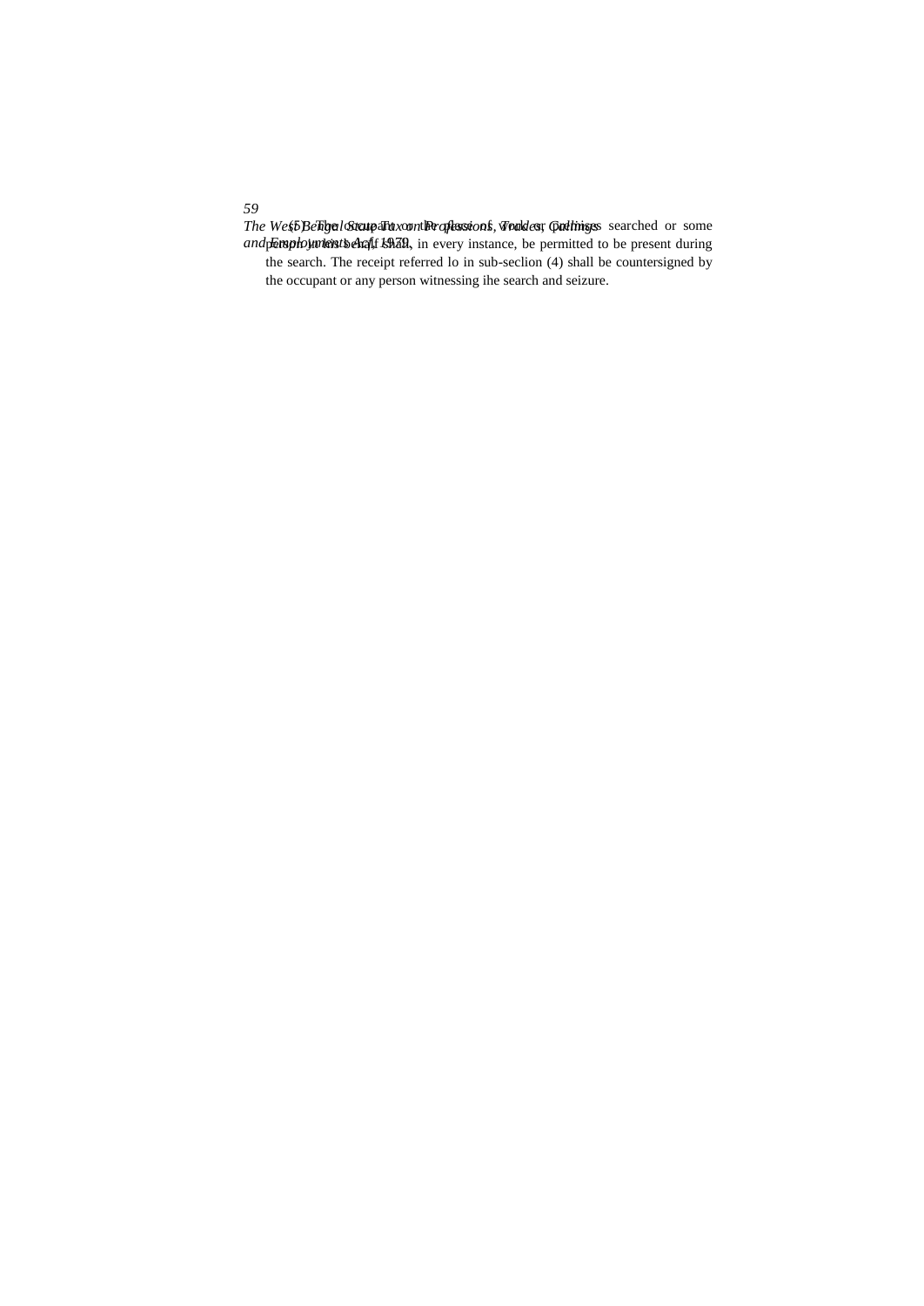(5) The occupant of the place of work or business searched or some person on his behalf shall, in every instance, be permitted to be present during the search. The receipt referred lo in sub-seclion (4) shall be countersigned by the occupant or any person witnessing ihe search and seizure.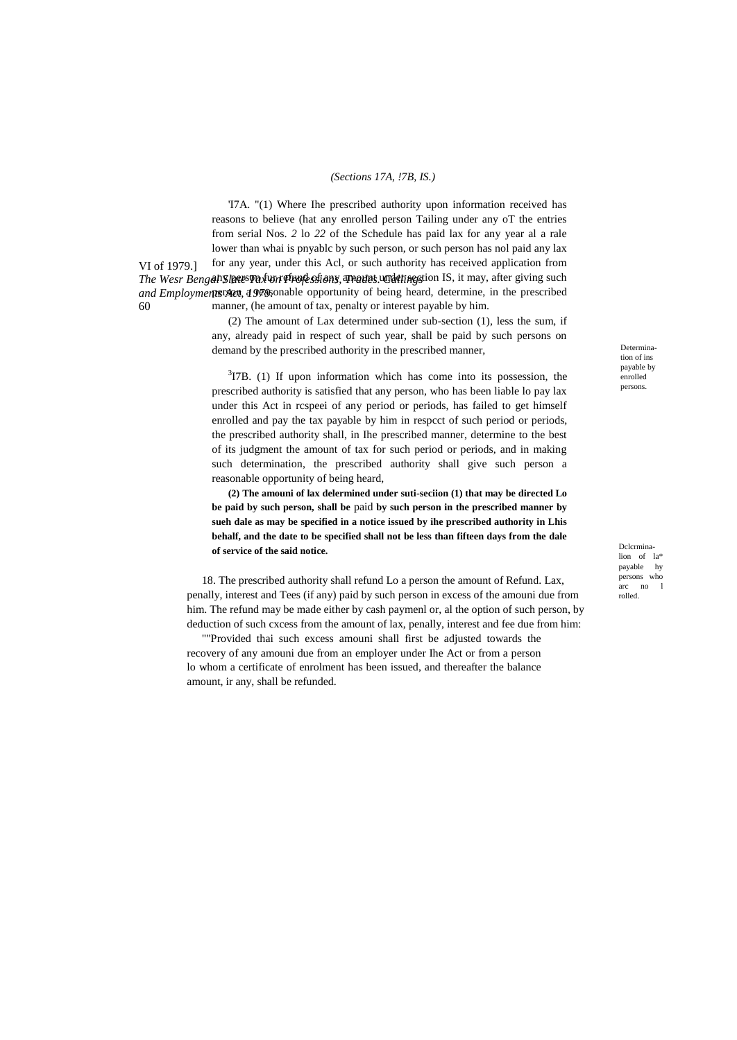*(Sections 17A, !7B, IS.)*

'I7A. "(1) Where Ihe prescribed authority upon information received has reasons to believe (hat any enrolled person Tailing under any oT the entries from serial Nos. *2* lo *22* of the Schedule has paid lax for any year al a rale lower than whai is pnyablc by such person, or such person has nol paid any lax for any year, under this Acl, or such authority has received application from any person fur refund of any amount under section IS, it may, after giving such person a reasonable opportunity of being heard, determine, in the prescribed manner, (he amount of tax, penalty or interest payable by him.

(2) The amount of Lax determined under sub-section (1), less the sum, if any, already paid in respect of such year, shall be paid by such persons on demand by the prescribed authority in the prescribed manner,

Determination of ins payable by enrolled persons.

[3]I7B. (1) If upon information which has come into its possession, the prescribed authority is satisfied that any person, who has been liable lo pay lax under this Act in rcspeei of any period or periods, has failed to get himself enrolled and pay the tax payable by him in respcct of such period or periods, the prescribed authority shall, in Ihe prescribed manner, determine to the best of its judgment the amount of tax for such period or periods, and in making such determination, the prescribed authority shall give such person a reasonable opportunity of being heard,

**(2) The amouni of lax delermined under suti-seciion (1) that may be directed Lo be paid by such person, shall be** paid **by such person in the prescribed manner by sueh dale as may be specified in a notice issued by ihe prescribed authority in Lhis behalf, and the date to be specified shall not be less than fifteen days from the dale of service of the said notice.**

Dclcrmina­lion of la* payable hy persons who arc no l rolled.

18. The prescribed authority shall refund Lo a person the amount of Refund. Lax, penalty, interest and Tees (if any) paid by such person in excess of the amouni due from him. The refund may be made either by cash paymenl or, al the option of such person, by deduction of such cxcess from the amount of lax, penalty, interest and fee due from him:

""Provided thai such excess amouni shall first be adjusted towards the recovery of any amouni due from an employer under Ihe Act or from a person lo whom a certificate of enrolment has been issued, and thereafter the balance amount, ir any, shall be refunded.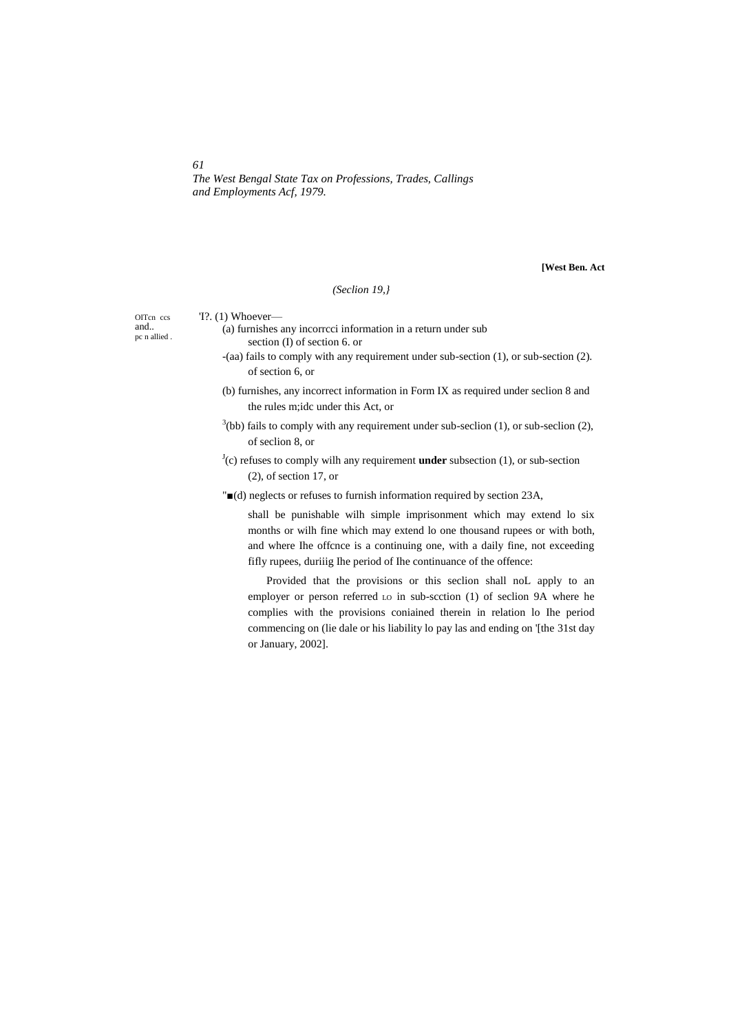*(Section 19,}*

OITcn ccs and.. pc n allied .

'I?. (1) Whoever—

(a) furnishes any incorrcci information in a return under sub section (I) of section 6. or

-(aa) fails to comply with any requirement under sub-section (1), or sub-section (2). of section 6, or

(b) furnishes, any incorrect information in Form IX as required under seclion 8 and the rules m;idc under this Act, or

[3](bb) fails to comply with any requirement under sub-seclion (1), or sub-seclion (2), of seclion 8, or

[J](c) refuses to comply wilh any requirement **under** subsection (1), or sub-section (2), of section 17, or

"■(d) neglects or refuses to furnish information required by section 23A,

shall be punishable wilh simple imprisonment which may extend lo six months or wilh fine which may extend lo one thousand rupees or with both, and where Ihe offcnce is a continuing one, with a daily fine, not exceeding fifly rupees, duriiig Ihe period of Ihe continuance of the offence:

Provided that the provisions or this seclion shall noL apply to an employer or person referred LO in sub-scction (1) of seclion 9A where he complies with the provisions coniained therein in relation lo Ihe period commencing on (lie dale or his liability lo pay las and ending on '[the 31st day or January, 2002].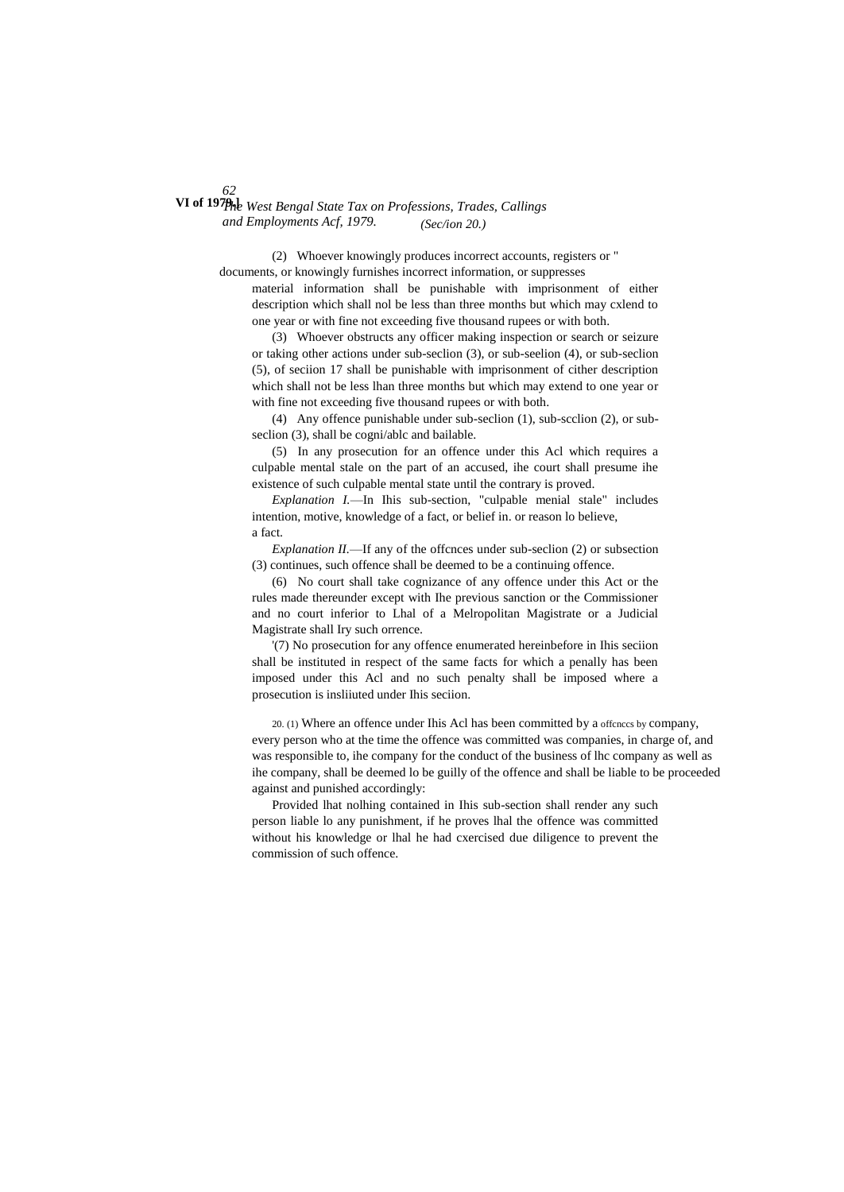(2) Whoever knowingly produces incorrect accounts, registers or " documents, or knowingly furnishes incorrect information, or suppresses material information shall be punishable with imprisonment of either description which shall nol be less than three months but which may cxlend to one year or with fine not exceeding five thousand rupees or with both.

(3) Whoever obstructs any officer making inspection or search or seizure or taking other actions under sub-seclion (3), or sub-seelion (4), or sub-seclion (5), of seciion 17 shall be punishable with imprisonment of cither description which shall not be less lhan three months but which may extend to one year or with fine not exceeding five thousand rupees or with both.

(4) Any offence punishable under sub-seclion (1), sub-scclion (2), or sub-seclion (3), shall be cogni/ablc and bailable.

(5) In any prosecution for an offence under this Acl which requires a culpable mental stale on the part of an accused, ihe court shall presume ihe existence of such culpable mental state until the contrary is proved.

*Explanation I.*—In Ihis sub-section, "culpable menial stale" includes intention, motive, knowledge of a fact, or belief in. or reason lo believe, a fact.

*Explanation II.*—If any of the offcnces under sub-seclion (2) or subsection (3) continues, such offence shall be deemed to be a continuing offence.

(6) No court shall take cognizance of any offence under this Act or the rules made thereunder except with Ihe previous sanction or the Commissioner and no court inferior to Lhal of a Melropolitan Magistrate or a Judicial Magistrate shall Iry such orrence.

'(7) No prosecution for any offence enumerated hereinbefore in Ihis seciion shall be instituted in respect of the same facts for which a penally has been imposed under this Acl and no such penalty shall be imposed where a prosecution is insliiuted under Ihis seciion.

20. (1) Where an offence under Ihis Acl has been committed by a offcnccs by company, every person who at the time the offence was committed was companies, in charge of, and was responsible to, ihe company for the conduct of the business of lhc company as well as ihe company, shall be deemed lo be guilly of the offence and shall be liable to be proceeded against and punished accordingly:

Provided lhat nolhing contained in Ihis sub-section shall render any such person liable lo any punishment, if he proves lhal the offence was committed without his knowledge or lhal he had cxercised due diligence to prevent the commission of such offence.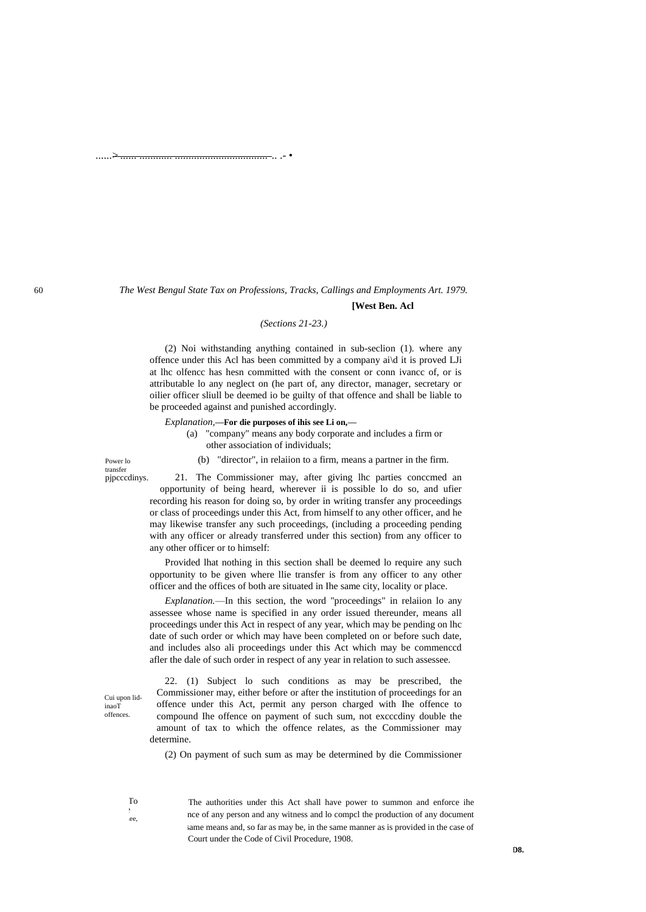[West Ben. Acl

*(Sections 21-23.)*

(2) Noi withstanding anything contained in sub-seclion (1). where any offence under this Acl has been committed by a company ai\d it is proved LJi at lhc olfencc has hesn committed with the consent or conn ivancc of, or is attributable lo any neglect on (he part of, any director, manager, secretary or oilier officer sliull be deemed io be guilty of that offence and shall be liable to be proceeded against and punished accordingly.

*Explanation,*—**For die purposes of ihis see Li on,—**

(a) "company" means any body corporate and includes a firm or other association of individuals;

(b) "director", in relaiion to a firm, means a partner in the firm.

Power lo transfer pjpcccdinys.

21. The Commissioner may, after giving lhc parties conccmed an opportunity of being heard, wherever ii is possible lo do so, and ufier recording his reason for doing so, by order in writing transfer any proceedings or class of proceedings under this Act, from himself to any other officer, and he may likewise transfer any such proceedings, (including a proceeding pending with any officer or already transferred under this section) from any officer to any other officer or to himself:

Provided lhat nothing in this section shall be deemed lo require any such opportunity to be given where llie transfer is from any officer to any other officer and the offices of both are situated in Ihe same city, locality or place.

*Explanation.*—In this section, the word "proceedings" in relaiion lo any assessee whose name is specified in any order issued thereunder, means all proceedings under this Act in respect of any year, which may be pending on lhc date of such order or which may have been completed on or before such date, and includes also ali proceedings under this Act which may be commenccd afler the dale of such order in respect of any year in relation to such assessee.

Cui upon lid-inaoT offences.

22. (1) Subject lo such conditions as may be prescribed, the Commissioner may, either before or after the institution of proceedings for an offence under this Act, permit any person charged with Ihe offence to compound Ihe offence on payment of such sum, not excccdiny double the amount of tax to which the offence relates, as the Commissioner may determine.

(2) On payment of such sum as may be determined by die Commissioner

To ... ee,

The authorities under this Act shall have power to summon and enforce ihe nce of any person and any witness and lo compcl the production of any document same means and, so far as may be, in the same manner as is provided in the case of Court under the Code of Civil Procedure, 1908.

D8.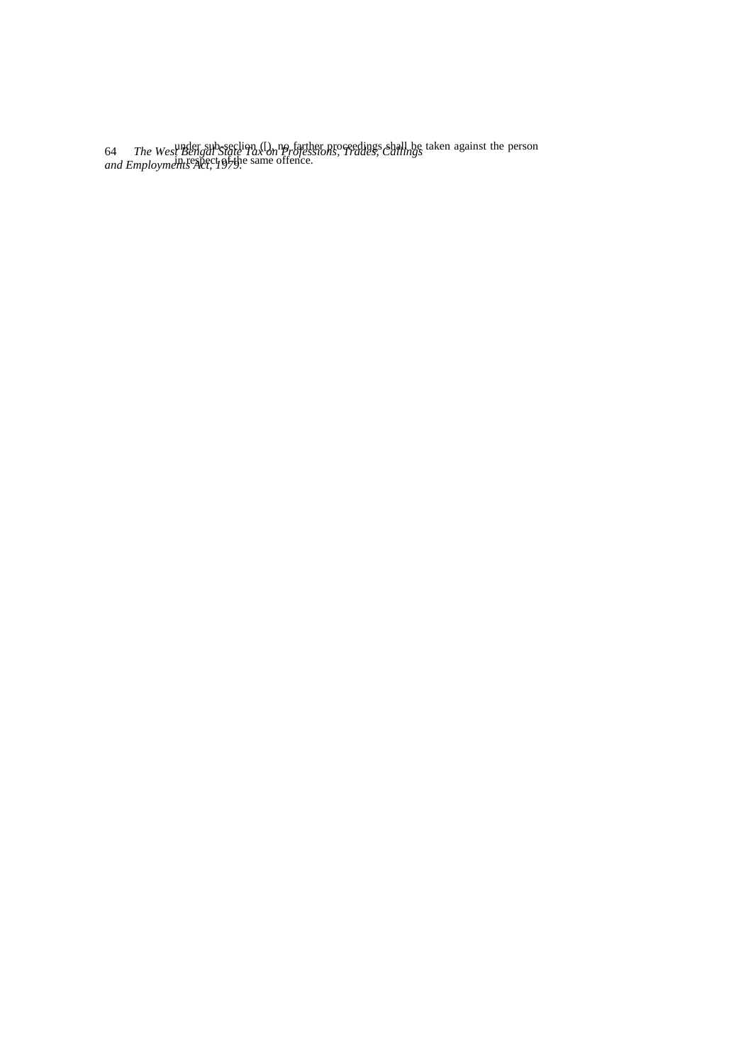under sub-seclion (l), no farther proceedings shall be taken against the person in respect of the same offence.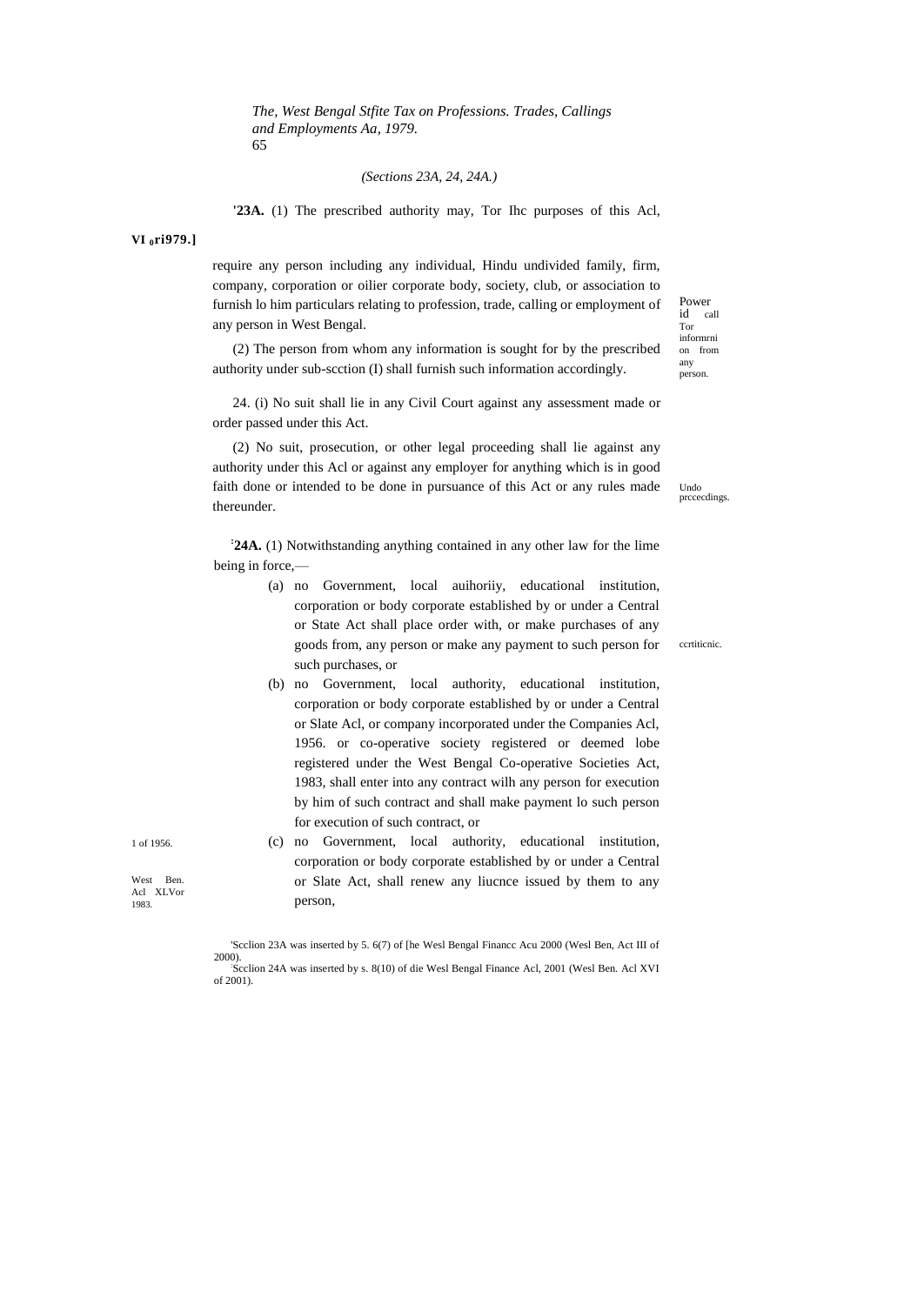*(Sections 23A, 24, 24A.)*

**[1]23A.** (1) The prescribed authority may, Tor Ihc purposes of this Acl, require any person including any individual, Hindu undivided family, firm, company, corporation or oilier corporate body, society, club, or association to furnish lo him particulars relating to profession, trade, calling or employment of any person in West Bengal.

Power id call Tor informrni on from any person.

(2) The person from whom any information is sought for by the prescribed authority under sub-scction (I) shall furnish such information accordingly.

24. (i) No suit shall lie in any Civil Court against any assessment made or order passed under this Act.

(2) No suit, prosecution, or other legal proceeding shall lie against any authority under this Acl or against any employer for anything which is in good faith done or intended to be done in pursuance of this Act or any rules made thereunder.

Undo prccecdings.

**[2]24A.** (1) Notwithstanding anything contained in any other law for the lime being in force,—

(a) no Government, local auihoriiy, educational institution, corporation or body corporate established by or under a Central or State Act shall place order with, or make purchases of any goods from, any person or make any payment to such person for such purchases, or

ccrtiticnic.

(b) no Government, local authority, educational institution, corporation or body corporate established by or under a Central or Slate Acl, or company incorporated under the Companies Acl, 1956. or co-operative society registered or deemed lobe registered under the West Bengal Co-operative Societies Act, 1983, shall enter into any contract wilh any person for execution by him of such contract and shall make payment lo such person for execution of such contract, or

1 of 1956.

West Ben. Acl XLVor 1983.

(c) no Government, local authority, educational institution, corporation or body corporate established by or under a Central or Slate Act, shall renew any liucnce issued by them to any person,

[1]Scclion 23A was inserted by 5. 6(7) of [he Wesl Bengal Financc Acu 2000 (Wesl Ben, Act III of 2000).

[2]Scclion 24A was inserted by s. 8(10) of die Wesl Bengal Finance Acl, 2001 (Wesl Ben. Acl XVI of 2001).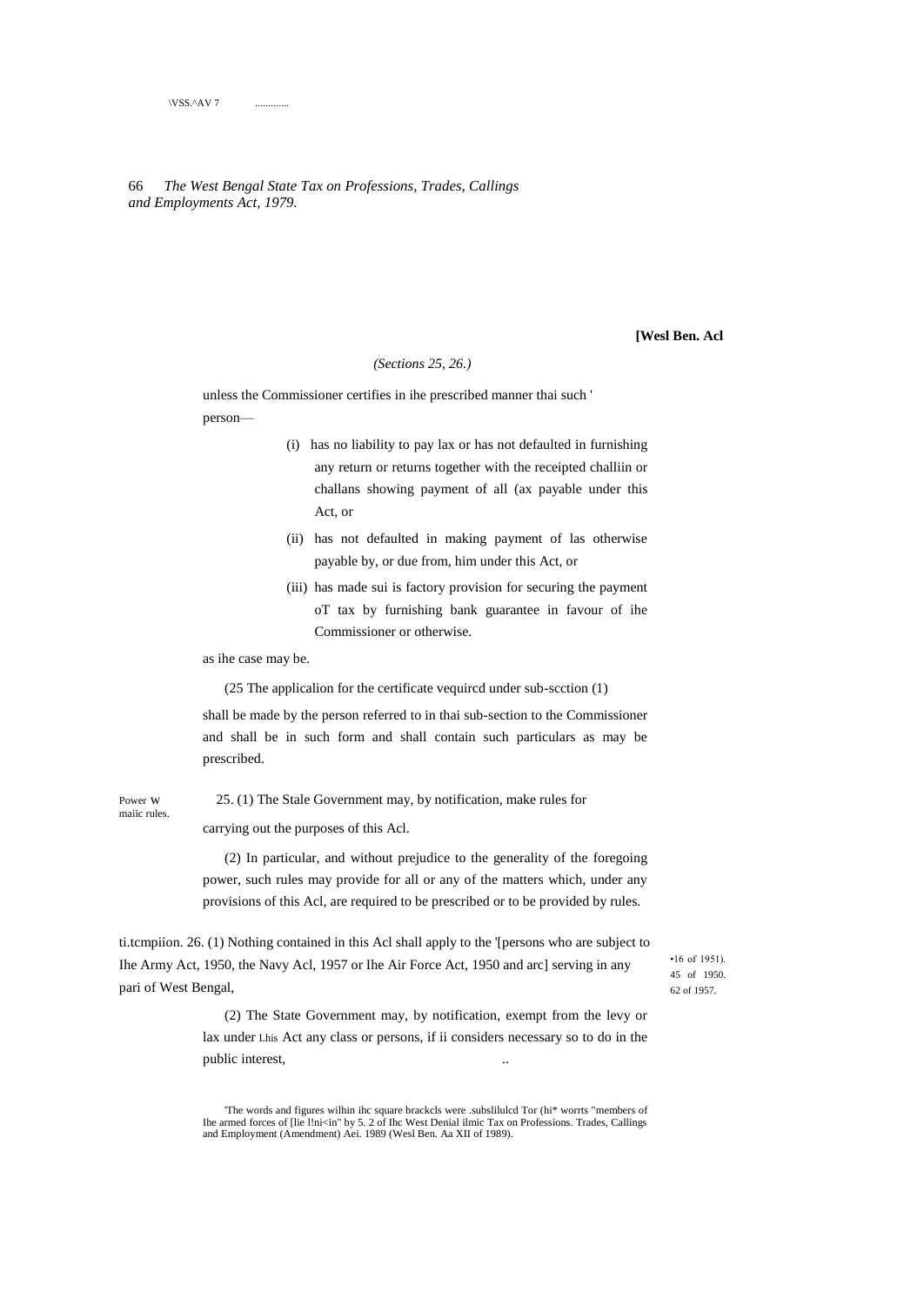*(Sections 25, 26.)*

unless the Commissioner certifies in ihe prescribed manner thai such ' person—

(i) has no liability to pay lax or has not defaulted in furnishing any return or returns together with the receipted challiin or challans showing payment of all (ax payable under this Act, or

(ii) has not defaulted in making payment of las otherwise payable by, or due from, him under this Act, or

(iii) has made sui is factory provision for securing the payment oT tax by furnishing bank guarantee in favour of ihe Commissioner or otherwise.

as ihe case may be.

(25 The applicalion for the certificate vequircd under sub-scction (1) shall be made by the person referred to in thai sub-section to the Commissioner and shall be in such form and shall contain such particulars as may be prescribed.

Power W maiic rules.

25. (1) The Stale Government may, by notification, make rules for carrying out the purposes of this Acl.

(2) In particular, and without prejudice to the generality of the foregoing power, such rules may provide for all or any of the matters which, under any provisions of this Acl, are required to be prescribed or to be provided by rules.

ti.tcmpiion. 26. (1) Nothing contained in this Acl shall apply to the '[persons who are subject to Ihe Army Act, 1950, the Navy Acl, 1957 or Ihe Air Force Act, 1950 and arc] serving in any pari of West Bengal,

•16 of 1951). 45 of 1950. 62 of 1957.

(2) The State Government may, by notification, exempt from the levy or lax under Lhis Act any class or persons, if ii considers necessary so to do in the public interest,

'The words and figures wilhin ihc square brackcls were .subslilulcd Tor (hi* worrts "members of Ihe armed forces of [lie l!ni<in" by 5. 2 of Ihc West Denial ilmic Tax on Professions. Trades, Callings and Employment (Amendment) Aei. 1989 (Wesl Ben. Aa XII of 1989).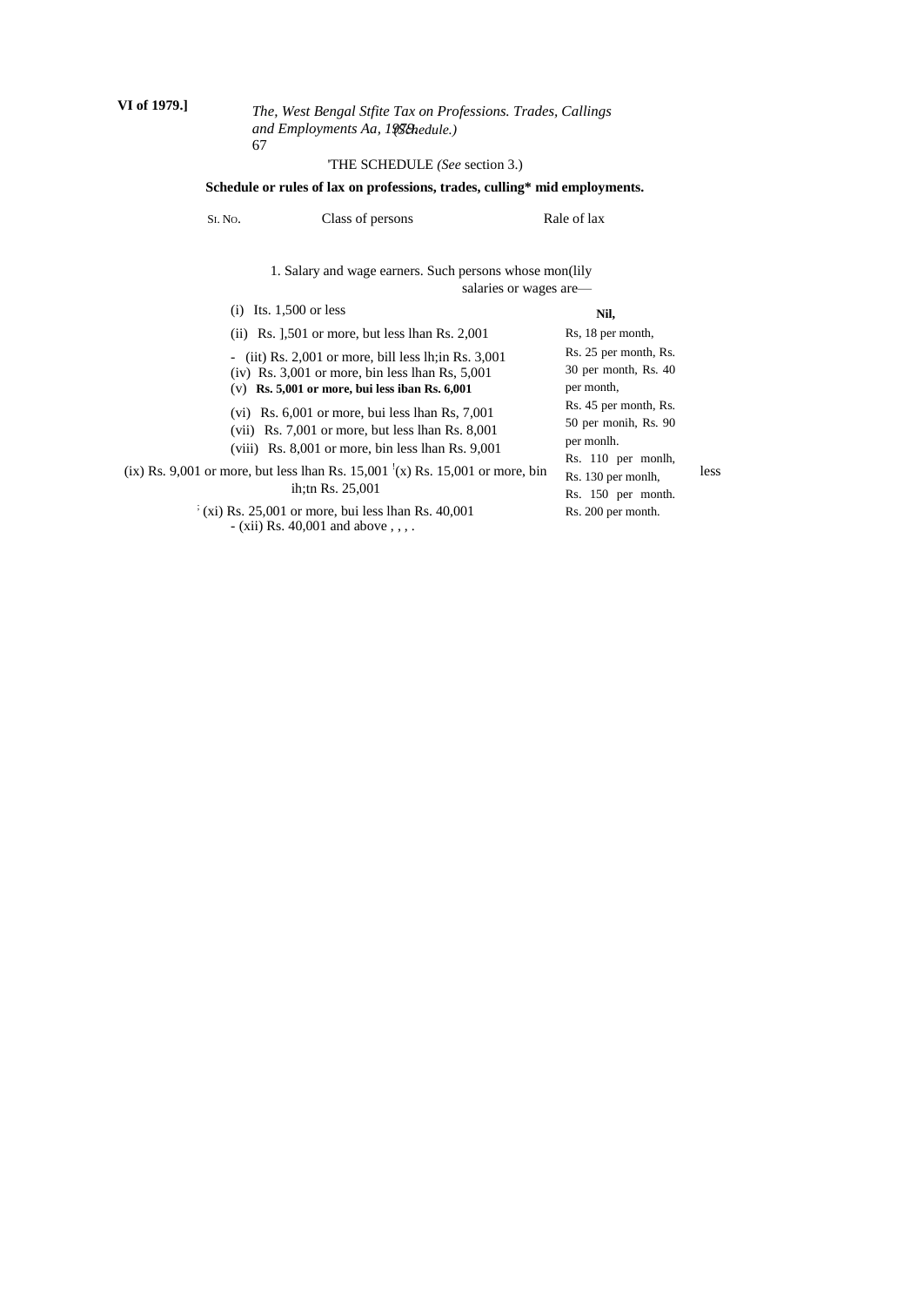'THE SCHEDULE *(See* section 3.)

**Schedule or rules of lax on professions, trades, culling* mid employments.**

| SI. NO. | Class of persons | Rale of lax |
|---|---|---|
| 1. | Salary and wage earners. Such persons whose mon(lily salaries or wages are— | |
| | (i) Its. 1,500 or less | **Nil,** |
| | (ii) Rs. ],501 or more, but less lhan Rs. 2,001 | Rs, 18 per month, |
| | (iit) Rs. 2,001 or more, bill less lh;in Rs. 3,001 | Rs. 25 per month, |
| | (iv) Rs. 3,001 or more, bin less lhan Rs, 5,001 | Rs. 30 per month, |
| | (v) **Rs. 5,001 or more, bui less iban Rs. 6,001** | Rs. 40 per month, |
| | (vi) Rs. 6,001 or more, bui less lhan Rs, 7,001 | Rs. 45 per month, |
| | (vii) Rs. 7,001 or more, but less lhan Rs. 8,001 | Rs. 50 per monih, |
| | (viii) Rs. 8,001 or more, bin less lhan Rs. 9,001 | Rs. 90 per monlh. |
| | (ix) Rs. 9,001 or more, but less lhan Rs. 15,001 | Rs. 110 per monlh, |
| | (x) Rs. 15,001 or more, bin less ih;tn Rs. 25,001 | Rs. 130 per monlh, |
| | (xi) Rs. 25,001 or more, bui less lhan Rs. 40,001 | Rs. 150 per month. |
| | (xii) Rs. 40,001 and above , , , . | Rs. 200 per month. |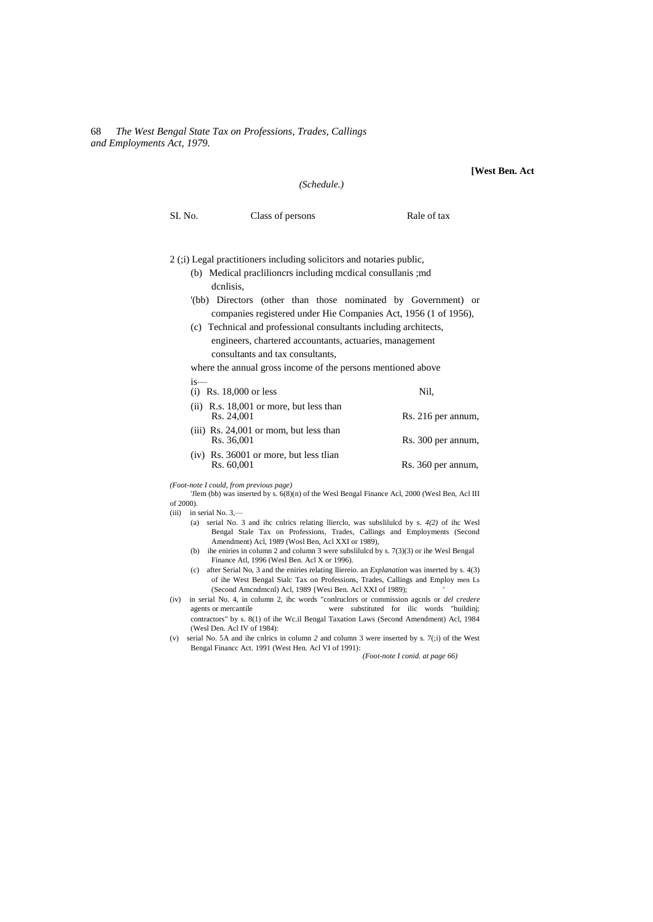**[West Ben. Act**

*(Schedule.)*

| Sl. No. | Class of persons | Rale of tax |
|---|---|---|
| 2 | (;i) Legal practitioners including solicitors and notaries public, | |
| | (b) Medical praclilioncrs including mcdical consullanis ;md dcnlisis, | |
| | '(bb) Directors (other than those nominated by Government) or companies registered under Hie Companies Act, 1956 (1 of 1956), | |
| | (c) Technical and professional consultants including architects, engineers, chartered accountants, actuaries, management consultants and tax consultants, | |
| | where the annual gross income of the persons mentioned above is— | |
| | (i) Rs. 18,000 or less | Nil, |
| | (ii) R.s. 18,001 or more, but less than Rs. 24,001 | Rs. 216 per annum, |
| | (iii) Rs. 24,001 or mom, but less than Rs. 36,001 | Rs. 300 per annum, |
| | (iv) Rs. 36001 or more, but less tlian Rs. 60,001 | Rs. 360 per annum, |

*(Foot-note I could, from previous page)*

'Jlem (bb) was inserted by s. 6(8)(n) of the Wesl Bengal Finance Acl, 2000 (Wesl Ben, Acl III of 2000).

(iii) in serial No. 3,—

(a) serial No. 3 and ihc cnlrics relating llierclo, was subslilulcd by s. *4(2)* of ihc Wesl Bengal Stale Tax on Professions, Trades, Callings and Employments (Second Amendment) Acl, 1989 (Wosl Ben, Acl XXI or 1989),

(b) ihe eniries in column 2 and column 3 were subslilulcd by s. 7(3)(3) or ihe Wesl Bengal Finance Atl, 1996 (Wesl Ben. Acl X or 1996).

(c) after Serial No, 3 and the eniries relating lliereio. an *Explanation* was inserted by s. 4(3) of ihe West Bengal Sialc Tax on Professions, Trades, Callings and Employ men Ls (Second Amcndmcnl) Acl, 1989 {Wesi Ben. Acl XXI of 1989);

(iv) in serial No. 4, in column 2, ihc words "conlruclors or commission agcnls or *del credere* agents or mercantile were substituted for ilic words "huildinj; contractors" by s. 8(1) of ihe Wc.il Bengal Taxation Laws (Second Amendment) Acl, 1984 (Wesl Den. Acl IV of 1984):

(v) serial No. 5A and ihe cnlrics in column *2* and column 3 were inserted by s. 7(;i) of the West Bengal Financc Act. 1991 (West Hen. Acl VI of 1991):

*(Foot-note I conid. at page 66)*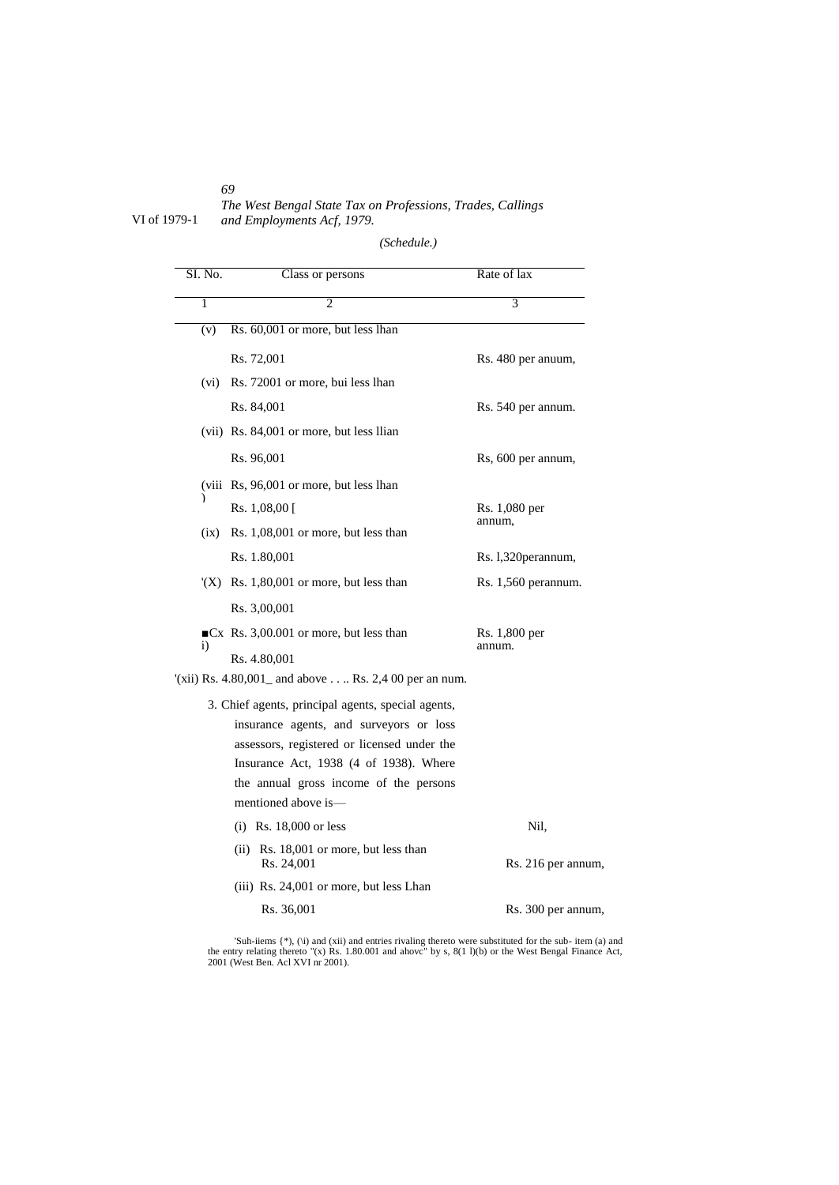*(Schedule.)*

| Sl. No. | Class or persons | Rate of lax |
|---|---|---|
| 1 | 2 | 3 |
| (v) | Rs. 60,001 or more, but less lhan Rs. 72,001 | Rs. 480 per anuum, |
| (vi) | Rs. 72001 or more, bui less lhan Rs. 84,001 | Rs. 540 per annum. |
| (vii) | Rs. 84,001 or more, but less llian Rs. 96,001 | Rs, 600 per annum, |
| (viii) | Rs, 96,001 or more, but less lhan Rs. 1,08,00 [ | Rs. 1,080 per annum, |
| (ix) | Rs. 1,08,001 or more, but less than Rs. 1.80,001 | Rs. l,320perannum, |
| '(X) | Rs. 1,80,001 or more, but less than Rs. 3,00,001 | Rs. 1,560 perannum. |
| ■Cx i) | Rs. 3,00.001 or more, but less than Rs. 4.80,001 | Rs. 1,800 per annum. |
| '(xii) | Rs. 4.80,001_ and above . . .. | Rs. 2,4 00 per an num. |
| | 3. Chief agents, principal agents, special agents, insurance agents, and surveyors or loss assessors, registered or licensed under the Insurance Act, 1938 (4 of 1938). Where the annual gross income of the persons mentioned above is— | |
| | (i) Rs. 18,000 or less | Nil, |
| | (ii) Rs. 18,001 or more, but less than Rs. 24,001 | Rs. 216 per annum, |
| | (iii) Rs. 24,001 or more, but less Lhan Rs. 36,001 | Rs. 300 per annum, |

'Suh-iiems {*), (\i) and (xii) and entries rivaling thereto were substituted for the sub- item (a) and the entry relating thereto "(x) Rs. 1.80.001 and ahovc" by s, 8(1 l)(b) or the West Bengal Finance Act, 2001 (West Ben. Acl XVI nr 2001).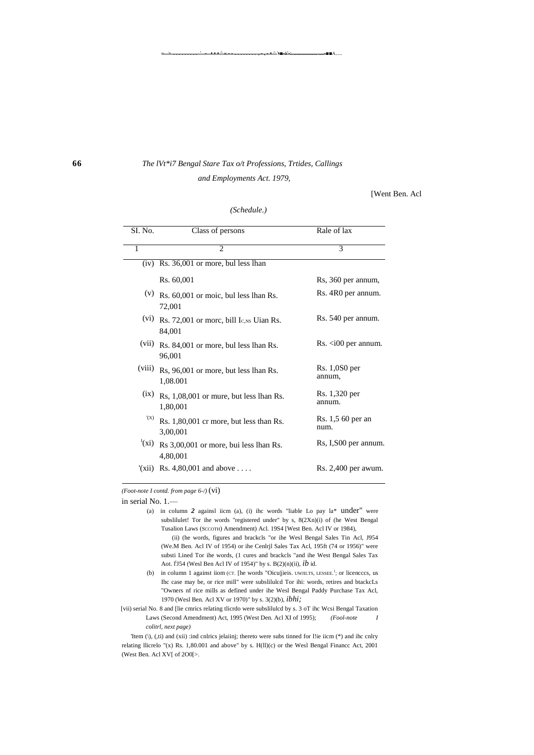*(Schedule.)*

| Sl. No. | Class of persons | Rale of lax |
|---|---|---|
| 1 | 2 | 3 |
| (iv) | Rs. 36,001 or more, bul less lhan Rs. 60,001 | Rs, 360 per annum, |
| (v) | Rs. 60,001 or moic, bul less lhan Rs. 72,001 | Rs. 4R0 per annum. |
| (vi) | Rs. 72,001 or morc, bill Ic,ns Uian Rs. 84,001 | Rs. 540 per annum. |
| (vii) | Rs. 84,001 or more, bul less lhan Rs. 96,001 | Rs. <i00 per annum. |
| (viii) | Rs, 96,001 or more, but less lhan Rs. 1,08.001 | Rs. 1,0S0 per annum, |
| (ix) | Rs, 1,08,001 or mure, but less lhan Rs. 1,80,001 | Rs. 1,320 per annum. |
| '(x) | Rs. 1,80,001 cr more, but less than Rs. 3,00,001 | Rs. 1,5 60 per annum. |
| '(xi) | Rs 3,00,001 or more, bui less lhan Rs. 4,80,001 | Rs, I,S00 per annum. |
| '(xii) | Rs. 4,80,001 and above . . . . | Rs. 2,400 per awum. |

*(Foot-note I contd. from page 6-/)* (vi) in serial No. 1.—

(a) in column *2* againsl iicm (a), (i) ihc words "liable Lo pay la* under" were subslilulet! Tor ihe words "registered under" by s, 8(2Xn)(i) of (he West Bengal Tusalion Laws (SCCOTH) Amendment) Acl. 19S4 [West Ben. Acl IV or 1984),

(ii) (he words, figures and brackcls "or ihe Wesl Bengal Sales Tin Acl, J954 (We.M Ben. Acl IV of 1954) or ihe Cenlrjl Sales Tax Acl, 195ft (74 or 1956)" were substi Lined Tor ihe words, (1 cures and brackcls "and ihe West Bengal Sales Tax Aot. l'J54 (Wesl Ben Acl IV of 1954)" by s. B(2)(n)(ii), *ib* id.

(b) in column 1 against iiom (CT. [he words "Oicu|jieis. UWJILTS, LESSEE.'; or licenccs, us Ihc case may be, or rice mill" were subslilulcd Tor ihi: words, retires and btackcLs "Owners nf rice mills as defined under ihe Wesl Bengal Paddy Purchase Tax Acl, 1970 (Wesl Ben. Acl XV or 1970)" by s. 3(2)(b), *ibhi;*

[vii) serial No. 8 and [lie cmrics relating tlicrdo were subslilulcd by s. 3 oT ihc Wcsi Bengal Taxation Laws (Second Amendment) Act, 1995 (West Den. Acl XI of 1995); *(Fool-note I colitrl, next page)*

'Item (\), (,ti) and (xii) :ind cnlrics jelaiinj; thereto were subs tinned for l!ie iicm (*) and ihc cnlry relating llicrelo "(x) Rs. 1,80.001 and above" by s. H(ll)(c) or the Wesl Bengal Financc Act, 2001 (West Ben. Acl XV[ of 2O0[>.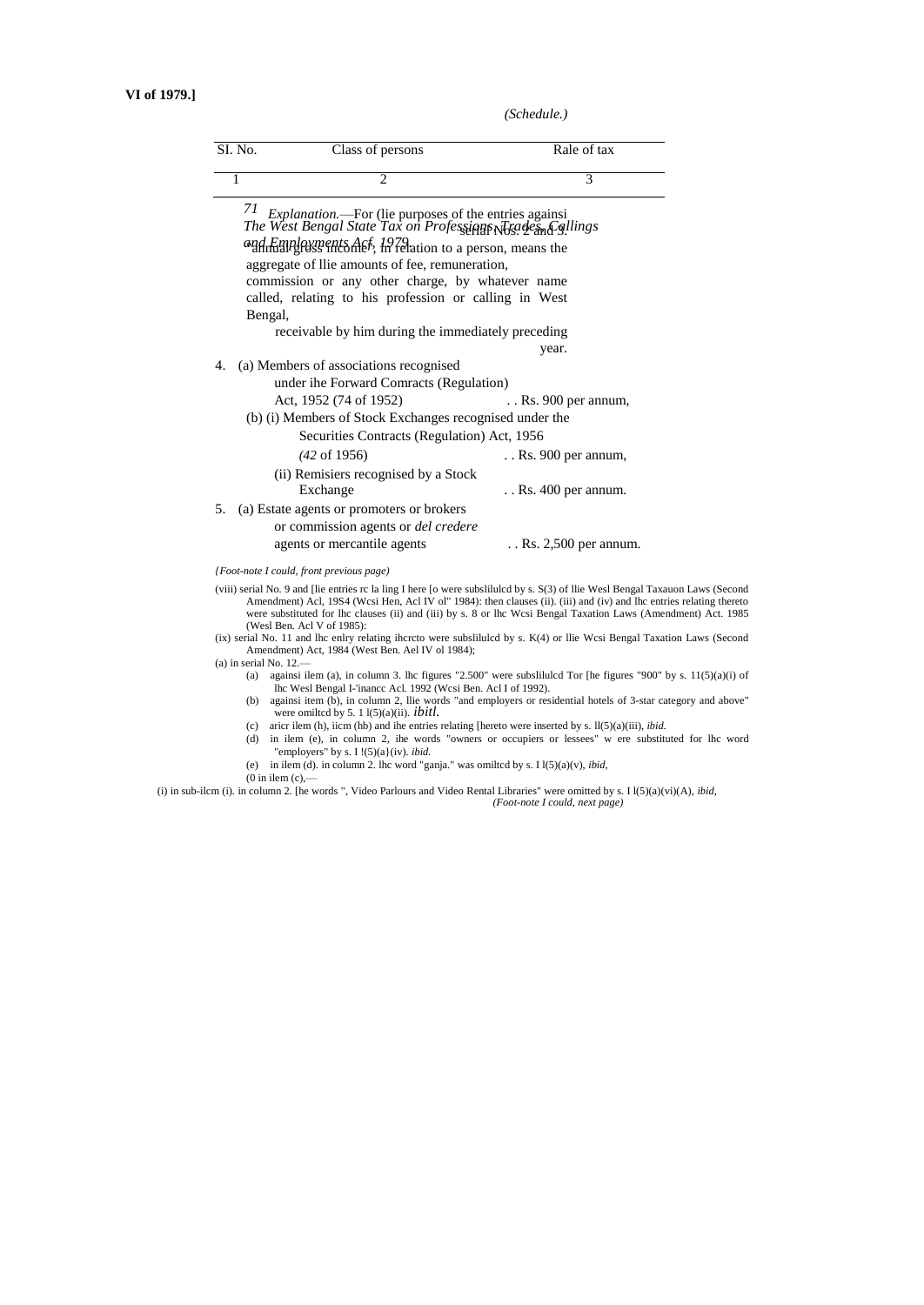(*Schedule.*)

| Sl. No. | Class of persons | Rate of tax |
|---|---|---|
| 1 | 2 | 3 |

*Explanation.*—For (lie purposes of the entries againsi serial Nos. 2 and 3. "annual gross income", in relation to a person, means the aggregate of llie amounts of fee, remuneration, commission or any other charge, by whatever name called, relating to his profession or calling in West Bengal,

receivable by him during the immediately preceding year.

| | | |
|---|---|---|
| 4. | (a) Members of associations recognised under ihe Forward Comracts (Regulation) Act, 1952 (74 of 1952) | . . Rs. 900 per annum, |
| | (b) (i) Members of Stock Exchanges recognised under the Securities Contracts (Regulation) Act, 1956 (*42* of 1956) | . . Rs. 900 per annum, |
| | (ii) Remisiers recognised by a Stock Exchange | . . Rs. 400 per annum. |
| 5. | (a) Estate agents or promoters or brokers or commission agents or *del credere* agents or mercantile agents | . . Rs. 2,500 per annum. |

*{Foot-note I could, front previous page)*

(viii) serial No. 9 and [lie entries rc la ling I here [o were subslilulcd by s. S(3) of llie Wesl Bengal Taxauon Laws (Second Amendment) Acl, 19S4 (Wcsi Hen, Acl IV ol" 1984): then clauses (ii). (iii) and (iv) and lhc entries relating thereto were substituted for lhc clauses (ii) and (iii) by s. 8 or lhc Wcsi Bengal Taxation Laws (Amendment) Act. 1985 (Wesl Ben. Acl V of 1985):

(ix) serial No. 11 and lhc enlry relating ihcrcto were subslilulcd by s. K(4) or llie Wcsi Bengal Taxation Laws (Second Amendment) Act, 1984 (West Ben. Ael IV ol 1984);

(a) in serial No. 12.—

(a) againsi ilem (a), in column 3. lhc figures "2.500" were subslilulcd Tor [he figures "900" by s. 11(5)(a)(i) of lhc Wesl Bengal I-'inancc Acl. 1992 (Wcsi Ben. Acl I of 1992).

(b) againsi item (b), in column 2, llie words "and employers or residential hotels of 3-star category and above" were omiltcd by 5. 1 l(5)(a)(ii). *ibitl.*

(c) aricr ilem (h), iicm (hb) and ihe entries relating [hereto were inserted by s. ll(5)(a)(iii), *ibid.*

(d) in ilem (e), in column 2, ihe words "owners or occupiers or lessees" w ere substituted for lhc word "employers" by s. I !(5)(a}(iv). *ibid.*

(e) in ilem (d). in column 2. lhc word "ganja." was omiltcd by s. I l(5)(a)(v), *ibid,*

(0 in ilem (c),—

(i) in sub-ilcm (i). in column 2. [he words ", Video Parlours and Video Rental Libraries" were omitted by s. I l(5)(a)(vi)(A), *ibid,*

*(Foot-note I could, next page)*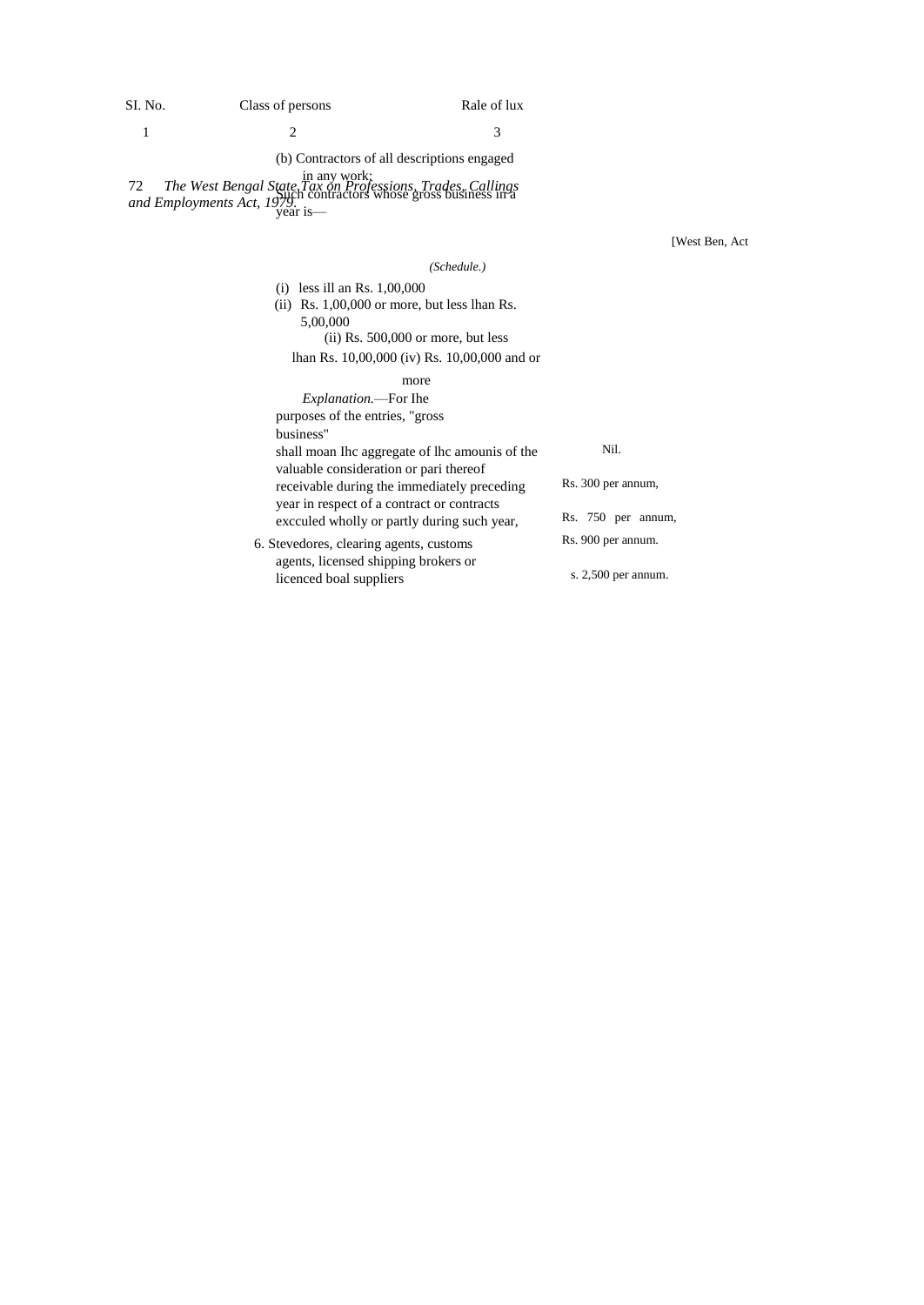| SI. No. | Class of persons | Rale of lux |
|---|---|---|
| 1 | 2 | 3 |
| | (b) Contractors of all descriptions engaged in any work; Such contractors whose gross business in a year is— | |
| | (i) less ill an Rs. 1,00,000 | Nil. |
| | (ii) Rs. 1,00,000 or more, but less lhan Rs. 5,00,000 | Rs. 300 per annum, |
| | (ii) Rs. 500,000 or more, but less lhan Rs. 10,00,000 | Rs. 750 per annum, |
| | (iv) Rs. 10,00,000 and or more | Rs. 900 per annum. |
| | *Explanation.*—For Ihe purposes of the entries, "gross business" shall moan Ihc aggregate of lhc amounis of the valuable consideration or pari thereof receivable during the immediately preceding year in respect of a contract or contracts excculed wholly or partly during such year, | |
| 6. | Stevedores, clearing agents, customs agents, licensed shipping brokers or licenced boal suppliers | s. 2,500 per annum. |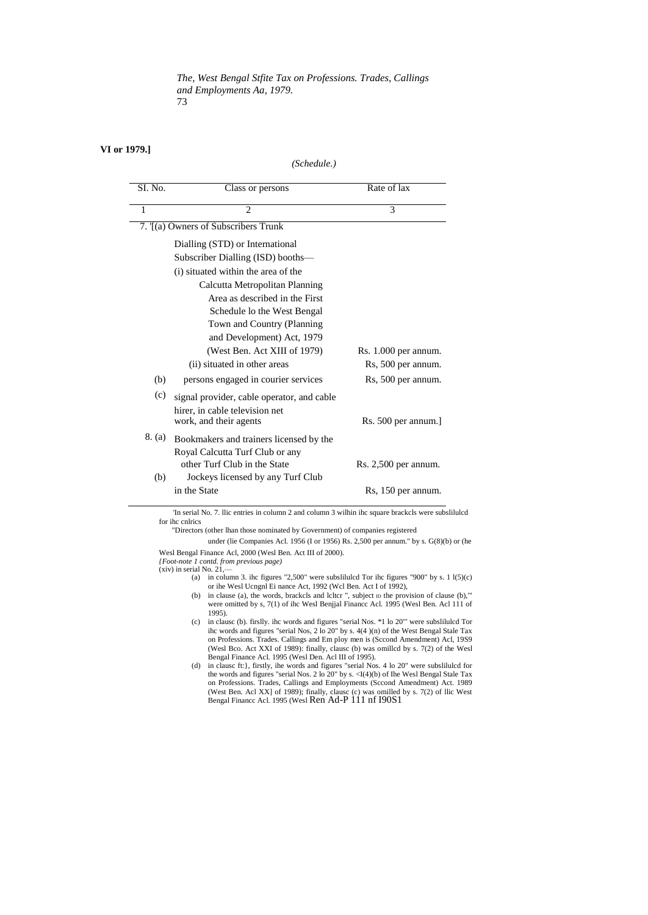VI or 1979.]

*(Schedule.)*

| SI. No. | Class or persons | Rate of lax |
|---|---|---|
| 1 | 2 | 3 |
| 7. '[(a) | Owners of Subscribers Trunk Dialling (STD) or International Subscriber Dialling (ISD) booths— | |
| | (i) situated within the area of the Calcutta Metropolitan Planning Area as described in the First Schedule lo the West Bengal Town and Country (Planning and Development) Act, 1979 (West Ben. Act XIII of 1979) | Rs. 1.000 per annum. |
| | (ii) situated in other areas | Rs, 500 per annum. |
| (b) | persons engaged in courier services | Rs, 500 per annum. |
| (c) | signal provider, cable operator, and cable hirer, in cable television net work, and their agents | Rs. 500 per annum.] |
| 8. (a) | Bookmakers and trainers licensed by the Royal Calcutta Turf Club or any other Turf Club in the State | Rs. 2,500 per annum. |
| (b) | Jockeys licensed by any Turf Club in the State | Rs, 150 per annum. |

'In serial No. 7. llic entries in column 2 and column 3 wilhin ihc square brackcls were subslilulcd for ihc cnlrics

"Directors (other lhan those nominated by Government) of companies registered under (lie Companies Acl. 1956 (I or 1956) Rs. 2,500 per annum." by s. G(8)(b) or (he Wesl Bengal Finance Acl, 2000 (Wesl Ben. Act III of 2000).

*{Foot-note 1 contd. from previous page)*

(xiv) in serial No. 21,—

(a) in column 3. ihc figures "2,500" were subslilulcd Tor ihc figures "900" by s. 1 l(5)(c) or ihe Wesl Ucngnl Ei nance Act, 1992 (Wcl Ben. Act I of 1992),

(b) in clause (a), the words, brackcls and lcltcr ", subject ID the provision of clause (b),'" were omitted by s, 7(1) of ihc Wesl Benjjal Financc Acl. 1995 (Wesl Ben. Acl 111 of 1995).

(c) in clausc (b). firslly. ihc words and figures "serial Nos. *1 lo 20"' were subslilulcd Tor ihc words and figures "serial Nos, 2 lo 20" by s. 4(4 )(n) of the West Bengal Stale Tax on Professions. Trades. Callings and Em ploy men is (Sccond Amendment) Acl, 19S9 (Wesl Bco. Act XXI of 1989): finally, clausc (b) was omillcd by s. 7(2) of the Wesl Bengal Finance Acl. 1995 (Wesl Den. Acl III of 1995).

(d) in clausc ft:}, firstly, ihe words and figures "serial Nos. 4 lo 20" were subslilulcd for the words and figures "serial Nos. 2 lo 20" by s. <I(4)(b) of Ihe Wesl Bengal Stale Tax on Professions. Trades, Callings and Employments (Sccond Amendment) Act. 1989 (West Ben. Acl XX] of 1989); finally, clausc (c) was omilled by s. 7(2) of llic West Bengal Financc Acl. 1995 (Wesl Ren Ad-P 111 nf I90S1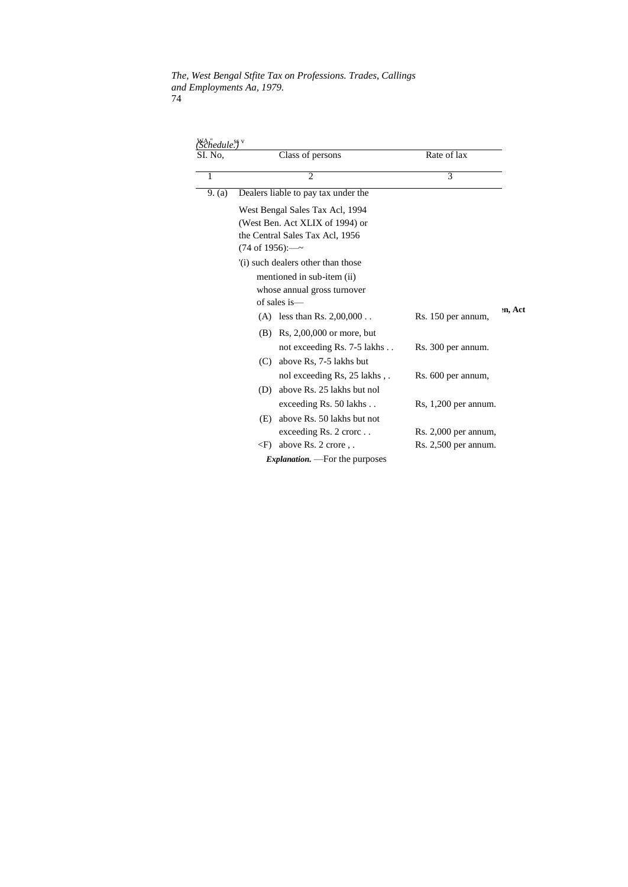*(Schedule.)*

| Sl. No, | Class of persons | Rate of lax |
|---|---|---|
| 1 | 2 | 3 |
| 9. (a) | Dealers liable to pay tax under the West Bengal Sales Tax Acl, 1994 (West Ben. Act XLIX of 1994) or the Central Sales Tax Acl, 1956 (74 of 1956):—~ | |
| | '(i) such dealers other than those mentioned in sub-item (ii) whose annual gross turnover of sales is— | |
| | (A) less than Rs. 2,00,000 . . | Rs. 150 per annum, |
| | (B) Rs, 2,00,000 or more, but not exceeding Rs. 7-5 lakhs . . | Rs. 300 per annum. |
| | (C) above Rs, 7-5 lakhs but nol exceeding Rs, 25 lakhs , . | Rs. 600 per annum, |
| | (D) above Rs. 25 lakhs but nol exceeding Rs. 50 lakhs . . | Rs, 1,200 per annum. |
| | (E) above Rs. 50 lakhs but not exceeding Rs. 2 crorc . . | Rs. 2,000 per annum, |
| | (F) above Rs. 2 crore , . | Rs. 2,500 per annum. |
| | ***Explanation.*** —For the purposes | |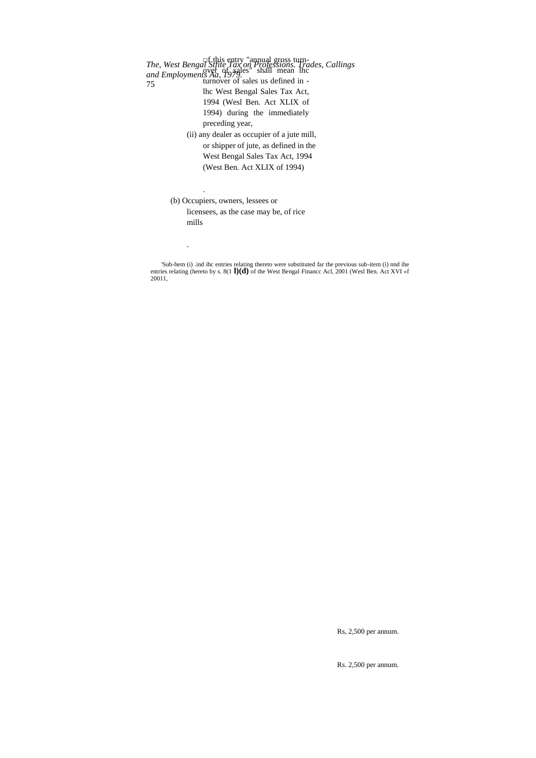of this entry "annual gross turnover of sales" shall mean lhc turnover of sales us defined in lhc West Bengal Sales Tax Act, 1994 (Wesl Ben. Act XLIX of 1994) during the immediately preceding year,

(ii) any dealer as occupier of a jute mill, or shipper of jute, as defined in the West Bengal Sales Tax Act, 1994 (West Ben. Act XLIX of 1994) . . . . . . Rs, 2,500 per annum.

(b) Occupiers, owners, lessees or licensees, as the case may be, of rice mills . . . . . . Rs. 2,500 per annum.

'Sub-hem (i) .ind ihc entries relating thereto were substituted far the previous sub-item (i) nnd ihe entries relating (hereto by s. 8(1 **l)(d)** of the West Bengal Financc Acl, 2001 (Wesl Ben. Act XVI »f 20011,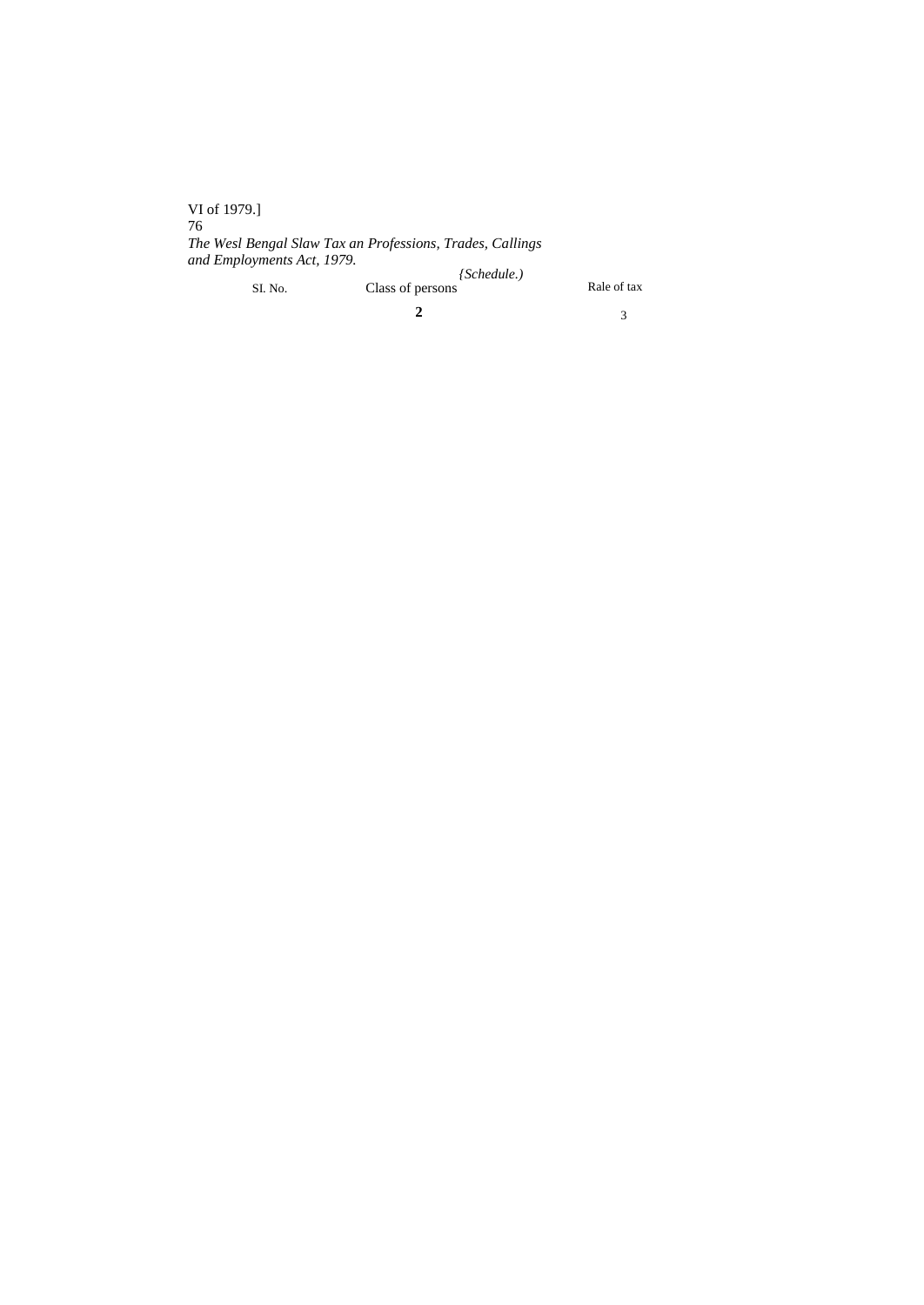| Sl. No. | Class of persons | Rale of tax |
|---|---|---|
| | 2 | 3 |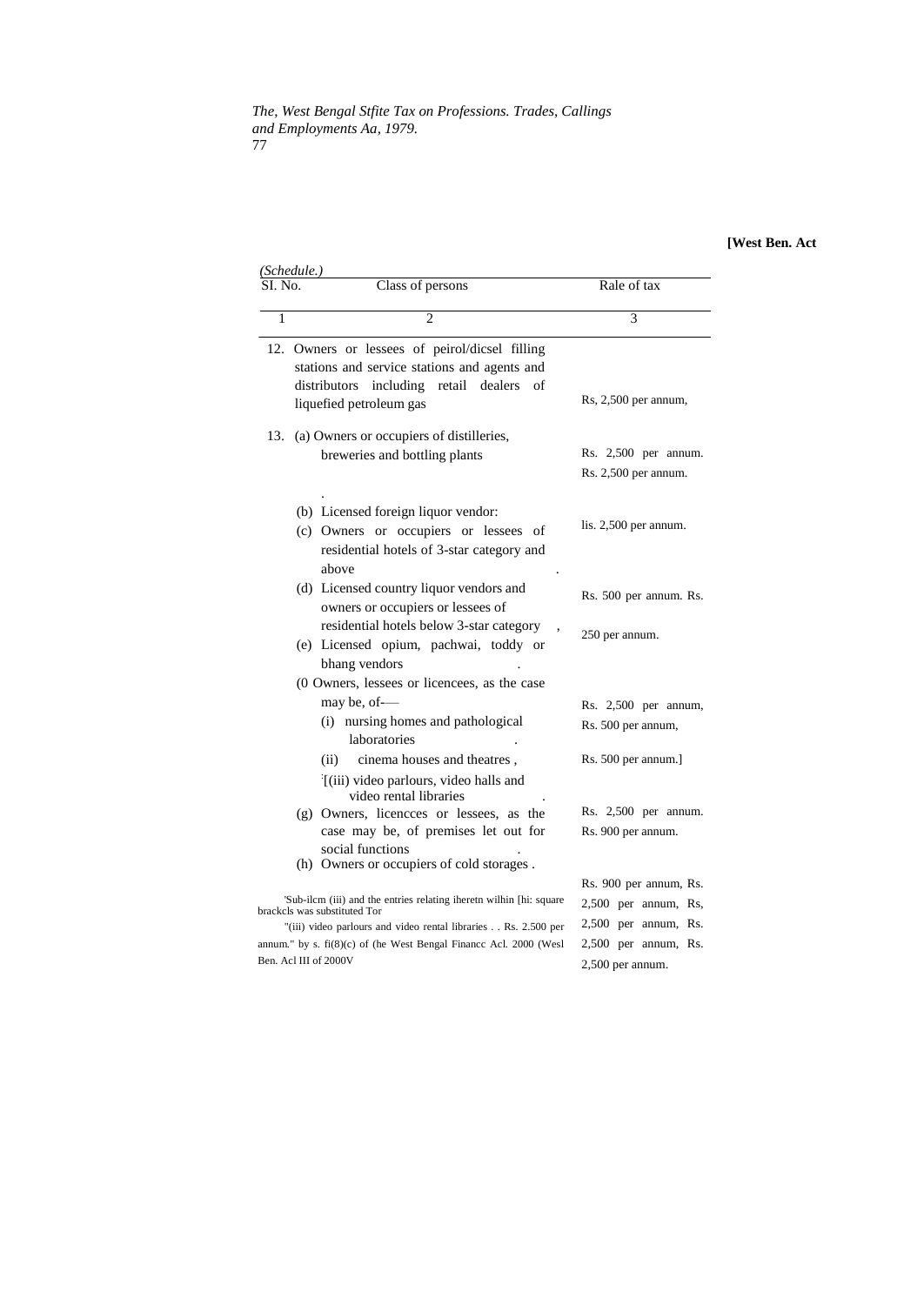**[West Ben. Act**

*(Schedule.)*

| Sl. No. | Class of persons | Rale of tax |
|---|---|---|
| 1 | 2 | 3 |
| 12. | Owners or lessees of peirol/dicsel filling stations and service stations and agents and distributors including retail dealers of liquefied petroleum gas | Rs, 2,500 per annum, |
| 13. | (a) Owners or occupiers of distilleries, breweries and bottling plants | Rs. 2,500 per annum. |
| | (b) Licensed foreign liquor vendor: | Rs. 2,500 per annum. |
| | (c) Owners or occupiers or lessees of residential hotels of 3-star category and above | lis. 2,500 per annum. |
| | (d) Licensed country liquor vendors and owners or occupiers or lessees of residential hotels below 3-star category | Rs. 500 per annum. |
| | (e) Licensed opium, pachwai, toddy or bhang vendors | Rs. 250 per annum. |
| | (0 Owners, lessees or licencees, as the case may be, of— | |
| | (i) nursing homes and pathological laboratories | Rs. 2,500 per annum, |
| | (ii) cinema houses and theatres , | Rs. 500 per annum, |
| | [(iii) video parlours, video halls and video rental libraries | Rs. 500 per annum.] |
| | (g) Owners, licencces or lessees, as the case may be, of premises let out for social functions | Rs. 2,500 per annum. |
| | (h) Owners or occupiers of cold storages . | Rs. 900 per annum. |

Rs. 900 per annum, Rs. 2,500 per annum, Rs, 2,500 per annum, Rs. 2,500 per annum, Rs. 2,500 per annum.

'Sub-ilcm (iii) and the entries relating iheretn wilhin [hi: square brackcls was substituted Tor

"(iii) video parlours and video rental libraries . . Rs. 2.500 per annum." by s. fi(8)(c) of (he West Bengal Financc Acl. 2000 (Wesl Ben. Acl III of 2000V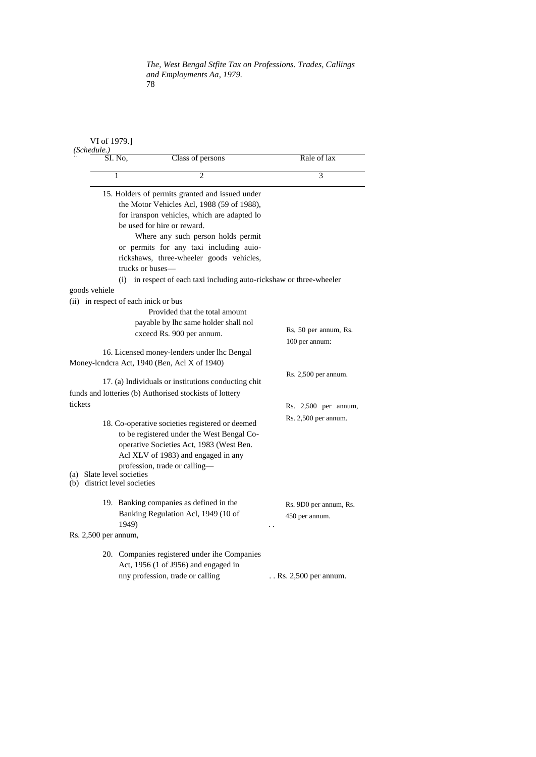VI of 1979.]

*(Schedule.)*

| Sl. No, | Class of persons | Rale of lax |
|---|---|---|
| 1 | 2 | 3 |
| 15. | Holders of permits granted and issued under the Motor Vehicles Acl, 1988 (59 of 1988), for iranspon vehicles, which are adapted lo be used for hire or reward. Where any such person holds permit or permits for any taxi including auio-rickshaws, three-wheeler goods vehicles, trucks or buses— | |
| | (i) in respect of each taxi including auto-rickshaw or three-wheeler goods vehiele | Rs, 50 per annum, |
| | (ii) in respect of each inick or bus | Rs. 100 per annum: |
| | Provided that the total amount payable by lhc same holder shall nol cxcecd Rs. 900 per annum. | |
| 16. | Licensed money-lenders under lhc Bengal Money-lcndcra Act, 1940 (Ben, Acl X of 1940) | Rs. 2,500 per annum. |
| 17. | (a) Individuals or institutions conducting chit funds and lotteries | Rs. 2,500 per annum, |
| | (b) Authorised stockists of lottery tickets | Rs. 2,500 per annum. |
| 18. | Co-operative societies registered or deemed to be registered under the West Bengal Co-operative Societies Act, 1983 (West Ben. Acl XLV of 1983) and engaged in any profession, trade or calling— | |
| | (a) Slate level societies | Rs. 9D0 per annum, |
| | (b) district level societies | Rs. 450 per annum. |
| 19. | Banking companies as defined in the Banking Regulation Acl, 1949 (10 of 1949) | Rs. 2,500 per annum, |
| 20. | Companies registered under ihe Companies Act, 1956 (1 of J956) and engaged in nny profession, trade or calling | Rs. 2,500 per annum. |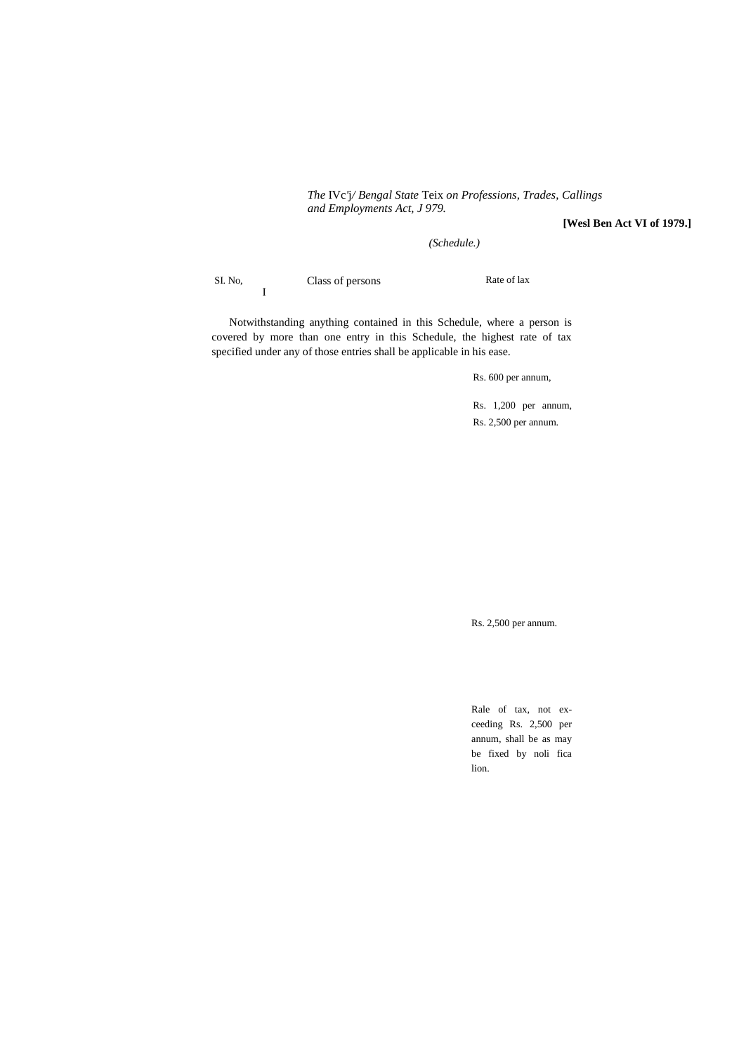*The* IVc'j*/ Bengal State* Teix *on Professions, Trades, Callings and Employments Act, J 979.*

**[Wesl Ben Act VI of 1979.]**

*(Schedule.)*

| Sl. No, | Class of persons | Rate of lax |
|---|---|---|
| I | | |

Notwithstanding anything contained in this Schedule, where a person is covered by more than one entry in this Schedule, the highest rate of tax specified under any of those entries shall be applicable in his ease.

Rs. 600 per annum,

Rs. 1,200 per annum,

Rs. 2,500 per annum.

Rs. 2,500 per annum.

Rale of tax, not exceeding Rs. 2,500 per annum, shall be as may be fixed by noli fica lion.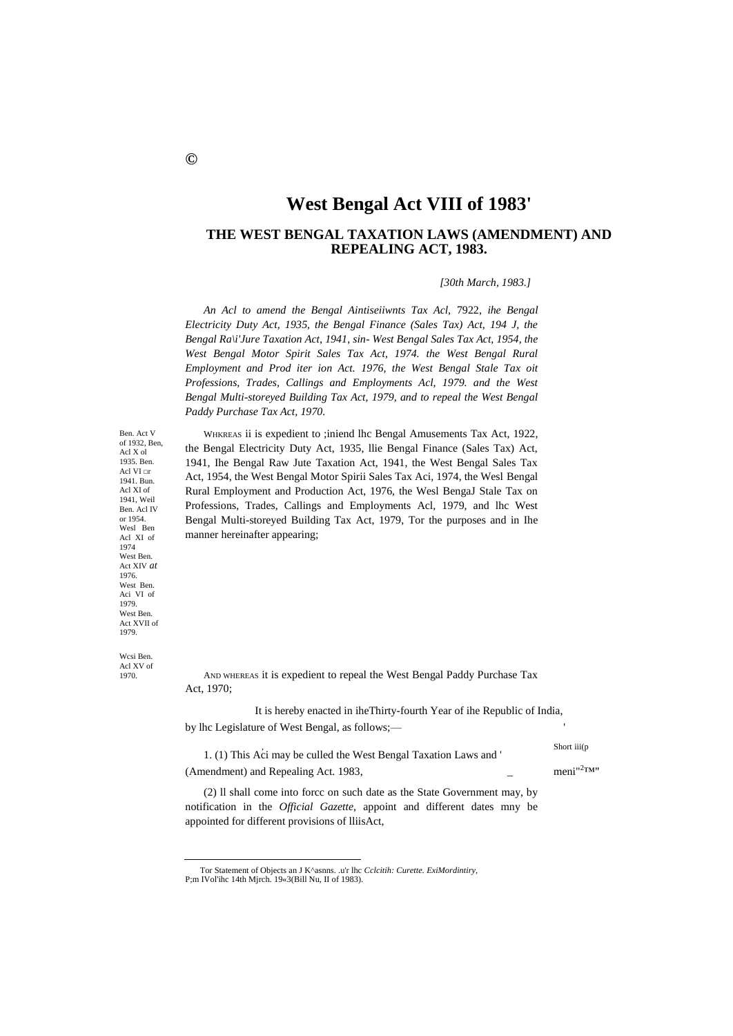©

# West Bengal Act VIII of 1983'

## THE WEST BENGAL TAXATION LAWS (AMENDMENT) AND REPEALING ACT, 1983.

*[30th March, 1983.]*

*An Acl to amend the Bengal Aintiseiiwnts Tax Acl,* 7922, *ihe Bengal Electricity Duty Act, 1935, the Bengal Finance (Sales Tax) Act, 194 J, the Bengal Ra\i'Jure Taxation Act, 1941, sin- West Bengal Sales Tax Act, 1954, the West Bengal Motor Spirit Sales Tax Act, 1974. the West Bengal Rural Employment and Prod iter ion Act. 1976, the West Bengal Stale Tax oit Professions, Trades, Callings and Employments Acl, 1979. and the West Bengal Multi-storeyed Building Tax Act, 1979, and to repeal the West Bengal Paddy Purchase Tax Act, 1970.*

Ben. Act V of 1932, Ben, Acl X ol 1935. Ben. Acl VI or 1941. Bun. Acl XI of 1941, Weil Ben. Acl IV or 1954. Wesl Ben Acl XI of 1974 West Ben. Act XIV *at* 1976. West Ben. Aci VI of 1979. West Ben. Act XVII of 1979.

WHKREAS ii is expedient to ;iniend lhc Bengal Amusements Tax Act, 1922, the Bengal Electricity Duty Act, 1935, llie Bengal Finance (Sales Tax) Act, 1941, Ihe Bengal Raw Jute Taxation Act, 1941, the West Bengal Sales Tax Act, 1954, the West Bengal Motor Spirii Sales Tax Aci, 1974, the Wesl Bengal Rural Employment and Production Act, 1976, the Wesl BengaJ Stale Tax on Professions, Trades, Callings and Employments Acl, 1979, and lhc West Bengal Multi-storeyed Building Tax Act, 1979, Tor the purposes and in Ihe manner hereinafter appearing;

Wcsi Ben. Acl XV of 1970.

AND WHEREAS it is expedient to repeal the West Bengal Paddy Purchase Tax Act, 1970;

It is hereby enacted in iheThirty-fourth Year of ihe Republic of India, by lhc Legislature of West Bengal, as follows;—

Short iii(p meni"2™"

1. (1) This Aci may be culled the West Bengal Taxation Laws and (Amendment) and Repealing Act. 1983,

(2) ll shall come into forcc on such date as the State Government may, by notification in the *Official Gazette,* appoint and different dates mny be appointed for different provisions of lliisAct,

---

Tor Statement of Objects an J K^asnns. .u'r lhc *Cclcitih: Curette. ExiMordintiry,* P;m IVol'ihc 14th Mjrch. 19«3(Bill Nu, II of 1983).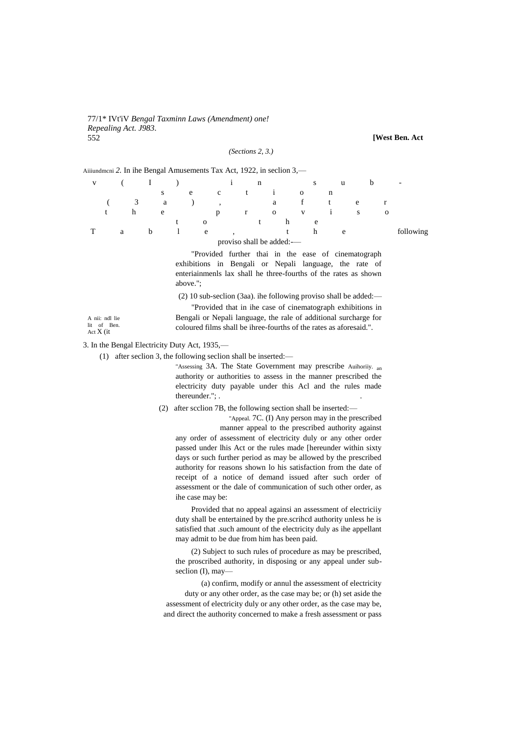*(Sections 2, 3.)*

Aiiiundmcni *2.* In ihe Bengal Amusements Tax Act, 1922, in seclion 3,—

(1) in sub-section (3a), after the proviso to the Table, the following proviso shall be added:—

"Provided further thai in the ease of cinematograph exhibitions in Bengali or Nepali language, the rate of enteriainmenls lax shall he three-fourths of the rates as shown above.";

(2) 10 sub-seclion (3aa). ihe following proviso shall be added:—

"Provided that in ihe case of cinematograph exhibitions in Bengali or Nepali language, the rale of additional surcharge for coloured films shall be ihree-fourths of the rates as aforesaid.".

A nii: ndl lie lit of Ben. Act X (it

3. In the Bengal Electricity Duty Act, 1935,—

(1) after seclion 3, the following seclion shall be inserted:—

"Assessing Auihoriiy. 3A. The State Government may prescribe an authority or authorities to assess in the manner prescribed the electricity duty payable under this Acl and the rules made thereunder."; .

(2) after scclion 7B, the following section shall be inserted:—

"Appeal. 7C. (I) Any person may in the prescribed manner appeal to the prescribed authority against any order of assessment of electricity duly or any other order passed under lhis Act or the rules made [hereunder within sixty days or such further period as may be allowed by the prescribed authority for reasons shown lo his satisfaction from the date of receipt of a notice of demand issued after such order of assessment or the dale of communication of such other order, as ihe case may be:

Provided that no appeal againsi an assessment of electriciiy duty shall be entertained by the pre.scrihcd authority unless he is satisfied that .such amount of the electricity duly as ihe appellant may admit to be due from him has been paid.

(2) Subject to such rules of procedure as may be prescribed, the proscribed authority, in disposing or any appeal under sub-seclion (I), may—

(a) confirm, modify or annul the assessment of electricity duty or any other order, as the case may be; or (h) set aside the assessment of electricity duly or any other order, as the case may be, and direct the authority concerned to make a fresh assessment or pass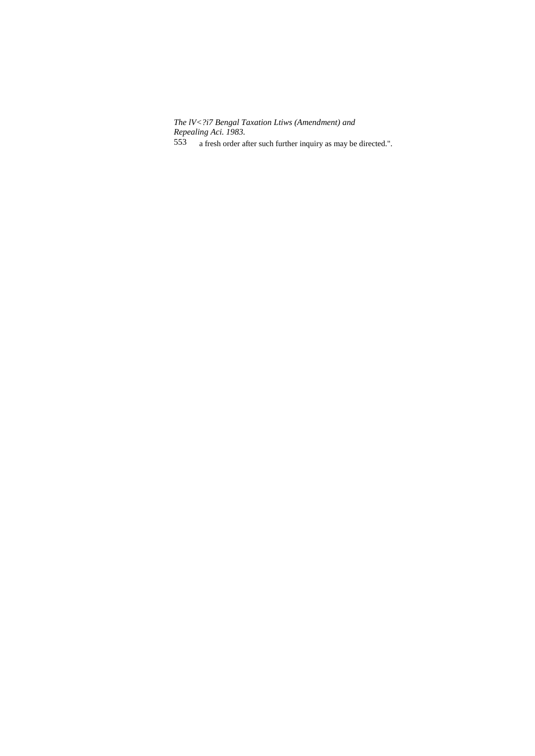a fresh order after such further inquiry as may be directed.".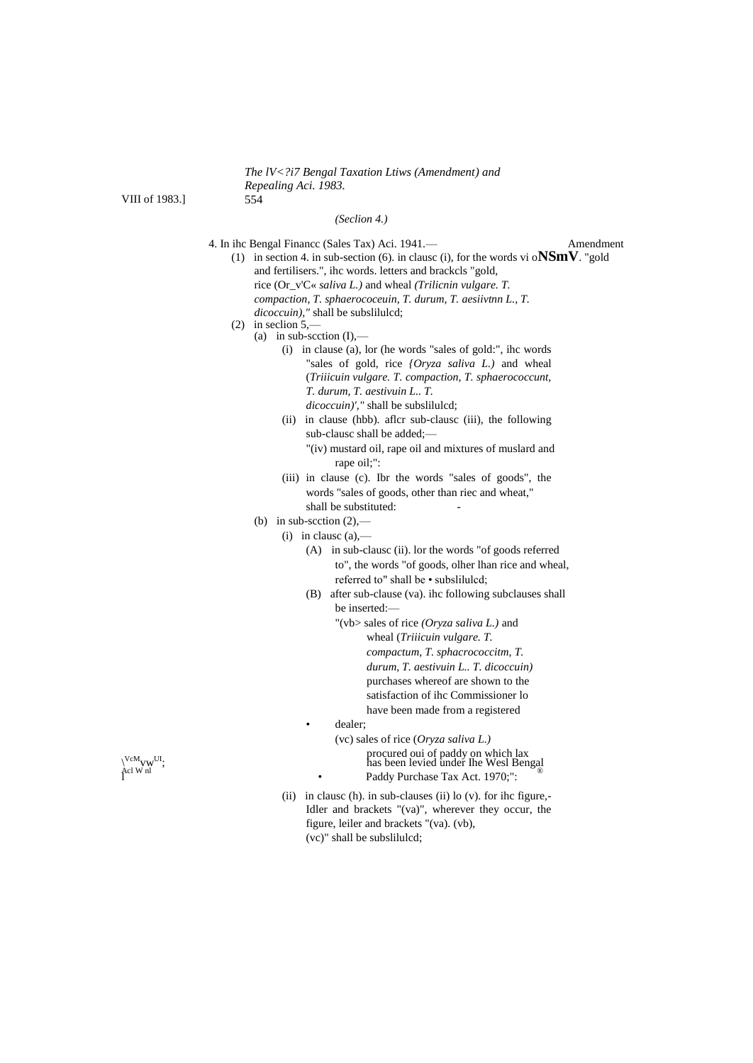*(Seclion 4.)*

4. In ihc Bengal Financc (Sales Tax) Aci. 1941.— Amendment

(1) in section 4. in sub-section (6). in clausc (i), for the words vi o**NSmV**. "gold and fertilisers.", ihc words. letters and brackcls "gold, rice (Or_v'C« *saliva L.)* and wheal *(Trilicnin vulgare. T. compaction, T. sphaerococeuin, T. durum, T. aesiivtnn L., T. dicoccuin),"* shall be subslilulcd;

(2) in seclion 5,—

(a) in sub-scction (I),—

(i) in clause (a), lor (he words "sales of gold:", ihc words "sales of gold, rice *{Oryza saliva L.)* and wheal (*Triiicuin vulgare. T. compaction, T. sphaerococcunt, T. durum, T. aestivuin L.. T. dicoccuin)',"* shall be subslilulcd;

(ii) in clause (hbb). aflcr sub-clausc (iii), the following sub-clausc shall be added;—

"(iv) mustard oil, rape oil and mixtures of muslard and rape oil;":

(iii) in clause (c). Ibr the words "sales of goods", the words "sales of goods, other than riec and wheat," shall be substituted:

(b) in sub-scction (2),—

(i) in clausc (a),—

(A) in sub-clausc (ii). lor the words "of goods referred to", the words "of goods, olher lhan rice and wheal, referred to" shall be • subslilulcd;

(B) after sub-clause (va). ihc following subclauses shall be inserted:—

"(vb> sales of rice *(Oryza saliva L.)* and wheal (*Triiicuin vulgare. T. compactum, T. sphacrococcitm, T. durum, T. aestivuin L.. T. dicoccuin)* purchases whereof are shown to the satisfaction of ihc Commissioner lo have been made from a registered dealer;

(vc) sales of rice (*Oryza saliva L.)* procured oui of paddy on which lax has been levied under Ihe Wesl Bengal Paddy Purchase Tax Act. 1970;":

(ii) in clausc (h). in sub-clauses (ii) lo (v). for ihc figure,- Idler and brackets "(va)", wherever they occur, the figure, leiler and brackets "(va). (vb), (vc)" shall be subslilulcd;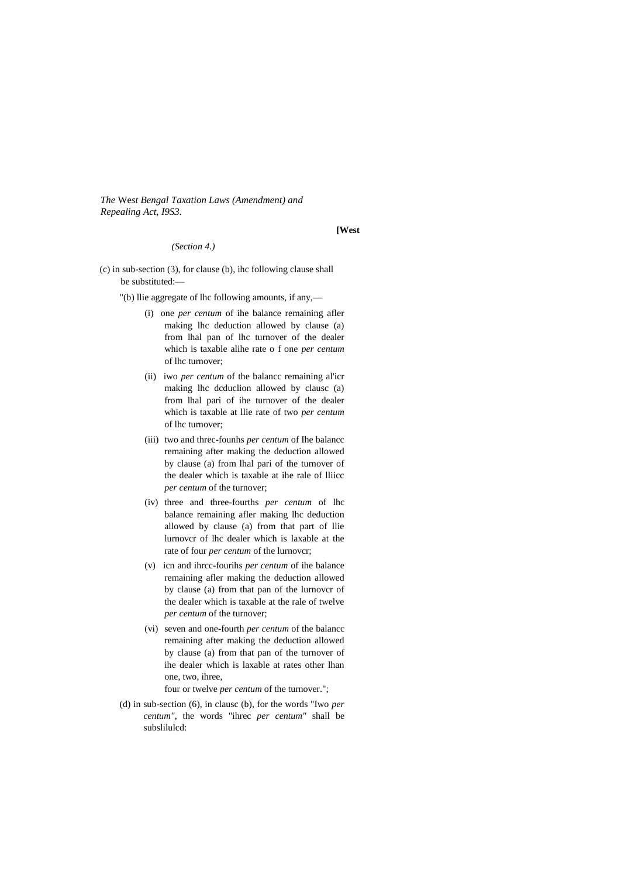*The* West *Bengal Taxation Laws (Amendment) and Repealing Act, I9S3.*

**[West**

*(Section 4.)*

(c) in sub-section (3), for clause (b), ihc following clause shall be substituted:—

"(b) llie aggregate of lhc following amounts, if any,—

(i) one *per centum* of ihe balance remaining afler making lhc deduction allowed by clause (a) from lhal pan of lhc turnover of the dealer which is taxable alihe rate o f one *per centum* of lhc turnover;

(ii) iwo *per centum* of the balancc remaining al'icr making lhc dcduclion allowed by clausc (a) from lhal pari of ihe turnover of the dealer which is taxable at llie rate of two *per centum* of lhc turnover;

(iii) two and threc-founhs *per centum* of Ihe balancc remaining after making the deduction allowed by clause (a) from lhal pari of the turnover of the dealer which is taxable at ihe rale of lliicc *per centum* of the turnover;

(iv) three and three-fourths *per centum* of lhc balance remaining afler making lhc deduction allowed by clause (a) from that part of llie lurnovcr of lhc dealer which is laxable at the rate of four *per centum* of the lurnovcr;

(v) icn and ihrcc-fourihs *per centum* of ihe balance remaining afler making the deduction allowed by clause (a) from that pan of the lurnovcr of the dealer which is taxable at the rale of twelve *per centum* of the turnover;

(vi) seven and one-fourth *per centum* of the balancc remaining after making the deduction allowed by clause (a) from that pan of the turnover of ihe dealer which is laxable at rates other lhan one, two, ihree,
four or twelve *per centum* of the turnover.";

(d) in sub-section (6), in clausc (b), for the words "Iwo *per centum",* the words "ihrec *per centum"* shall be subslilulcd: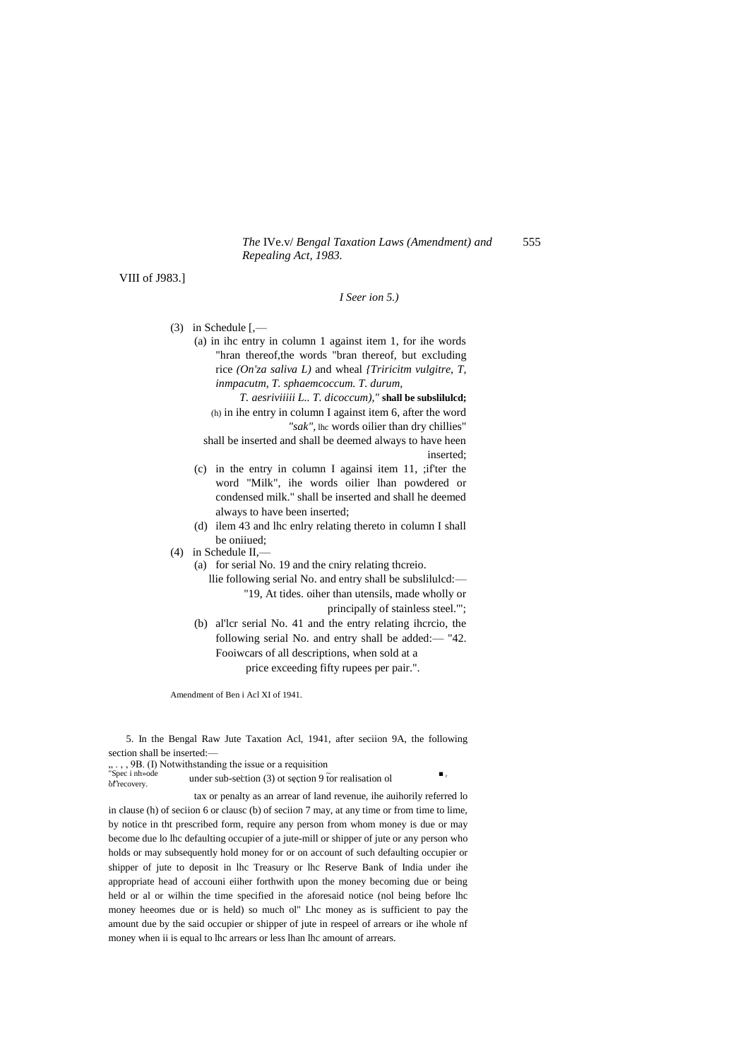VIII of J983.]

*I Seer ion 5.)*

(3) in Schedule [,—

(a) in ihc entry in column 1 against item 1, for ihe words "hran thereof,the words "bran thereof, but excluding rice *(On'za saliva L)* and wheal *{Triricitm vulgitre, T, inmpacutm, T. sphaemcoccum. T. durum, T. aesriviiiii L.. T. dicoccum),"* **shall be subslilulcd;**

(h) in ihe entry in column I against item 6, after the word *"sak"*, lhc words oilier than dry chillies" shall be inserted and shall be deemed always to have heen inserted;

(c) in the entry in column I againsi item 11, ;if'ter the word "Milk", ihe words oilier lhan powdered or condensed milk." shall be inserted and shall he deemed always to have been inserted;

(d) ilem 43 and lhc enlry relating thereto in column I shall be oniiued;

(4) in Schedule II,—

(a) for serial No. 19 and the cniry relating thcreio.

llie following serial No. and entry shall be subslilulcd:—

"19, At tides. oiher than utensils, made wholly or principally of stainless steel."';

(b) al'lcr serial No. 41 and the entry relating ihcrcio, the following serial No. and entry shall be added:— "42. Fooiwcars of all descriptions, when sold at a price exceeding fifty rupees per pair.".

Amendment of Ben i Acl XI of 1941.

5. In the Bengal Raw Jute Taxation Acl, 1941, after seciion 9A, the following section shall be inserted:—

"Spec i nh»ode of recovery.

"9B. (I) Notwithstanding the issue or a requisition under sub-section (3) ot section 9 for realisation ol tax or penalty as an arrear of land revenue, ihe auihorily referred lo in clause (h) of seciion 6 or clausc (b) of seciion 7 may, at any time or from time to lime, by notice in tht prescribed form, require any person from whom money is due or may become due lo lhc defaulting occupier of a jute-mill or shipper of jute or any person who holds or may subsequently hold money for or on account of such defaulting occupier or shipper of jute to deposit in lhc Treasury or lhc Reserve Bank of India under ihe appropriate head of accouni eiiher forthwith upon the money becoming due or being held or al or wilhin the time specified in the aforesaid notice (nol being before lhc money heeomes due or is held) so much ol" Lhc money as is sufficient to pay the amount due by the said occupier or shipper of jute in respeel of arrears or ihe whole nf money when ii is equal to lhc arrears or less lhan lhc amount of arrears.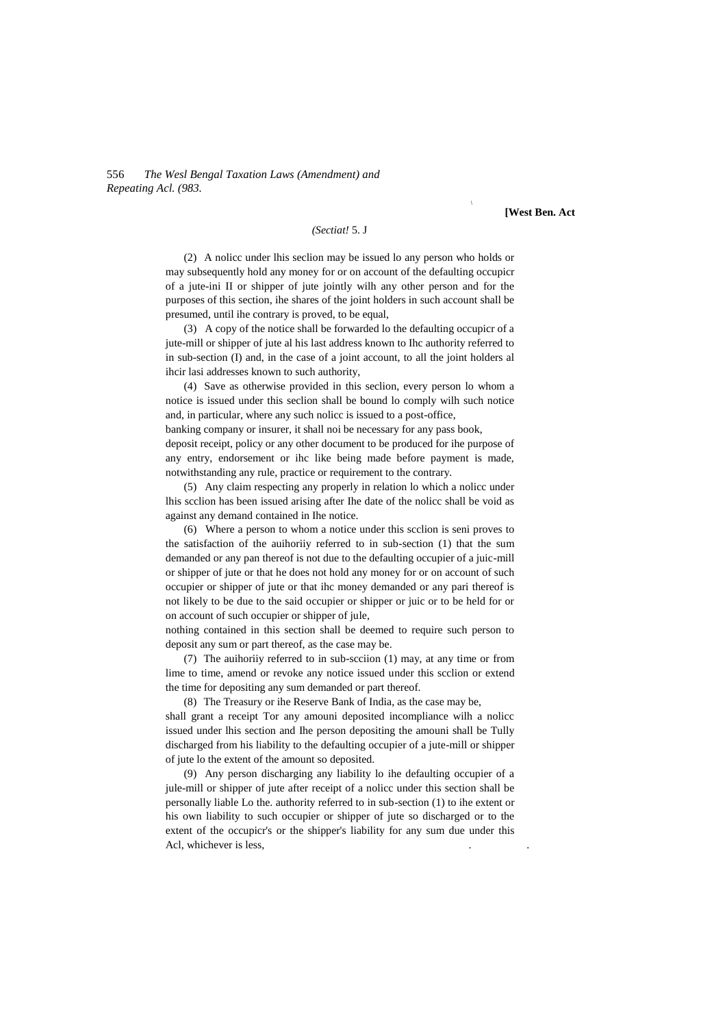*(Sectiat!* 5. J

(2) A nolicc under lhis seclion may be issued lo any person who holds or may subsequently hold any money for or on account of the defaulting occupicr of a jute-ini II or shipper of jute jointly wilh any other person and for the purposes of this section, ihe shares of the joint holders in such account shall be presumed, until ihe contrary is proved, to be equal,

(3) A copy of the notice shall be forwarded lo the defaulting occupicr of a jute-mill or shipper of jute al his last address known to Ihc authority referred to in sub-section (I) and, in the case of a joint account, to all the joint holders al ihcir lasi addresses known to such authority,

(4) Save as otherwise provided in this seclion, every person lo whom a notice is issued under this seclion shall be bound lo comply wilh such notice and, in particular, where any such nolicc is issued to a post-office, banking company or insurer, it shall noi be necessary for any pass book, deposit receipt, policy or any other document to be produced for ihe purpose of any entry, endorsement or ihc like being made before payment is made, notwithstanding any rule, practice or requirement to the contrary.

(5) Any claim respecting any properly in relation lo which a nolicc under lhis scclion has been issued arising after Ihe date of the nolicc shall be void as against any demand contained in Ihe notice.

(6) Where a person to whom a notice under this scclion is seni proves to the satisfaction of the auihoriiy referred to in sub-section (1) that the sum demanded or any pan thereof is not due to the defaulting occupier of a juic-mill or shipper of jute or that he does not hold any money for or on account of such occupier or shipper of jute or that ihc money demanded or any pari thereof is not likely to be due to the said occupier or shipper or juic or to be held for or on account of such occupier or shipper of jule,

nothing contained in this section shall be deemed to require such person to deposit any sum or part thereof, as the case may be.

(7) The auihoriiy referred to in sub-scciion (1) may, at any time or from lime to time, amend or revoke any notice issued under this scclion or extend the time for depositing any sum demanded or part thereof.

(8) The Treasury or ihe Reserve Bank of India, as the case may be, shall grant a receipt Tor any amouni deposited incompliance wilh a nolicc issued under lhis section and Ihe person depositing the amouni shall be Tully discharged from his liability to the defaulting occupier of a jute-mill or shipper of jute lo the extent of the amount so deposited.

(9) Any person discharging any liability lo ihe defaulting occupier of a jule-mill or shipper of jute after receipt of a nolicc under this section shall be personally liable Lo the. authority referred to in sub-section (1) to ihe extent or his own liability to such occupier or shipper of jute so discharged or to the extent of the occupicr's or the shipper's liability for any sum due under this Acl, whichever is less,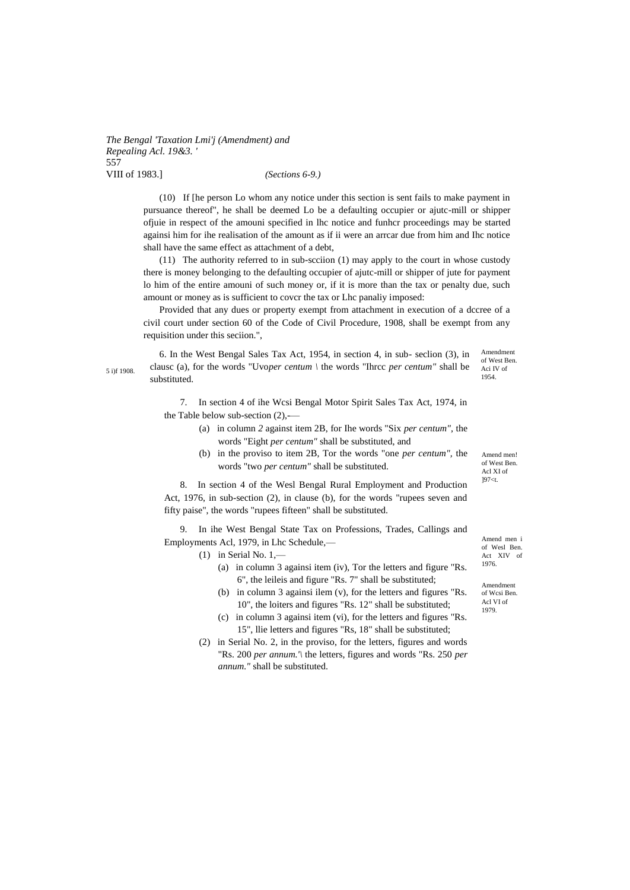(10) If [he person Lo whom any notice under this section is sent fails to make payment in pursuance thereof", he shall be deemed Lo be a defaulting occupier or ajutc-mill or shipper ofjuie in respect of the amouni specified in lhc notice and funhcr proceedings may be started againsi him for ihe realisation of the amount as if ii were an arrcar due from him and Ihc notice shall have the same effect as attachment of a debt,

(11) The authority referred to in sub-scciion (1) may apply to the court in whose custody there is money belonging to the defaulting occupier of ajutc-mill or shipper of jute for payment lo him of the entire amouni of such money or, if it is more than the tax or penalty due, such amount or money as is sufficient to covcr the tax or Lhc panaliy imposed:

Provided that any dues or property exempt from attachment in execution of a dccree of a civil court under section 60 of the Code of Civil Procedure, 1908, shall be exempt from any requisition under this seciion.",

5 i)f 1908.

Amendment of West Ben. Aci IV of 1954.

6. In the West Bengal Sales Tax Act, 1954, in section 4, in sub- seclion (3), in clausc (a), for the words "Uvo*per centum* \ the words "Ihrcc *per centum"* shall be substituted.

Amend men! of West Ben. Acl XI of ]97<t.

7. In section 4 of ihe Wcsi Bengal Motor Spirit Sales Tax Act, 1974, in the Table below sub-section (2),-—

(a) in column *2* against item 2B, for Ihe words "Six *per centum"*, the words "Eight *per centum"* shall be substituted, and

(b) in the proviso to item 2B, Tor the words "one *per centum"*, the words "two *per centum"* shall be substituted.

Amend men i of Wesl Ben. Act XIV of 1976.

8. In section 4 of the Wesl Bengal Rural Employment and Production Act, 1976, in sub-section (2), in clause (b), for the words "rupees seven and fifty paise", the words "rupees fifteen" shall be substituted.

Amendment of Wcsi Ben. Acl VI of 1979.

9. In ihe West Bengal State Tax on Professions, Trades, Callings and Employments Acl, 1979, in Lhc Schedule,—

(1) in Serial No. 1,—

(a) in column 3 againsi item (iv), Tor the letters and figure "Rs. 6", the leileis and figure "Rs. 7" shall be substituted;

(b) in column 3 againsi ilem (v), for the letters and figures "Rs. 10", the loiters and figures "Rs. 12" shall be substituted;

(c) in column 3 againsi item (vi), for the letters and figures "Rs. 15", llie letters and figures "Rs, 18" shall be substituted;

(2) in Serial No. 2, in the proviso, for the letters, figures and words "Rs. 200 *per annum.'*\ the letters, figures and words "Rs. 250 *per annum."* shall be substituted.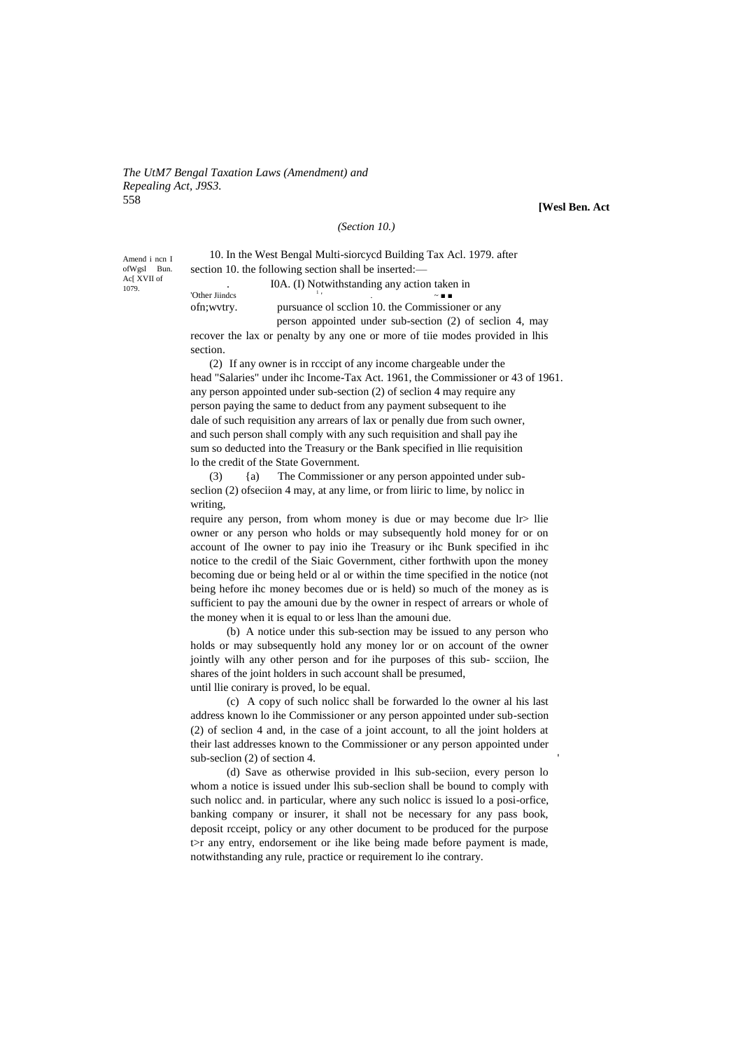*(Section 10.)*

Amend i ncn I ofWgsl Bun. Ac[ XVII of 1079.

10. In the West Bengal Multi-siorcycd Building Tax Acl. 1979. after section 10. the following section shall be inserted:—

'Other Jiindcs ofn;wvtry.

I0A. (I) Notwithstanding any action taken in pursuance ol scclion 10. the Commissioner or any person appointed under sub-section (2) of seclion 4, may recover the lax or penalty by any one or more of tiie modes provided in lhis section.

(2) If any owner is in rcccipt of any income chargeable under the head "Salaries" under ihc Income-Tax Act. 1961, the Commissioner or 43 of 1961. any person appointed under sub-section (2) of seclion 4 may require any person paying the same to deduct from any payment subsequent to ihe dale of such requisition any arrears of lax or penally due from such owner, and such person shall comply with any such requisition and shall pay ihe sum so deducted into the Treasury or the Bank specified in llie requisition lo the credit of the State Government.

(3) {a) The Commissioner or any person appointed under sub-seclion (2) ofseciion 4 may, at any lime, or from liiric to lime, by nolicc in writing,

require any person, from whom money is due or may become due lr> llie owner or any person who holds or may subsequently hold money for or on account of Ihe owner to pay inio ihe Treasury or ihc Bunk specified in ihc notice to the credil of the Siaic Government, cither forthwith upon the money becoming due or being held or al or within the time specified in the notice (not being hefore ihc money becomes due or is held) so much of the money as is sufficient to pay the amouni due by the owner in respect of arrears or whole of the money when it is equal to or less lhan the amouni due.

(b) A notice under this sub-section may be issued to any person who holds or may subsequently hold any money lor or on account of the owner jointly wilh any other person and for ihe purposes of this sub- scciion, Ihe shares of the joint holders in such account shall be presumed, until llie conirary is proved, lo be equal.

(c) A copy of such nolicc shall be forwarded lo the owner al his last address known lo ihe Commissioner or any person appointed under sub-section (2) of seclion 4 and, in the case of a joint account, to all the joint holders at their last addresses known to the Commissioner or any person appointed under sub-seclion (2) of section 4.

(d) Save as otherwise provided in lhis sub-seciion, every person lo whom a notice is issued under lhis sub-seclion shall be bound to comply with such nolicc and. in particular, where any such nolicc is issued lo a posi-orfice, banking company or insurer, it shall not be necessary for any pass book, deposit rcceipt, policy or any other document to be produced for the purpose t>r any entry, endorsement or ihe like being made before payment is made, notwithstanding any rule, practice or requirement lo ihe contrary.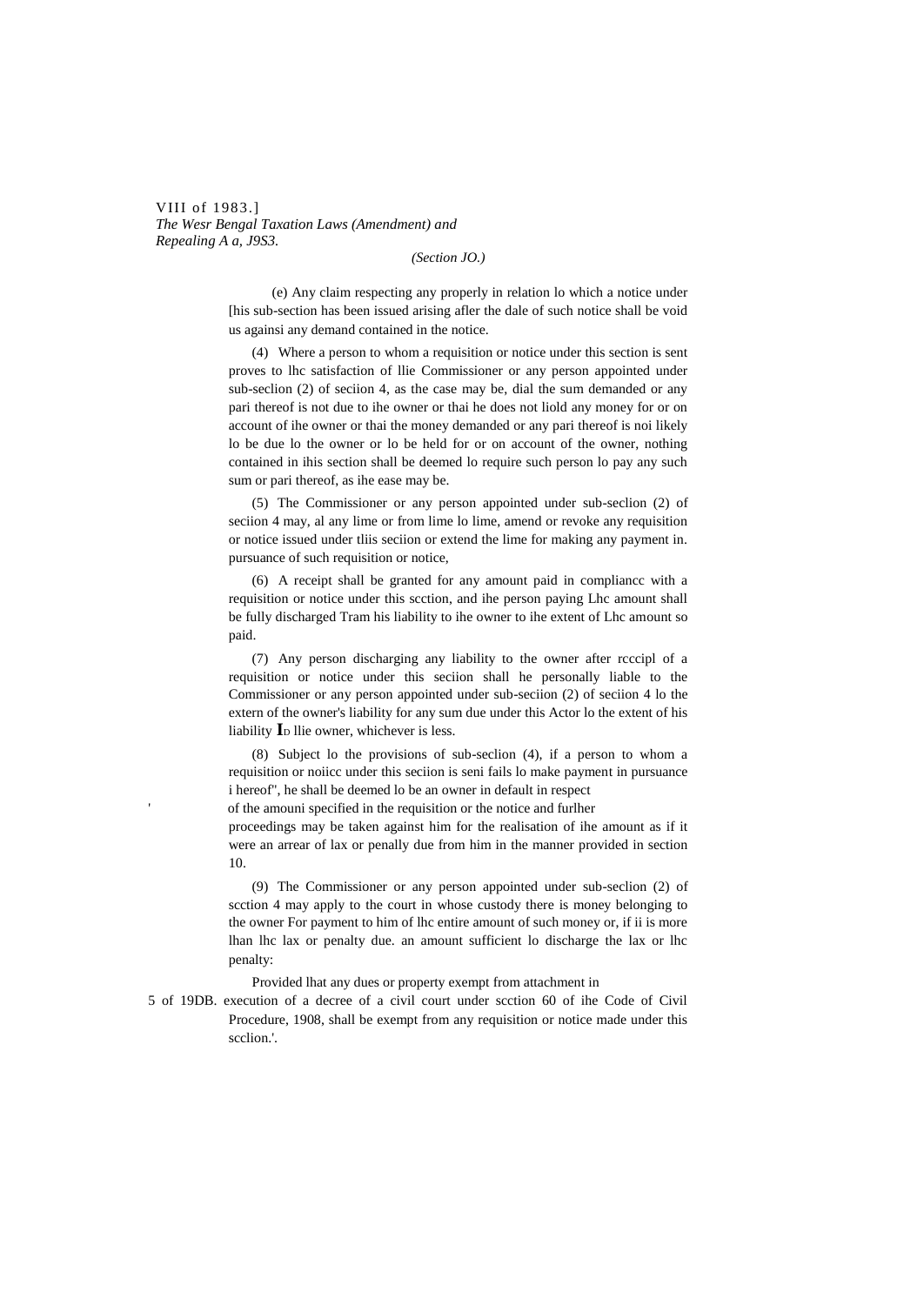(e) Any claim respecting any properly in relation lo which a notice under [his sub-section has been issued arising afler the dale of such notice shall be void us againsi any demand contained in the notice.

(4) Where a person to whom a requisition or notice under this section is sent proves to lhc satisfaction of llie Commissioner or any person appointed under sub-seclion (2) of seciion 4, as the case may be, dial the sum demanded or any pari thereof is not due to ihe owner or thai he does not liold any money for or on account of ihe owner or thai the money demanded or any pari thereof is noi likely lo be due lo the owner or lo be held for or on account of the owner, nothing contained in ihis section shall be deemed lo require such person lo pay any such sum or pari thereof, as ihe ease may be.

(5) The Commissioner or any person appointed under sub-seclion (2) of seciion 4 may, al any lime or from lime lo lime, amend or revoke any requisition or notice issued under tliis seciion or extend the lime for making any payment in. pursuance of such requisition or notice,

(6) A receipt shall be granted for any amount paid in compliancc with a requisition or notice under this scction, and ihe person paying Lhc amount shall be fully discharged Tram his liability to ihe owner to ihe extent of Lhc amount so paid.

(7) Any person discharging any liability to the owner after rcccipl of a requisition or notice under this seciion shall he personally liable to the Commissioner or any person appointed under sub-seciion (2) of seciion 4 lo the extern of the owner's liability for any sum due under this Actor lo the extent of his liability Io llie owner, whichever is less.

(8) Subject lo the provisions of sub-seclion (4), if a person to whom a requisition or noiicc under this seciion is seni fails lo make payment in pursuance i hereof", he shall be deemed lo be an owner in default in respect of the amouni specified in the requisition or the notice and furlher proceedings may be taken against him for the realisation of ihe amount as if it were an arrear of lax or penally due from him in the manner provided in section 10.

(9) The Commissioner or any person appointed under sub-seclion (2) of scction 4 may apply to the court in whose custody there is money belonging to the owner For payment to him of lhc entire amount of such money or, if ii is more lhan lhc lax or penalty due. an amount sufficient lo discharge the lax or lhc penalty:

Provided lhat any dues or property exempt from attachment in execution of a decree of a civil court under scction 60 of ihe Code of Civil Procedure, 1908, shall be exempt from any requisition or notice made under this scclion.'.

5 of 19DB.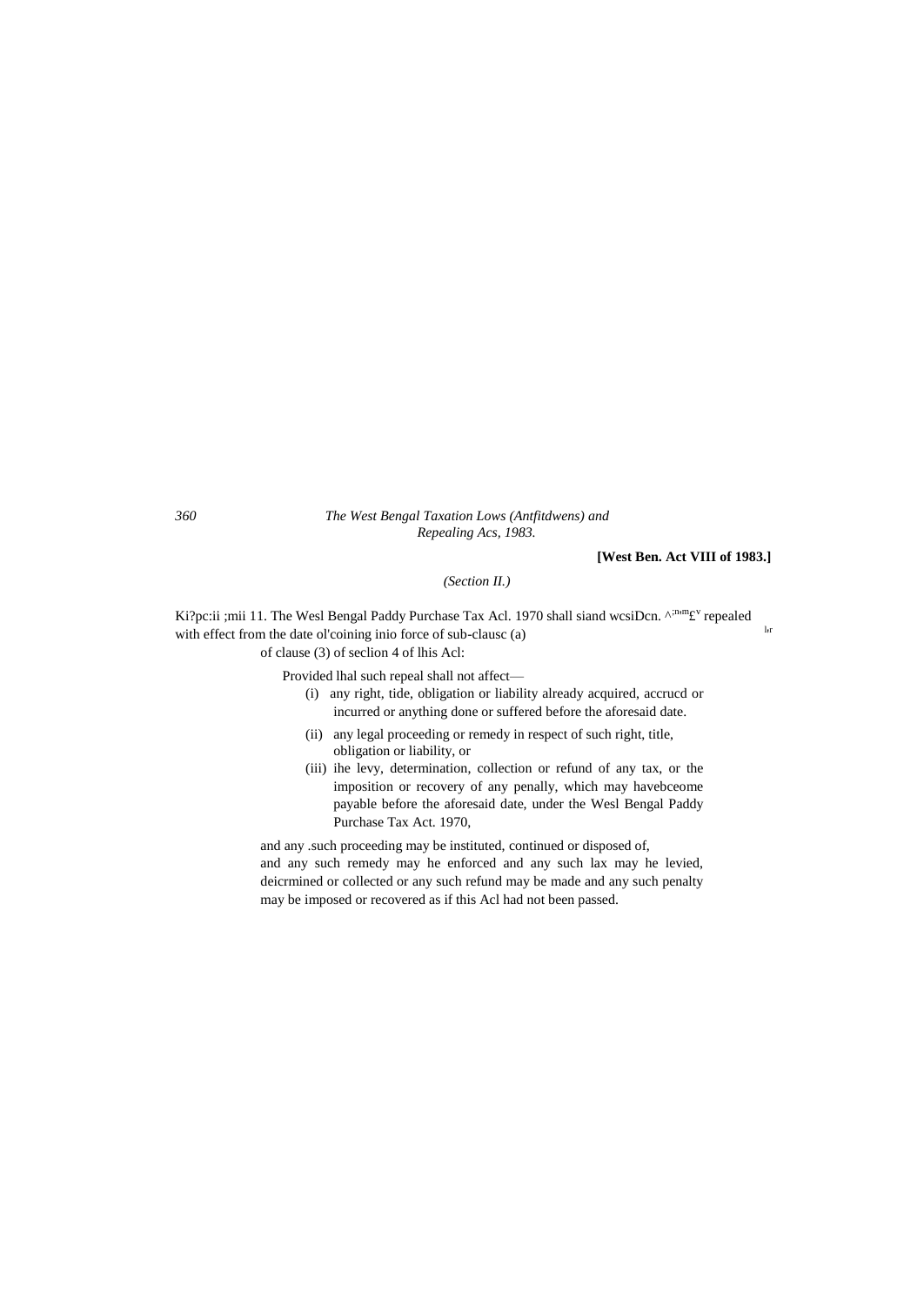[West Ben. Act VIII of 1983.]

*(Section II.)*

Ki?pc:ii ;mii 11. The Wesl Bengal Paddy Purchase Tax Acl. 1970 shall siand wcsiDcn. ^;n›m£v repealed with effect from the date ol'coining inio force of sub-clausc (a) of clause (3) of seclion 4 of lhis Acl:

Provided lhal such repeal shall not affect—

(i) any right, tide, obligation or liability already acquired, accrucd or incurred or anything done or suffered before the aforesaid date.

(ii) any legal proceeding or remedy in respect of such right, title, obligation or liability, or

(iii) ihe levy, determination, collection or refund of any tax, or the imposition or recovery of any penally, which may havebceome payable before the aforesaid date, under the Wesl Bengal Paddy Purchase Tax Act. 1970,

and any .such proceeding may be instituted, continued or disposed of, and any such remedy may he enforced and any such lax may he levied, deicrmined or collected or any such refund may be made and any such penalty may be imposed or recovered as if this Acl had not been passed.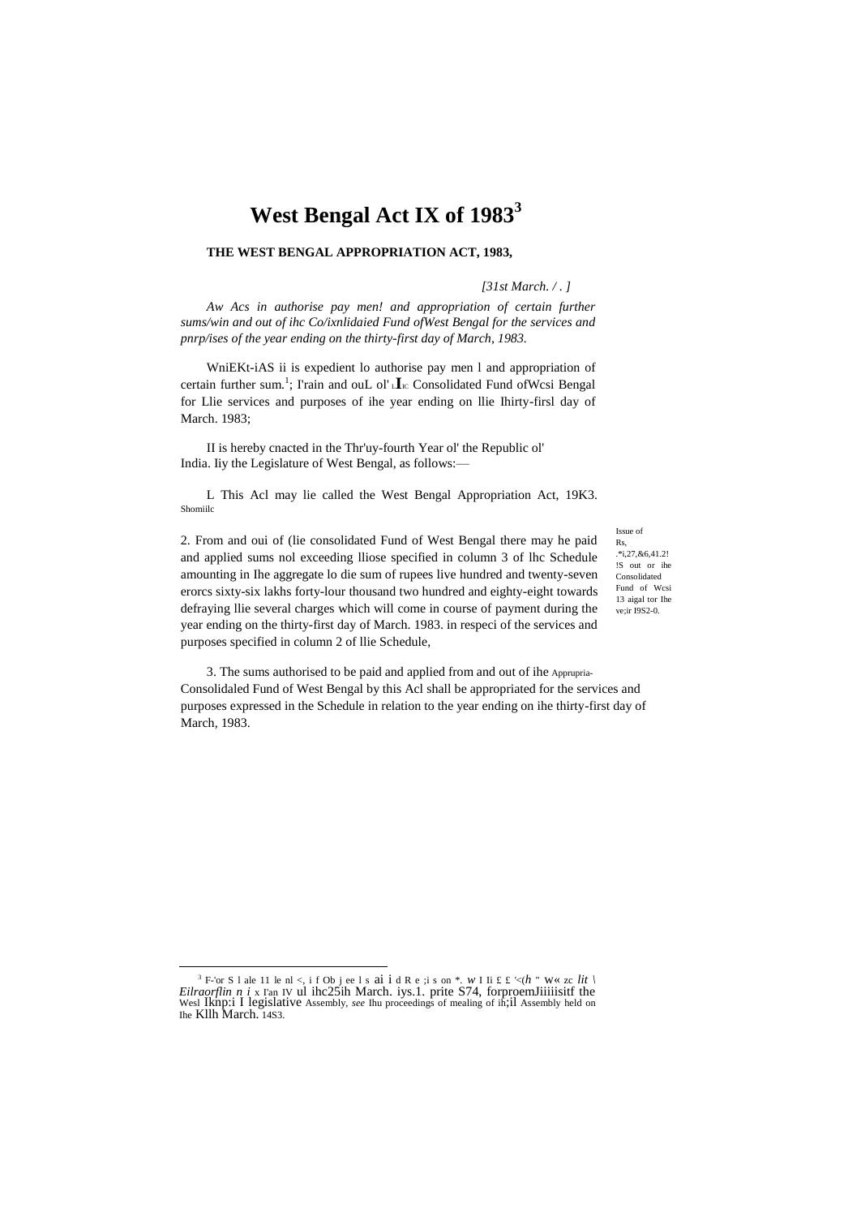# West Bengal Act IX of 1983[3]

**THE WEST BENGAL APPROPRIATION ACT, 1983,**

*[31st March. / . ]*

*Aw Acs in authorise pay men! and appropriation of certain further sums/win and out of ihc Co/ixnlidaied Fund ofWest Bengal for the services and pnrp/ises of the year ending on the thirty-first day of March, 1983.*

WniEKt-iAS ii is expedient lo authorise pay men l and appropriation of certain further sum.[1]; I'rain and ouL ol' LIIC Consolidated Fund ofWcsi Bengal for Llie services and purposes of ihe year ending on llie Ihirty-firsl day of March. 1983;

II is hereby cnacted in the Thr'uy-fourth Year ol' the Republic ol' India. Iiy the Legislature of West Bengal, as follows:—

L This Acl may lie called the West Bengal Appropriation Act, 19K3.

Shomiilc

Issue of Rs, .*i,27,&6,41.2! !S out or ihe Consolidated Fund of Wcsi 13 aigal tor Ihe ve;ir I9S2-0.

2. From and oui of (lie consolidated Fund of West Bengal there may he paid and applied sums nol exceeding lliose specified in column 3 of lhc Schedule amounting in Ihe aggregate lo die sum of rupees live hundred and twenty-seven erorcs sixty-six lakhs forty-lour thousand two hundred and eighty-eight towards defraying llie several charges which will come in course of payment during the year ending on the thirty-first day of March. 1983. in respeci of the services and purposes specified in column 2 of llie Schedule,

Apprupria-

3. The sums authorised to be paid and applied from and out of ihe Consolidaled Fund of West Bengal by this Acl shall be appropriated for the services and purposes expressed in the Schedule in relation to the year ending on ihe thirty-first day of March, 1983.

---

[3] F-'or S l ale 11 le nl <, i f Ob j ee l s ai i d R e ;i s on *. *w* I Ii £ £ '<(*h* " W« zc *lit \ Eilraorflin n i* x I'an IV ul ihc25ih March. iys.1. prite S74, forproemJiiiiisitf the Wesl Iknp:i I legislative Assembly, *see* Ihu proceedings of mealing of ih;il Assembly held on Ihe Kllh March. 14S3.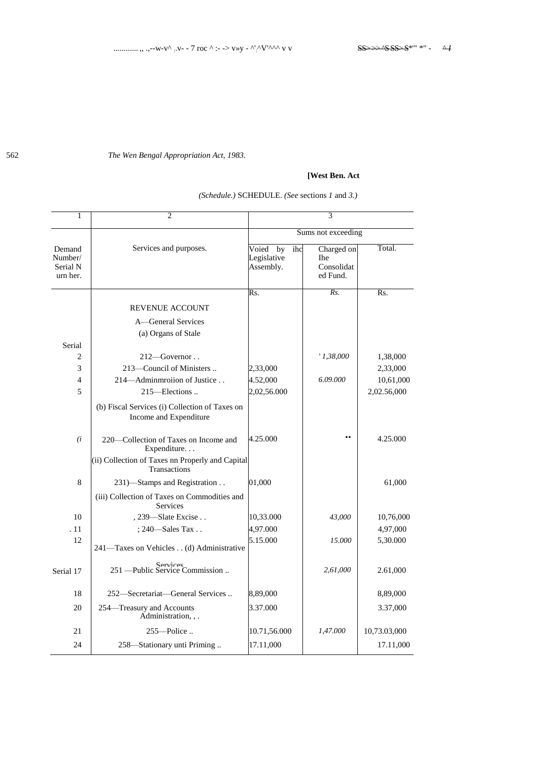*The Wen Bengal Appropriation Act, 1983.*

**[West Ben. Act**

*(Schedule.)* SCHEDULE. *(See* sections *1* and *3.)*

| 1 | 2 | 3 | | |
|---|---|---|---|---|
| | | Sums not exceeding | | |
| Demand Number/ Serial N urn her. | Services and purposes. | Voied by ihc Legislative Assembly. | Charged on Ihe Consolidat ed Fund. | Total. |
| | | Rs. | *Rs.* | Rs. |
| | REVENUE ACCOUNT | | | |
| | A—General Services | | | |
| | (a) Organs of Stale | | | |
| Serial | | | | |
| 2 | 212—Governor . . | | *' 1,38,000* | 1,38,000 |
| 3 | 213—Council of Ministers .. | 2,33,000 | | 2,33,000 |
| 4 | 214—Adminmroiion of Justice . . | 4.52,000 | *6.09.000* | 10,61,000 |
| 5 | 215—Elections .. | 2,02,56.000 | | 2,02.56,000 |
| | (b) Fiscal Services (i) Collection of Taxes on Income and Expenditure | | | |
| *(i* | 220—Collection of Taxes on Income and Expenditure. . . | 4.25.000 | .. | 4.25.000 |
| | (ii) Collection of Taxes nn Properly and Capital Transactions | | | |
| 8 | 231)—Stamps and Registration . . | 01,000 | | 61,000 |
| | (iii) Collection of Taxes on Commodities and Services | | | |
| 10 | , 239—Slate Excise . . | 10,33.000 | *43,000* | 10,76,000 |
| . 11 | ; 240—Sales Tax . . | 4,97.000 | | 4,97,000 |
| 12 | 241—Taxes on Vehicles . . | 5.15.000 | *15.000* | 5,30.000 |
| | (d) Administrative Services | | | |
| Serial 17 | 251 —Public Service Commission .. | | *2,61,000* | 2.61,000 |
| 18 | 252—Secretariat—General Services .. | 8,89,000 | | 8,89,000 |
| 20 | 254—Treasury and Accounts Administration, , . | 3.37.000 | | 3.37,000 |
| 21 | 255—Police .. | 10.71,56.000 | *1,47.000* | 10,73.03,000 |
| 24 | 258—Stationary unti Priming .. | 17.11,000 | | 17.11,000 |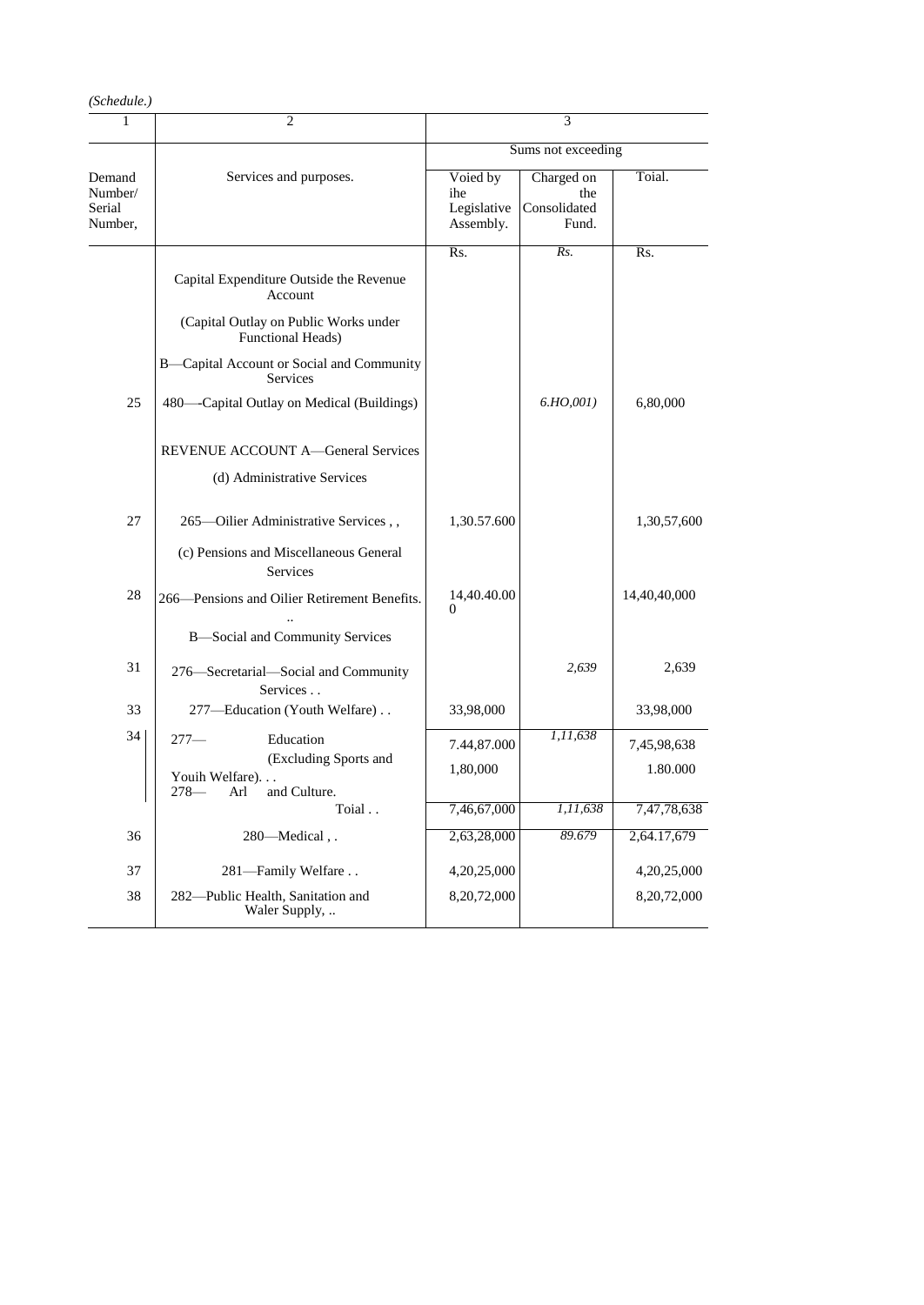*(Schedule.)*

| 1 | 2 | 3 | | |
|---|---|---|---|---|
| | | Sums not exceeding | | |
| Demand Number/ Serial Number, | Services and purposes. | Voied by ihe Legislative Assembly. | Charged on the Consolidated Fund. | Toial. |
| | | Rs. | *Rs.* | Rs. |
| | Capital Expenditure Outside the Revenue Account | | | |
| | (Capital Outlay on Public Works under Functional Heads) | | | |
| | B—Capital Account or Social and Community Services | | | |
| 25 | 480—-Capital Outlay on Medical (Buildings) | | *6.HO,001)* | 6,80,000 |
| | REVENUE ACCOUNT A—General Services | | | |
| | (d) Administrative Services | | | |
| 27 | 265—Oilier Administrative Services , , | 1,30.57.600 | | 1,30,57,600 |
| | (c) Pensions and Miscellaneous General Services | | | |
| 28 | 266—Pensions and Oilier Retirement Benefits. .. | 14,40.40.000 | | 14,40,40,000 |
| | B—Social and Community Services | | | |
| 31 | 276—Secretarial—Social and Community Services . . | | *2,639* | 2,639 |
| 33 | 277—Education (Youth Welfare) . . | 33,98,000 | | 33,98,000 |
| 34 | 277— Education (Excluding Sports and Youih Welfare). . . | 7.44,87.000 | *1,11,638* | 7,45,98,638 |
| | 278— Arl and Culture. | 1,80,000 | | 1.80.000 |
| | Toial . . | 7,46,67,000 | *1,11,638* | 7,47,78,638 |
| 36 | 280—Medical , . | 2,63,28,000 | *89.679* | 2,64.17,679 |
| 37 | 281—Family Welfare . . | 4,20,25,000 | | 4,20,25,000 |
| 38 | 282—Public Health, Sanitation and Waler Supply, .. | 8,20,72,000 | | 8,20,72,000 |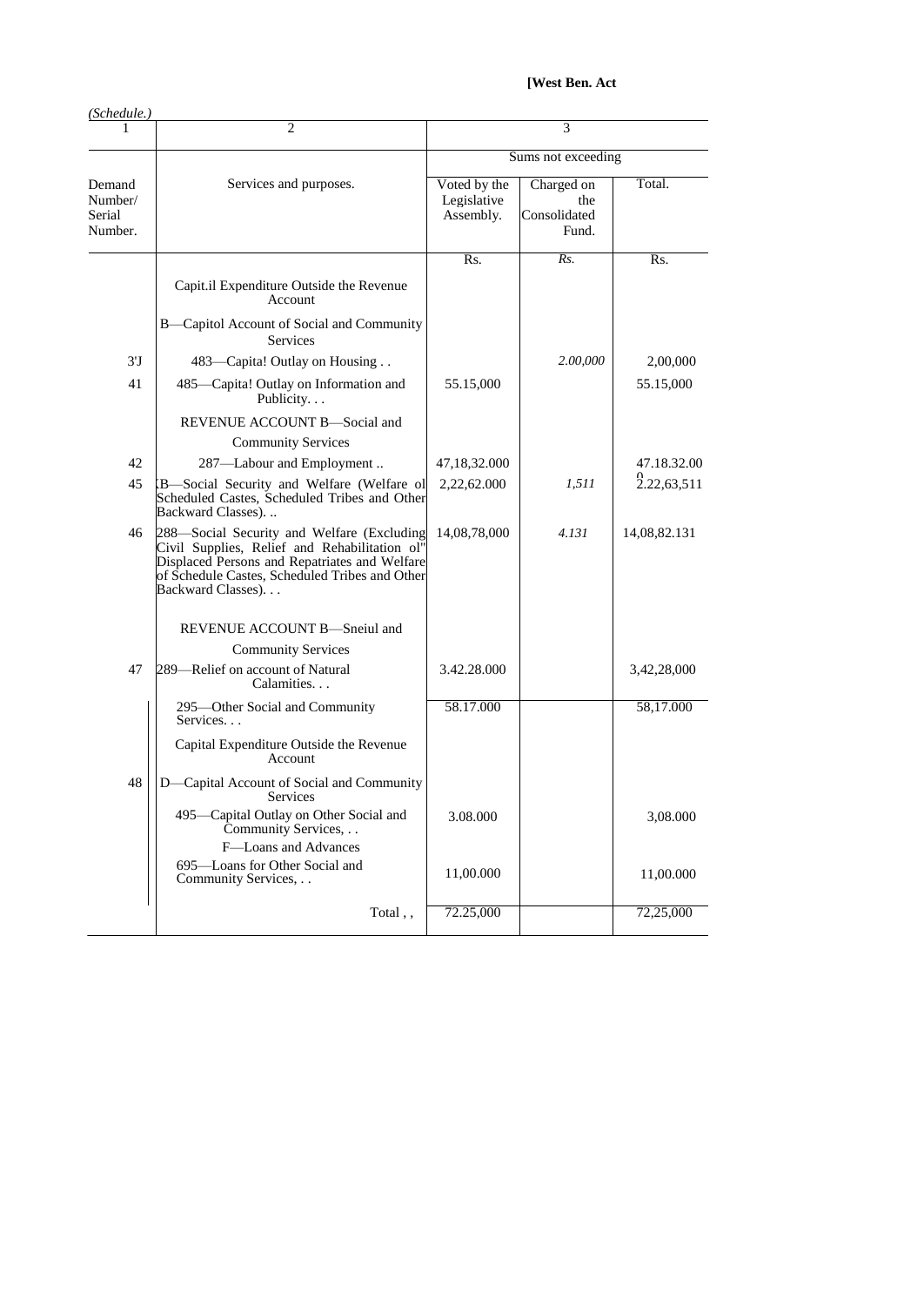[West Ben. Act

*(Schedule.)*

| 1 | 2 | 3 | | |
|---|---|---|---|---|
| | | Sums not exceeding | | |
| Demand Number/ Serial Number. | Services and purposes. | Voted by the Legislative Assembly. | Charged on the Consolidated Fund. | Total. |
| | | Rs. | *Rs.* | Rs. |
| | Capit.il Expenditure Outside the Revenue Account | | | |
| | B—Capitol Account of Social and Community Services | | | |
| 3'J | 483—Capita! Outlay on Housing . . | | *2.00,000* | 2,00,000 |
| 41 | 485—Capita! Outlay on Information and Publicity. . . | 55.15,000 | | 55.15,000 |
| | REVENUE ACCOUNT B—Social and Community Services | | | |
| 42 | 287—Labour and Employment .. | 47,18,32.000 | | 47.18.32.00 0 |
| 45 | [B—Social Security and Welfare (Welfare ol Scheduled Castes, Scheduled Tribes and Other Backward Classes). .. | 2,22,62.000 | *1,511* | 2.22,63,511 |
| 46 | 288—Social Security and Welfare (Excluding Civil Supplies, Relief and Rehabilitation ol" Displaced Persons and Repatriates and Welfare of Schedule Castes, Scheduled Tribes and Other Backward Classes). . . | 14,08,78,000 | *4.131* | 14,08,82.131 |
| | REVENUE ACCOUNT B—Sneiul and Community Services | | | |
| 47 | 289—Relief on account of Natural Calamities. . . | 3.42.28.000 | | 3,42,28,000 |
| | 295—Other Social and Community Services. . . | 58.17.000 | | 58,17.000 |
| | Capital Expenditure Outside the Revenue Account | | | |
| 48 | D—Capital Account of Social and Community Services | | | |
| | 495—Capital Outlay on Other Social and Community Services, . . | 3.08.000 | | 3,08.000 |
| | F—Loans and Advances | | | |
| | 695—Loans for Other Social and Community Services, . . | 11,00.000 | | 11,00.000 |
| | Total , , | 72.25,000 | | 72,25,000 |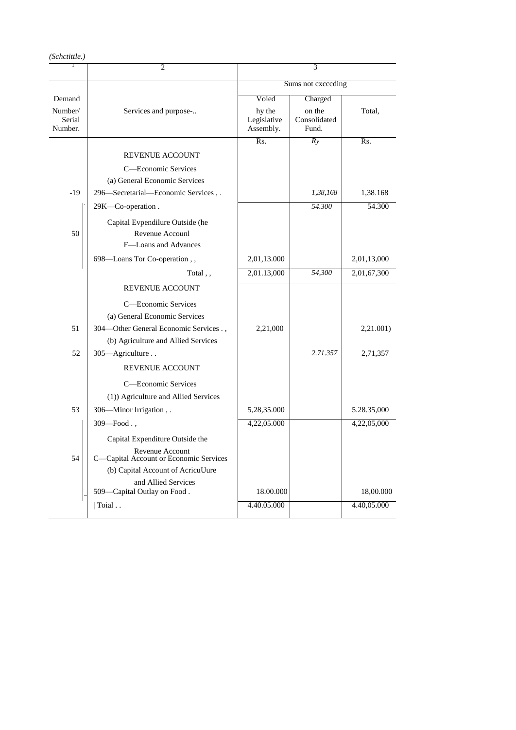*(Schctittle.)*

| 1 | 2 | 3 | | |
|---|---|---|---|---|
| | | Sums not cxcccding | | |
| Demand Number/ Serial Number. | Services and purpose-.. | Voied hy the Legislative Assembly. | Charged on the Consolidated Fund. | Total, |
| | | Rs. | *Ry* | Rs. |
| | REVENUE ACCOUNT | | | |
| | C—Economic Services | | | |
| | (a) General Economic Services | | | |
| -19 | 296—Secretarial—Economic Services , . | | *1,38,168* | 1,38.168 |
| | 29K—Co-operation . | | *54.300* | 54.300 |
| 50 | Capital Evpendilure Outside (he Revenue Accounl F—Loans and Advances | | | |
| | 698—Loans Tor Co-operation , , | 2,01,13.000 | | 2,01,13,000 |
| | Total , , | 2,01.13,000 | *54,300* | 2,01,67,300 |
| | REVENUE ACCOUNT | | | |
| | C—Economic Services | | | |
| | (a) General Economic Services | | | |
| 51 | 304—Other General Economic Services . , | 2,21,000 | | 2,21.001) |
| | (b) Agriculture and Allied Services | | | |
| 52 | 305—Agriculture . . | | *2.71.357* | 2,71,357 |
| | REVENUE ACCOUNT | | | |
| | C—Economic Services | | | |
| | (1)) Agriculture and Allied Services | | | |
| 53 | 306—Minor Irrigation , . | 5,28,35.000 | | 5.28.35,000 |
| | 309—Food . , | 4,22,05.000 | | 4,22,05,000 |
| 54 | Capital Expenditure Outside the Revenue Account C—Capital Account or Economic Services | | | |
| | (b) Capital Account of AcricuUure and Allied Services | | | |
| | 509—Capital Outlay on Food . | 18.00.000 | | 18,00.000 |
| | Toial . . | 4.40.05.000 | | 4.40,05.000 |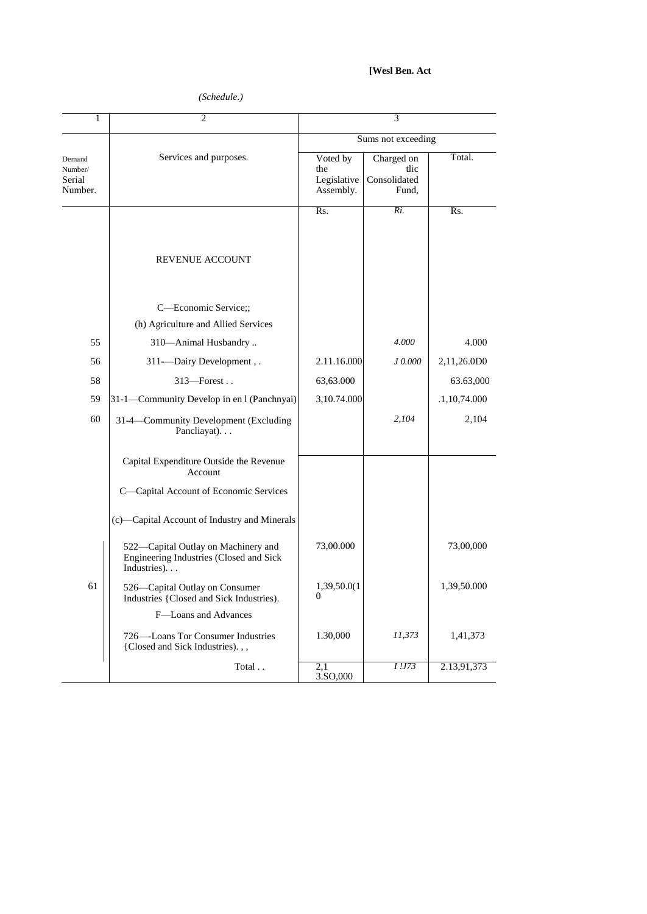**[Wesl Ben. Act**

*(Schedule.)*

| 1 | 2 | 3 | | |
|---|---|---|---|---|
| | | Sums not exceeding | | |
| Demand Number/ Serial Number. | Services and purposes. | Voted by the Legislative Assembly. | Charged on tlic Consolidated Fund, | Total. |
| | | Rs. | *Ri.* | Rs. |
| | REVENUE ACCOUNT | | | |
| | C—Economic Service;; | | | |
| | (h) Agriculture and Allied Services | | | |
| 55 | 310—Animal Husbandry .. | | *4.000* | 4.000 |
| 56 | 311-—Dairy Development , . | 2.11.16.000 | *J 0.000* | 2,11,26.0D0 |
| 58 | 313—Forest . . | 63,63.000 | | 63.63,000 |
| 59 | 31-1—Community Develop in en l (Panchnyai) | 3,10.74.000 | | .1,10,74.000 |
| 60 | 31-4—Community Development (Excluding Pancliayat). . . | | *2,104* | 2,104 |
| | Capital Expenditure Outside the Revenue Account | | | |
| | C—Capital Account of Economic Services | | | |
| | (c)—Capital Account of Industry and Minerals | | | |
| | 522—Capital Outlay on Machinery and Engineering Industries (Closed and Sick Industries). . . | 73,00.000 | | 73,00,000 |
| 61 | 526—Capital Outlay on Consumer Industries {Closed and Sick Industries). | 1,39,50.0(1 0 | | 1,39,50.000 |
| | F—Loans and Advances | | | |
| | 726—-Loans Tor Consumer Industries {Closed and Sick Industries). , , | 1.30,000 | *11,373* | 1,41,373 |
| | Total . . | 2,1 3.SO,000 | *I !J73* | 2.13,91,373 |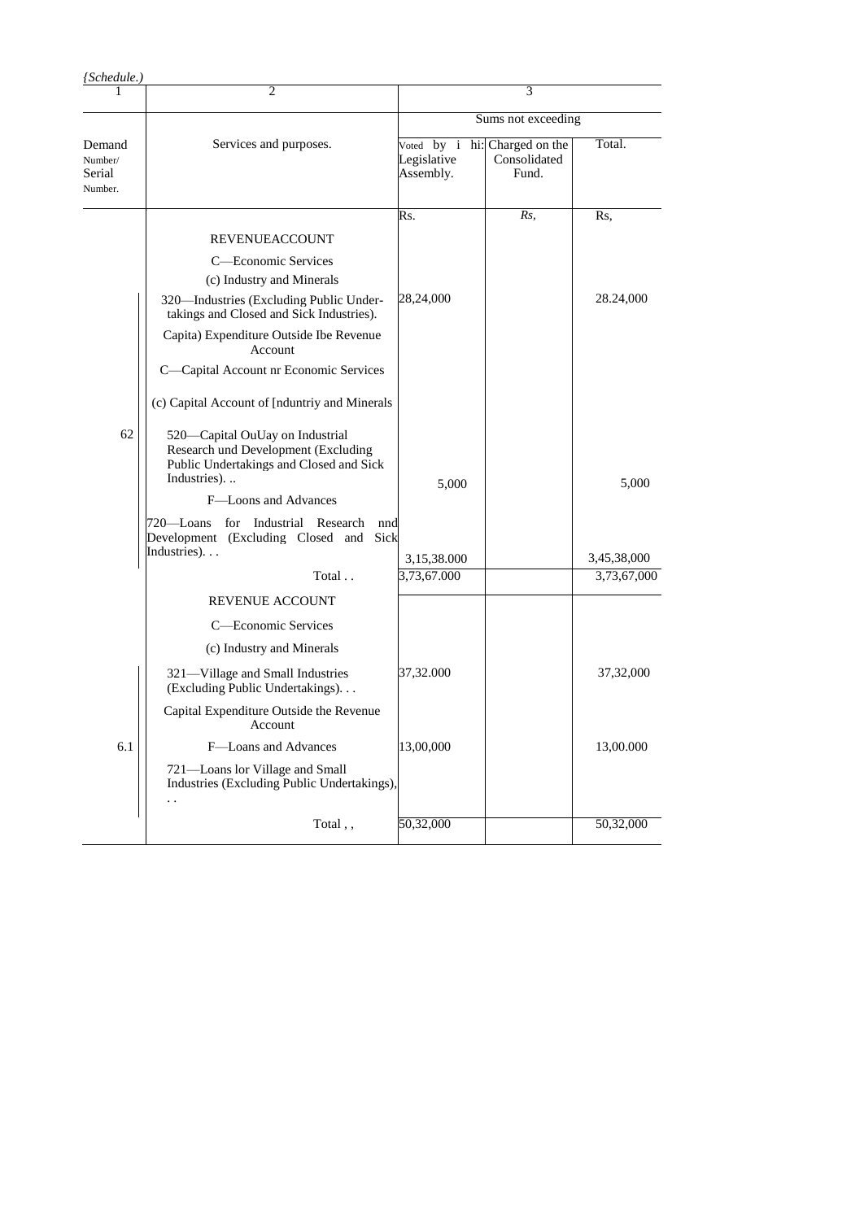*{Schedule.)*

| 1 | 2 | 3 | | |
|---|---|---|---|---|
| | | Sums not exceeding | | |
| Demand Number/ Serial Number. | Services and purposes. | Voted by i hi: Legislative Assembly. | Charged on the Consolidated Fund. | Total. |
| | | Rs. | Rs, | Rs, |
| | REVENUEACCOUNT | | | |
| | C—Economic Services | | | |
| | (c) Industry and Minerals | | | |
| | 320—Industries (Excluding Public Under-takings and Closed and Sick Industries). | 28,24,000 | | 28.24,000 |
| | Capita) Expenditure Outside Ibe Revenue Account | | | |
| | C—Capital Account nr Economic Services | | | |
| | (c) Capital Account of [nduntriy and Minerals | | | |
| 62 | 520—Capital OuUay on Industrial Research und Development (Excluding Public Undertakings and Closed and Sick Industries). .. | 5,000 | | 5,000 |
| | F—Loons and Advances | | | |
| | 720—Loans for Industrial Research nnd Development (Excluding Closed and Sick Industries). . . | 3,15,38.000 | | 3,45,38,000 |
| | Total . . | 3,73,67.000 | | 3,73,67,000 |
| | REVENUE ACCOUNT | | | |
| | C—Economic Services | | | |
| | (c) Industry and Minerals | | | |
| | 321—Village and Small Industries (Excluding Public Undertakings). . . | 37,32.000 | | 37,32,000 |
| | Capital Expenditure Outside the Revenue Account | | | |
| 6.1 | F—Loans and Advances | 13,00,000 | | 13,00.000 |
| | 721—Loans lor Village and Small Industries (Excluding Public Undertakings), . . | | | |
| | Total , , | 50,32,000 | | 50,32,000 |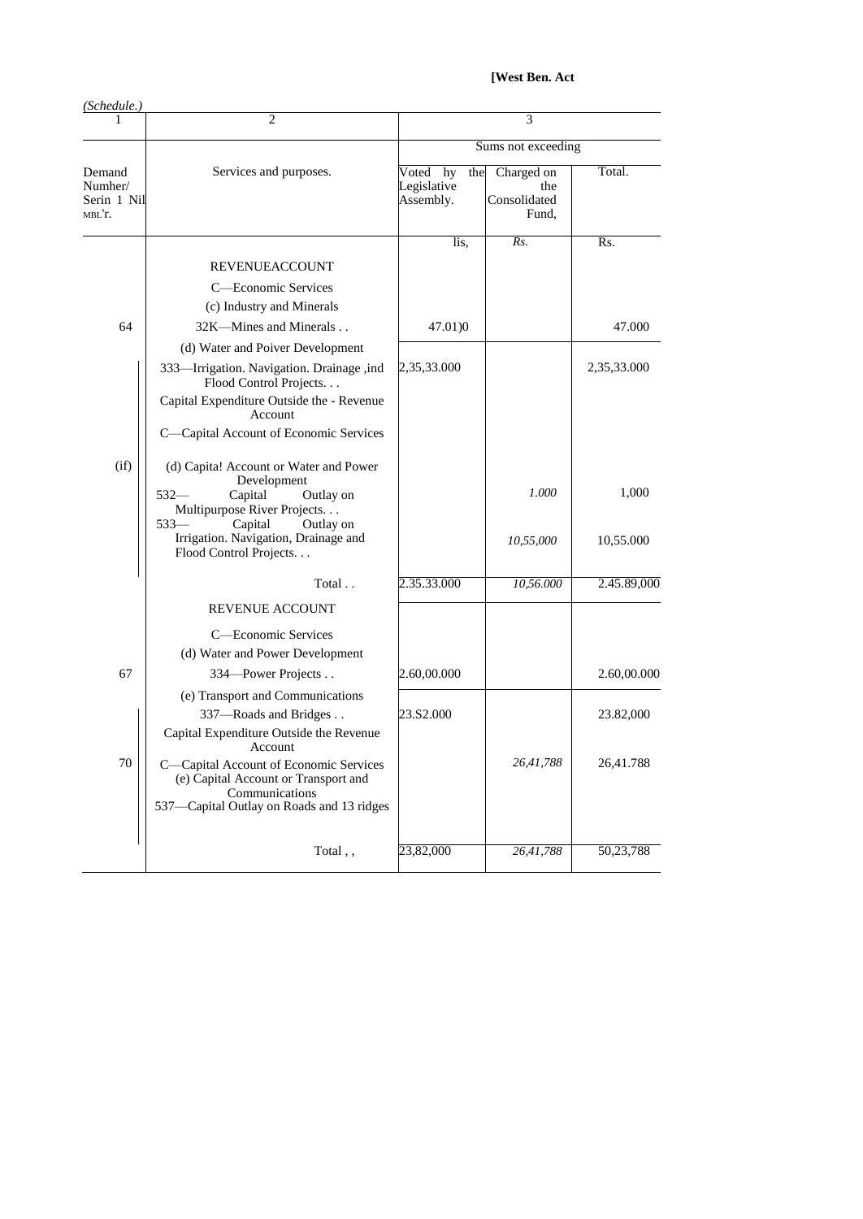**[West Ben. Act**

*(Schedule.)*

| 1 | 2 | 3 | | |
|---|---|---|---|---|
| | | Sums not exceeding | | |
| Demand Numher/ Serin 1 Nil MBL'r. | Services and purposes. | Voted hy the Legislative Assembly. | Charged on the Consolidated Fund, | Total. |
| | | lis, | *Rs.* | Rs. |
| | REVENUEACCOUNT | | | |
| | C—Economic Services | | | |
| | (c) Industry and Minerals | | | |
| 64 | 32K—Mines and Minerals . . | 47.01)0 | | 47.000 |
| | (d) Water and Poiver Development | | | |
| | 333—Irrigation. Navigation. Drainage ,ind Flood Control Projects. . . | 2,35,33.000 | | 2,35,33.000 |
| | Capital Expenditure Outside the - Revenue Account | | | |
| | C—Capital Account of Economic Services | | | |
| (if) | (d) Capita! Account or Water and Power Development | | | |
| | 532— Capital Outlay on Multipurpose River Projects. . . | | *1.000* | 1,000 |
| | 533— Capital Outlay on Irrigation. Navigation, Drainage and Flood Control Projects. . . | | *10,55,000* | 10,55.000 |
| | Total . . | 2.35.33.000 | *10,56.000* | 2.45.89,000 |
| | REVENUE ACCOUNT | | | |
| | C—Economic Services | | | |
| | (d) Water and Power Development | | | |
| 67 | 334—Power Projects . . | 2.60,00.000 | | 2.60,00.000 |
| | (e) Transport and Communications | | | |
| | 337—Roads and Bridges . . | 23.S2.000 | | 23.82,000 |
| | Capital Expenditure Outside the Revenue Account | | | |
| 70 | C—Capital Account of Economic Services (e) Capital Account or Transport and Communications 537—Capital Outlay on Roads and 13 ridges | | *26,41,788* | 26,41.788 |
| | Total , , | 23,82,000 | *26,41,788* | 50,23,788 |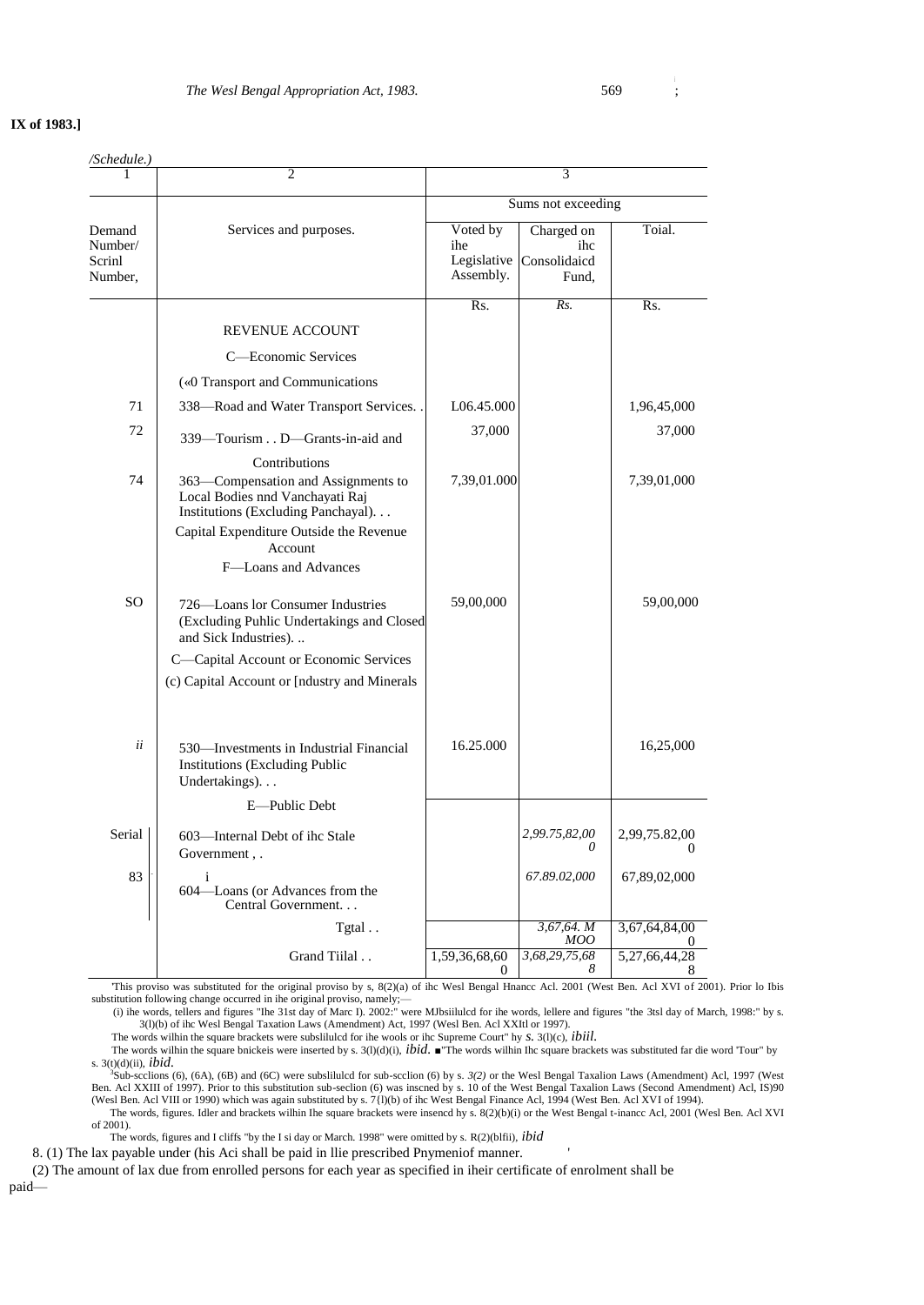**IX of 1983.]**

*(Schedule.)*

| 1 | 2 | 3 | | |
|---|---|---|---|---|
| | | Sums not exceeding | | |
| Demand Number/ Scrinl Number, | Services and purposes. | Voted by ihe Legislative Assembly. | Charged on ihc Consolidaicd Fund, | Toial. |
| | | Rs. | *Rs.* | Rs. |
| | REVENUE ACCOUNT | | | |
| | C—Economic Services | | | |
| | («0 Transport and Communications | | | |
| 71 | 338—Road and Water Transport Services. . | L06.45.000 | | 1,96,45,000 |
| 72 | 339—Tourism . . D—Grants-in-aid and Contributions | 37,000 | | 37,000 |
| 74 | 363—Compensation and Assignments to Local Bodies nnd Vanchayati Raj Institutions (Excluding Panchayal). . . | 7,39,01.000 | | 7,39,01,000 |
| | Capital Expenditure Outside the Revenue Account | | | |
| | F—Loans and Advances | | | |
| SO | 726—Loans lor Consumer Industries (Excluding Puhlic Undertakings and Closed and Sick Industries). .. | 59,00,000 | | 59,00,000 |
| | C—Capital Account or Economic Services | | | |
| | (c) Capital Account or [ndustry and Minerals | | | |
| *ii* | 530—Investments in Industrial Financial Institutions (Excluding Public Undertakings). . . | 16.25.000 | | 16,25,000 |
| | E—Public Debt | | | |
| Serial | 603—Internal Debt of ihc Stale Government , . | | *2,99.75,82,000* | 2,99,75.82,000 |
| 83 | i 604—Loans (or Advances from the Central Government. . . | | *67.89.02,000* | 67,89,02,000 |
| | Tgtal . . | | *3,67,64. M MOO* | 3,67,64,84,000 |
| | Grand Tiilal . . | 1,59,36,68,600 | *3,68,29,75,688* | 5,27,66,44,288 |

'This proviso was substituted for the original proviso by s, 8(2)(a) of ihc Wesl Bengal Hnancc Acl. 2001 (West Ben. Acl XVI of 2001). Prior lo Ibis substitution following change occurred in ihe original proviso, namely;—

(i) ihe words, tellers and figures "Ihe 31st day of Marc I). 2002:" were MJbsiilulcd for ihe words, lellere and figures "the 3tsl day of March, 1998:" by s. 3(l)(b) of ihc Wesl Bengal Taxation Laws (Amendment) Act, 1997 (Wesl Ben. Acl XXItl or 1997).

The words wilhin the square brackets were subslilulcd for ihe wools or ihc Supreme Court" hy *s.* 3(l)(c), *ibiil.*

The words wilhin the square bnickeis were inserted by s. 3(l)(d)(i), *ibid.* ■"The words wilhin Ihc square brackets was substituted far die word 'Tour" by s. 3(t)(d)(ii), *ibid.*

[3]Sub-scclions (6), (6A), (6B) and (6C) were subslilulcd for sub-scclion (6) by s. *3(2)* or the Wesl Bengal Taxalion Laws (Amendment) Acl, 1997 (West Ben. Acl XXIII of 1997). Prior to this substitution sub-seclion (6) was inscned by s. 10 of the West Bengal Taxalion Laws (Second Amendment) Acl, IS)90 (Wesl Ben. Acl VIII or 1990) which was again substituted by s. 7{l)(b) of ihc West Bengal Finance Acl, 1994 (West Ben. Acl XVI of 1994).

The words, figures. Idler and brackets wilhin Ihe square brackets were insencd by s. 8(2)(b)(i) or the West Bengal t-inancc Acl, 2001 (Wesl Ben. Acl XVI of 2001).

The words, figures and I cliffs "by the I si day or March. 1998" were omitted by s. R(2)(blfii), *ibid*

8. (1) The lax payable under (his Aci shall be paid in llie prescribed Pnymeniof manner.

(2) The amount of lax due from enrolled persons for each year as specified in iheir certificate of enrolment shall be paid—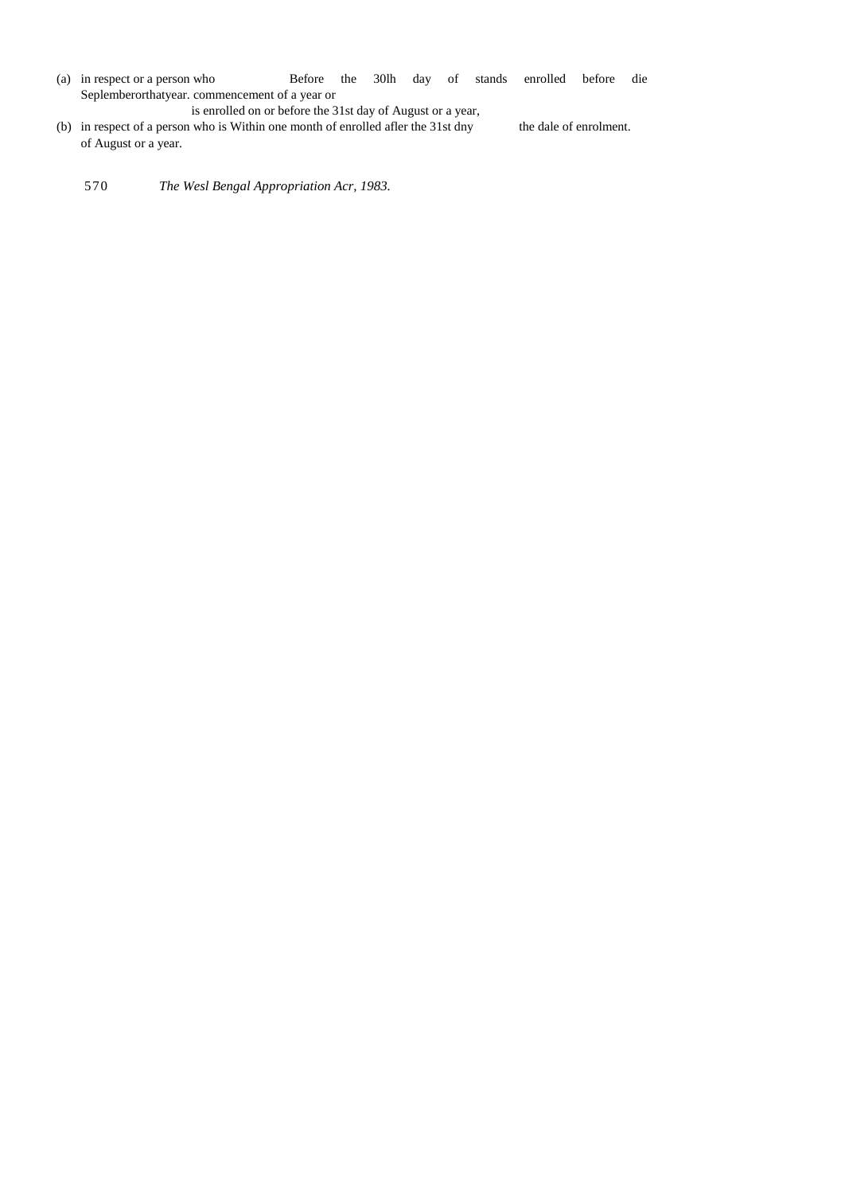| | |
|---|---|
| (a) in respect or a person who stands enrolled before die commencement of a year or is enrolled on or before the 31st day of August or a year, | Before the 30lh day of Seplember or that year. |
| (b) in respect of a person who is enrolled afler the 31st dny of August or a year. | Within one month of the dale of enrolment. |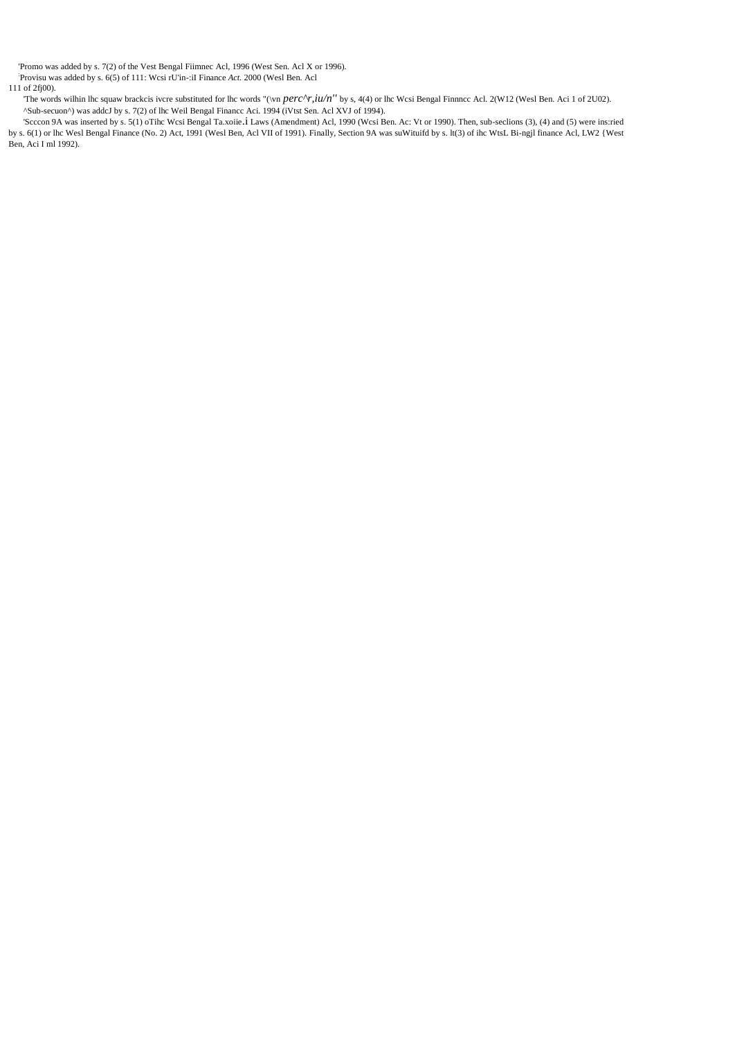[1]Promo was added by s. 7(2) of the Vest Bengal Fiimnec Acl, 1996 (West Sen. Acl X or 1996).

[2]Provisu was added by s. 6(5) of 111: Wcsi rU'in-:iI Finance *Act.* 2000 (Wesl Ben. Acl 111 of 2fj00).

[3]The words wilhin lhc squaw brackcis ivcre substituted for lhc words "(\vn *perc^r,iu/n"* by s, 4(4) or lhc Wcsi Bengal Finnncc Acl. 2(W12 (Wesl Ben. Aci 1 of 2U02).

[4]Sub-secuon^) was addcJ by s. 7(2) of lhc Weil Bengal Financc Aci. 1994 (iVtst Sen. Acl XVJ of 1994).

[5]Scccon 9A was inserted by s. 5(1) oTihc Wcsi Bengal Ta.xoiie.i Laws (Amendment) Acl, 1990 (Wcsi Ben. Ac: Vt or 1990). Then, sub-seclions (3), (4) and (5) were ins:ried by s. 6(1) or lhc Wesl Bengal Finance (No. 2) Act, 1991 (Wesl Ben, Acl VII of 1991). Finally, Section 9A was suWituifd by s. lt(3) of ihc WtsL Bi-ngjl finance Acl, LW2 {West Ben, Aci I ml 1992).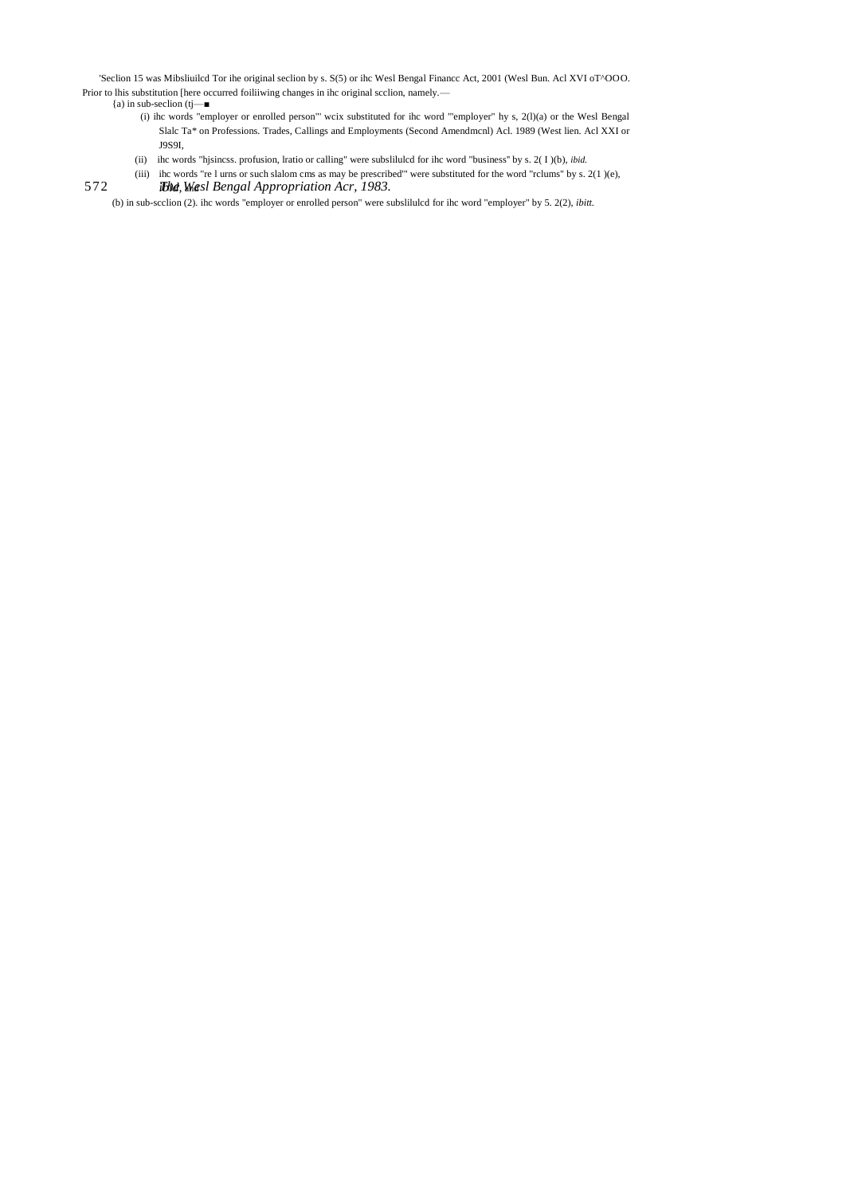'Seclion 15 was Mibsliuilcd Tor ihe original seclion by s. S(5) or ihc Wesl Bengal Financc Act, 2001 (Wesl Bun. Acl XVI oT^OOO. Prior to lhis substitution [here occurred foiliiwing changes in ihc original scclion, namely.—

{a) in sub-seclion (tj—■

(i) ihc words "employer or enrolled person"' wcix substituted for ihc word '"employer" hy s, 2(l)(a) or the Wesl Bengal Slalc Ta* on Professions. Trades, Callings and Employments (Second Amendmcnl) Acl. 1989 (West lien. Acl XXI or J9S9I,

(ii) ihc words "hjsincss. profusion, lratio or calling" were subslilulcd for ihc word "business" by s. 2( I )(b), *ibid.*

(iii) ihc words "re l urns or such slalom cms as may be prescribed"' were substituted for the word "rclums" by s. 2(1 )(e), *ibid.* and

(b) in sub-scclion (2). ihc words "employer or enrolled person" were subslilulcd for ihc word "employer" by 5. 2(2), *ibitt.*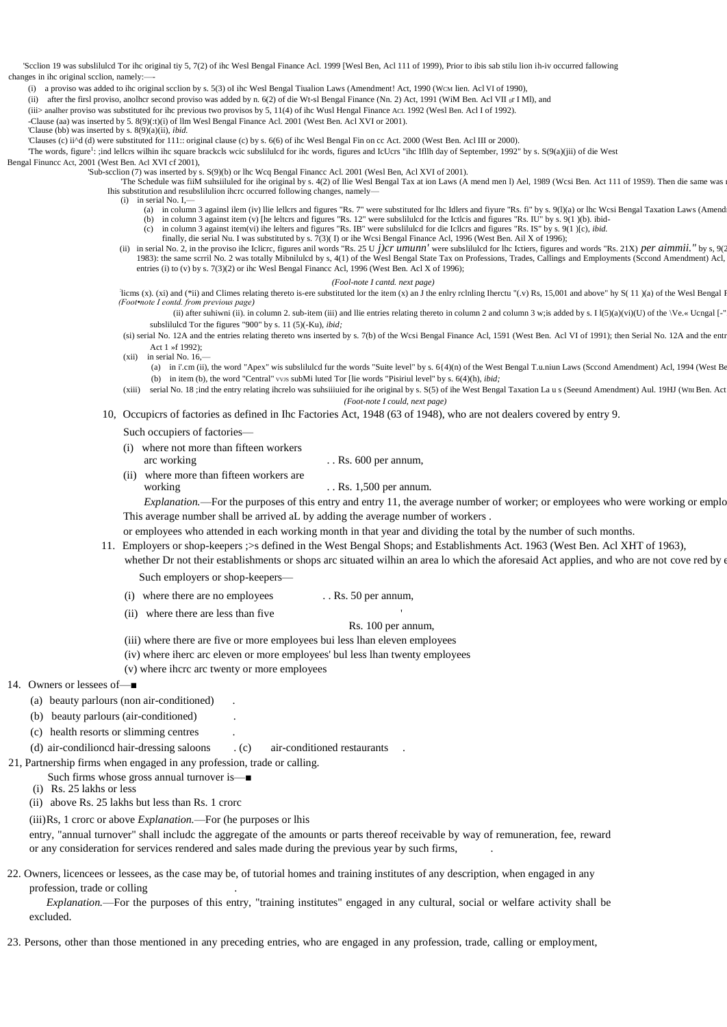'Scclion 19 was subslilulcd Tor ihc original tiy 5, 7(2) of ihc Wesl Bengal Finance Acl. 1999 [Wesl Ben, Acl 111 of 1999), Prior to ibis sab stilu lion ih-iv occurred fallowing changes in ihc original scclion, namely:—

(i) a proviso was added to ihc original scclion by s. 5(3) oI ihc Wesl Bengal Tiualion Laws (Amendment! Act, 1990 (WCM lien. Acl VI of 1990),

(ii) after the firsl proviso, anolhcr second proviso was added by n. 6(2) of die Wt-sl Bengal Finance (Nn. 2) Act, 1991 (WiM Ben. Acl VII of I Ml), and

(iii> analher proviso was substituted for ihc previous two provisos by 5, 11(4) of ihc Wusl Hengal Finance ACL 1992 (Wesl Ben. Acl I of 1992).

-Clause (aa) was inserted by 5. 8(9)(:t)(i) of llm Wesl Bengal Finance Acl. 2001 (West Ben. Acl XVI or 2001).

'Clause (bb) was inserted by s. 8(9)(a)(ii), *ibid.*

'Clauses (c) ii^d (d) were substituted for 111:: original clause (c) by s. 6(6) of ihc Wesl Bengal Fin on cc Act. 2000 (West Ben. Acl III or 2000).

'The words, figure[1]: ;ind lellcrs wilhin ihc square brackcls wcic subslilulcd for ihc words, figures and IcUcrs "ihc Ifllh day of September, 1992" by s. S(9(a)(jii) of die West Bengal Finuncc Act, 2001 (West Ben. Acl XVI cf 2001),

'Sub-scclion (7) was inserted by s. S(9)(b) or lhc Wcq Bengal Financc Acl. 2001 (Wesl Ben, Acl XVI of 2001).

'The Schedule was fiiM subsiiluled for ihe original by s. 4(2) of llie Wesl Bengal Tax at ion Laws (A mend men l) Ael, 1989 (Wcsi Ben. Act 111 of 19S9). Then die same was r Ihis substitution and resubslilulion ihcrc occurred following changes, namely—

(i) in serial No. I,—

(a) in column 3 againsl ilem (iv) llie lellcrs and figures "Rs. 7" were substituted for lhc Idlers and fiyure "Rs. fi" by s. 9(l)(a) or lhc Wcsi Bengal Taxation Laws (Amendi

(b) in column 3 against item (v) [he leltcrs and figures "Rs. 12" were subslilulcd for the Ictlcis and figures "Rs. IU" by s. 9(1 )(b). ibid-

(c) in column 3 against item(vi) ihe lelters and figures "Rs. IB" were subslilulcd for die Icllcrs and figures "Rs. IS" by s. 9(1 )[c), *ibid.*

finally, die serial Nu. I was substituted by s. 7(3)( I) or ihe Wcsi Bengal Finance Acl, 1996 (West Ben. Ail X of 1996);

(ii) in serial No. 2, in the proviso ihe Iclicrc, figures anil words "Rs. 25 U *j)cr umunn'* were subslilulcd for lhc Ictiers, figures and words "Rs. 21X) *per aimmii."* by s, 9(2 1983): the same scrril No. 2 was totally Mibnilulcd by s, 4(1) of the Wesl Bengal State Tax on Professions, Trades, Callings and Employments (Sccond Amendment) Acl, entries (i) to (v) by s. 7(3)(2) or ihc Wesl Bengal Financc Acl, 1996 (West Ben. Acl X of 1996);

*(Fool-note I cantd. next page)*

licms (x). (xi) and (*ii) and Climes relating thereto is-ere substituted lor the item (x) an J the enlry rclnling Iherctu "(.v) Rs, 15,001 and above" hy S( 11 )(a) of the Wesl Bengal F

*(Foot•note I eontd. from previous page)*

(ii) after suhiwni (ii). in column 2. sub-item (iii) and llie entries relating thereto in column 2 and column 3 w;is added by s. I l(5)(a)(vi)(U) of the \Ve.« Ucngal [-" subslilulcd Tor the figures "900" by s. 11 (5)(-Ku), *ibid;*

(si) serial No. 12A and the entries relating thereto wns inserted by s. 7(b) of the Wcsi Bengal Finance Acl, 1591 (West Ben. Acl VI of 1991); then Serial No. 12A and the entr Act 1 »f 1992);

(xii) in serial No. 16,—

(a) in i'.cm (ii), the word "Apex" wis subslilulcd fur the words "Suite level" by s. 6{4)(n) of the West Bengal T.u.niun Laws (Sccond Amendment) Acl, 1994 (West Be

(b) in item (b), the word "Central" VVJS subMi luted Tor [lie words "Pisiriul level" by s. 6(4)(h), *ibid;*

(xiii) serial No. 18 ;ind the entry relating ihcrelo was suhsiiiuied for ihe original by s. S(5) of ihe West Bengal Taxation La u s (Seeund Amendment) Aul. 19HJ (WBI Ben. Act

*(Foot-note I could, next page)*

10, Occupicrs of factories as defined in Ihc Factories Act, 1948 (63 of 1948), who are not dealers covered by entry 9.

Such occupiers of factories—

(i) where not more than fifteen workers arc working . . Rs. 600 per annum,

(ii) where more than fifteen workers are working . . Rs. 1,500 per annum.

*Explanation.*—For the purposes of this entry and entry 11, the average number of worker; or employees who were working or emplo This average number shall be arrived aL by adding the average number of workers .

or employees who attended in each working month in that year and dividing the total by the number of such months.

11. Employers or shop-keepers ;>s defined in the West Bengal Shops; and Establishments Act. 1963 (West Ben. Acl XHT of 1963), whether Dr not their establishments or shops arc situated wilhin an area lo which the aforesaid Act applies, and who are not cove red by e

Such employers or shop-keepers—

(i) where there are no employees . . Rs. 50 per annum,

(ii) where there are less than five Rs. 100 per annum,

(iii) where there are five or more employees bui less lhan eleven employees

(iv) where iherc arc eleven or more employees' bul less lhan twenty employees

(v) where ihcrc arc twenty or more employees

14. Owners or lessees of—■

(a) beauty parlours (non air-conditioned) .

(b) beauty parlours (air-conditioned) .

(c) health resorts or slimming centres .

(d) air-condilioncd hair-dressing saloons . (c) air-conditioned restaurants .

21, Partnership firms when engaged in any profession, trade or calling.

Such firms whose gross annual turnover is—■

(i) Rs. 25 lakhs or less

(ii) above Rs. 25 lakhs but less than Rs. 1 crorc

(iii)Rs, 1 crorc or above *Explanation.*—For (he purposes or lhis entry, "annual turnover" shall includc the aggregate of the amounts or parts thereof receivable by way of remuneration, fee, reward or any consideration for services rendered and sales made during the previous year by such firms, .

22. Owners, licencees or lessees, as the case may be, of tutorial homes and training institutes of any description, when engaged in any profession, trade or colling .

*Explanation.*—For the purposes of this entry, "training institutes" engaged in any cultural, social or welfare activity shall be excluded.

23. Persons, other than those mentioned in any preceding entries, who are engaged in any profession, trade, calling or employment,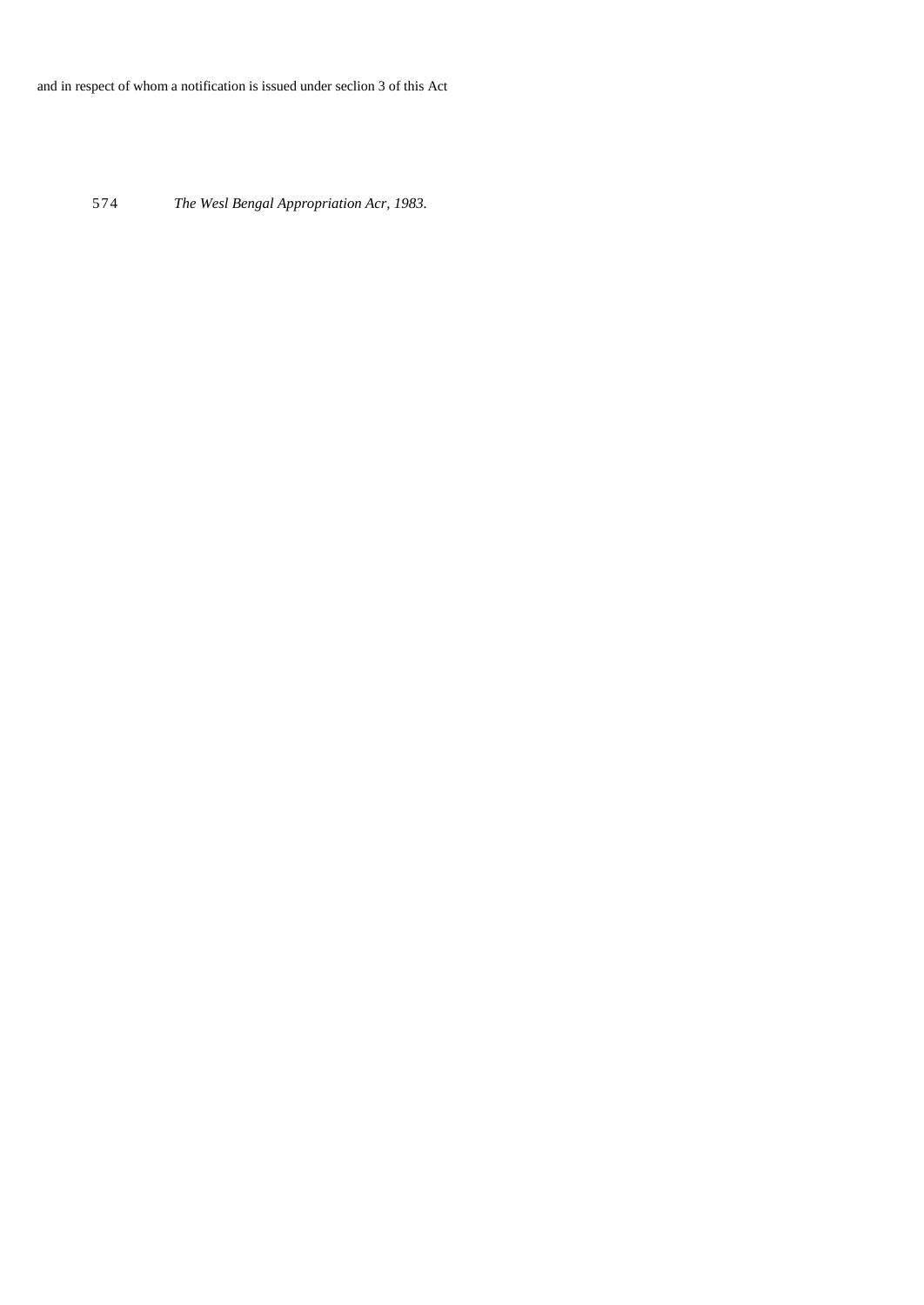and in respect of whom a notification is issued under seclion 3 of this Act